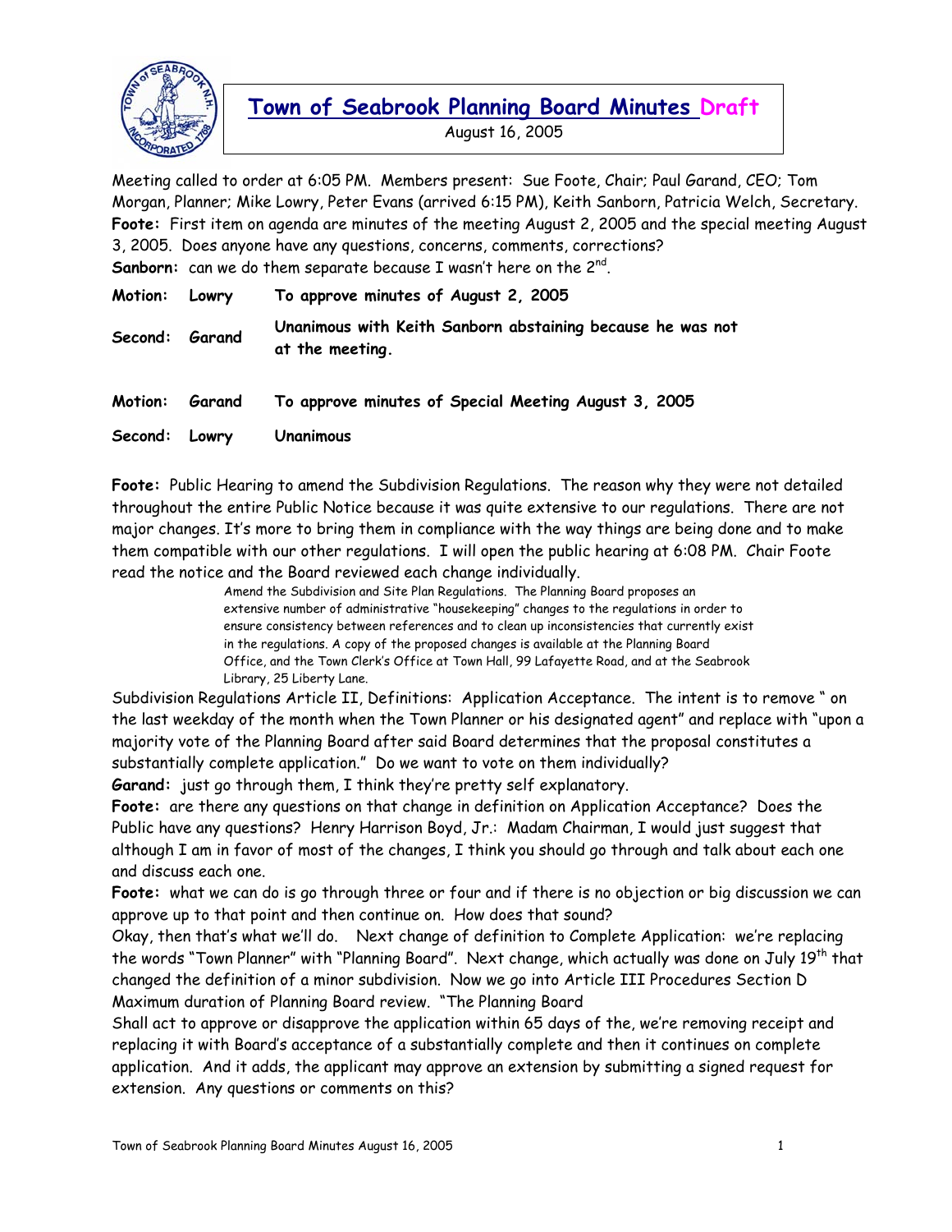# Town of Seabrook Planning Board Minutes Draft

August 16, 2005

Meeting called to order at 6:05 PM. Members present: Sue Foote, Chair; Paul Garand, CEO; Tom Morgan, Planner; Mike Lowry, Peter Evans (arrived 6:15 PM), Keith Sanborn, Patricia Welch, Secretary.

**Foote:** First item on agenda are minutes of the meeting August 2, 2005 and the special meeting August 3, 2005. Does anyone have any questions, concerns, comments, corrections?

**Sanborn:** can we do them separate because I wasn't here on the 2nd.

| | | |
|---|---|---|
| **Motion:** | **Lowry** | **To approve minutes of August 2, 2005** |
| **Second:** | **Garand** | **Unanimous with Keith Sanborn abstaining because he was not at the meeting.** |
| **Motion:** | **Garand** | **To approve minutes of Special Meeting August 3, 2005** |
| **Second:** | **Lowry** | **Unanimous** |

**Foote:** Public Hearing to amend the Subdivision Regulations. The reason why they were not detailed throughout the entire Public Notice because it was quite extensive to our regulations. There are not major changes. It's more to bring them in compliance with the way things are being done and to make them compatible with our other regulations. I will open the public hearing at 6:08 PM. Chair Foote read the notice and the Board reviewed each change individually.

> Amend the Subdivision and Site Plan Regulations. The Planning Board proposes an extensive number of administrative "housekeeping" changes to the regulations in order to ensure consistency between references and to clean up inconsistencies that currently exist in the regulations. A copy of the proposed changes is available at the Planning Board Office, and the Town Clerk's Office at Town Hall, 99 Lafayette Road, and at the Seabrook Library, 25 Liberty Lane.

Subdivision Regulations Article II, Definitions: Application Acceptance. The intent is to remove " on the last weekday of the month when the Town Planner or his designated agent" and replace with "upon a majority vote of the Planning Board after said Board determines that the proposal constitutes a substantially complete application." Do we want to vote on them individually?

**Garand:** just go through them, I think they're pretty self explanatory.

**Foote:** are there any questions on that change in definition on Application Acceptance? Does the Public have any questions? Henry Harrison Boyd, Jr.: Madam Chairman, I would just suggest that although I am in favor of most of the changes, I think you should go through and talk about each one and discuss each one.

**Foote:** what we can do is go through three or four and if there is no objection or big discussion we can approve up to that point and then continue on. How does that sound?

Okay, then that's what we'll do. Next change of definition to Complete Application: we're replacing the words "Town Planner" with "Planning Board". Next change, which actually was done on July 19th that changed the definition of a minor subdivision. Now we go into Article III Procedures Section D Maximum duration of Planning Board review. "The Planning Board Shall act to approve or disapprove the application within 65 days of the, we're removing receipt and replacing it with Board's acceptance of a substantially complete and then it continues on complete application. And it adds, the applicant may approve an extension by submitting a signed request for extension. Any questions or comments on this?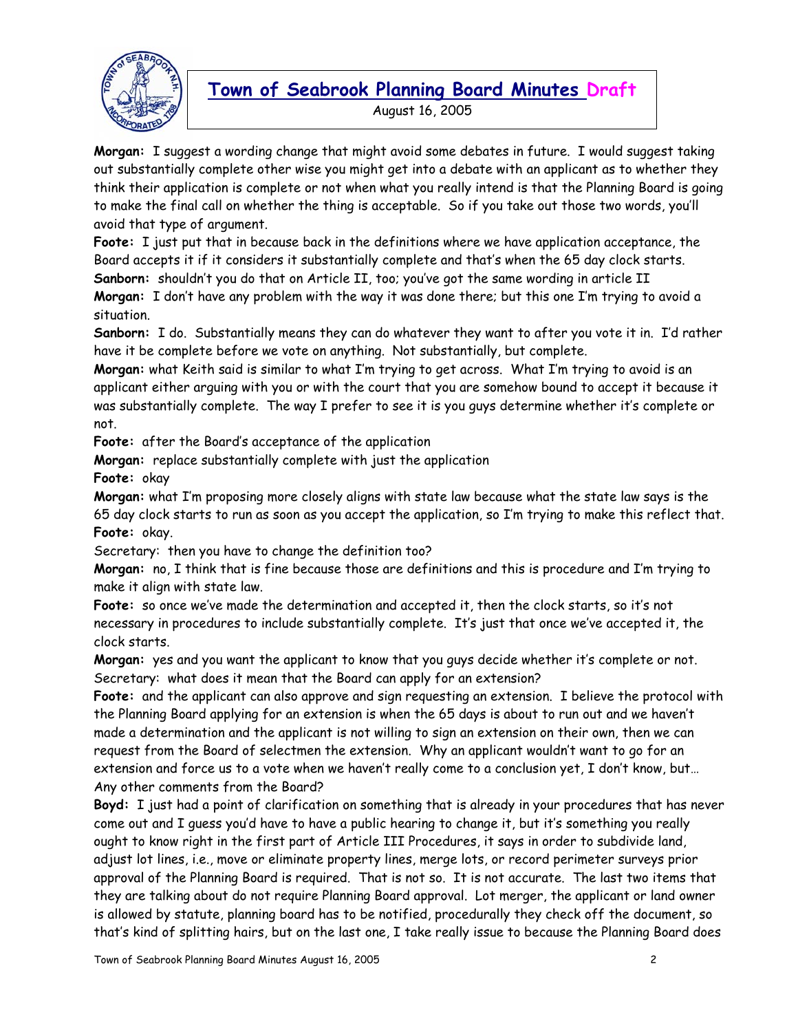**Morgan:** I suggest a wording change that might avoid some debates in future. I would suggest taking out substantially complete other wise you might get into a debate with an applicant as to whether they think their application is complete or not when what you really intend is that the Planning Board is going to make the final call on whether the thing is acceptable. So if you take out those two words, you'll avoid that type of argument.

**Foote:** I just put that in because back in the definitions where we have application acceptance, the Board accepts it if it considers it substantially complete and that's when the 65 day clock starts.

**Sanborn:** shouldn't you do that on Article II, too; you've got the same wording in article II

**Morgan:** I don't have any problem with the way it was done there; but this one I'm trying to avoid a situation.

**Sanborn:** I do. Substantially means they can do whatever they want to after you vote it in. I'd rather have it be complete before we vote on anything. Not substantially, but complete.

**Morgan:** what Keith said is similar to what I'm trying to get across. What I'm trying to avoid is an applicant either arguing with you or with the court that you are somehow bound to accept it because it was substantially complete. The way I prefer to see it is you guys determine whether it's complete or not.

**Foote:** after the Board's acceptance of the application

**Morgan:** replace substantially complete with just the application

**Foote:** okay

**Morgan:** what I'm proposing more closely aligns with state law because what the state law says is the 65 day clock starts to run as soon as you accept the application, so I'm trying to make this reflect that.

**Foote:** okay.

Secretary: then you have to change the definition too?

**Morgan:** no, I think that is fine because those are definitions and this is procedure and I'm trying to make it align with state law.

**Foote:** so once we've made the determination and accepted it, then the clock starts, so it's not necessary in procedures to include substantially complete. It's just that once we've accepted it, the clock starts.

**Morgan:** yes and you want the applicant to know that you guys decide whether it's complete or not.

Secretary: what does it mean that the Board can apply for an extension?

**Foote:** and the applicant can also approve and sign requesting an extension. I believe the protocol with the Planning Board applying for an extension is when the 65 days is about to run out and we haven't made a determination and the applicant is not willing to sign an extension on their own, then we can request from the Board of selectmen the extension. Why an applicant wouldn't want to go for an extension and force us to a vote when we haven't really come to a conclusion yet, I don't know, but… Any other comments from the Board?

**Boyd:** I just had a point of clarification on something that is already in your procedures that has never come out and I guess you'd have to have a public hearing to change it, but it's something you really ought to know right in the first part of Article III Procedures, it says in order to subdivide land, adjust lot lines, i.e., move or eliminate property lines, merge lots, or record perimeter surveys prior approval of the Planning Board is required. That is not so. It is not accurate. The last two items that they are talking about do not require Planning Board approval. Lot merger, the applicant or land owner is allowed by statute, planning board has to be notified, procedurally they check off the document, so that's kind of splitting hairs, but on the last one, I take really issue to because the Planning Board does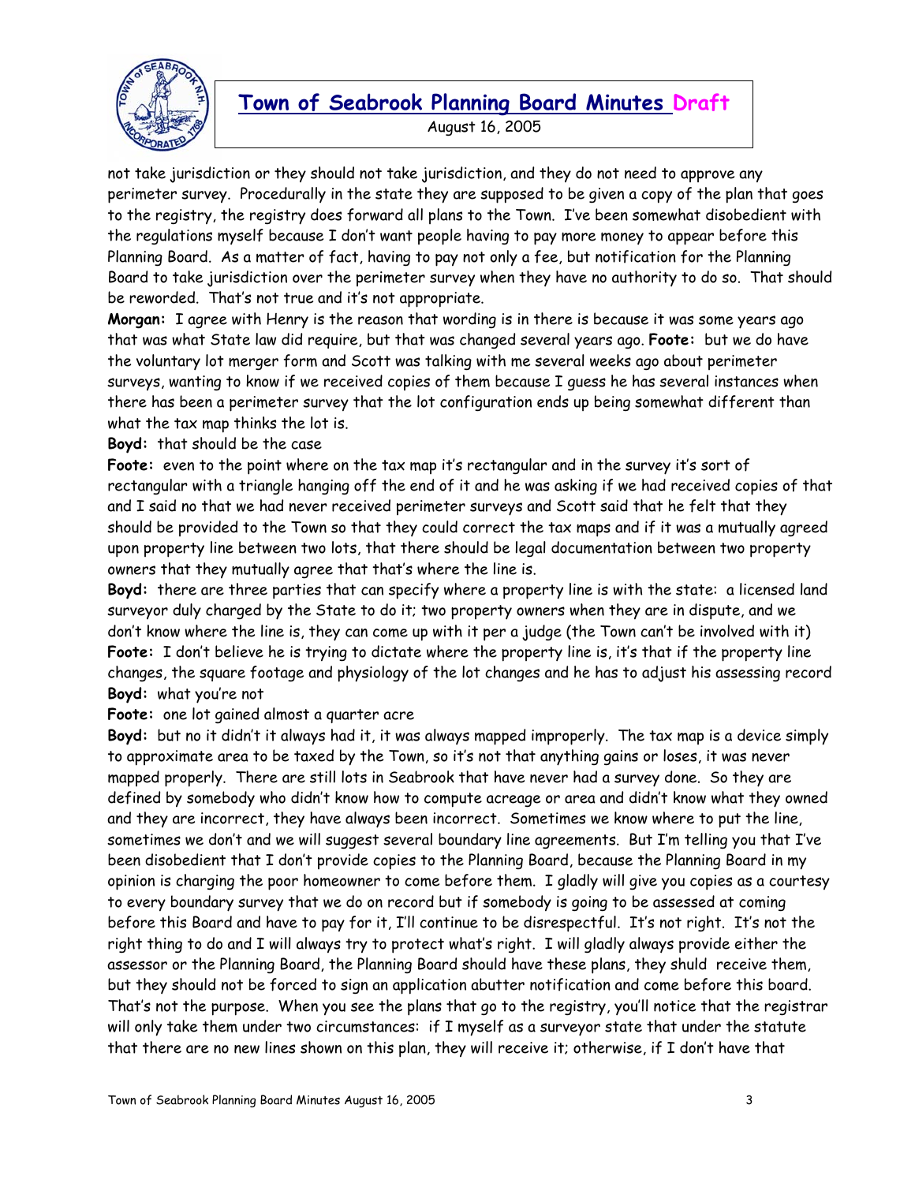not take jurisdiction or they should not take jurisdiction, and they do not need to approve any perimeter survey. Procedurally in the state they are supposed to be given a copy of the plan that goes to the registry, the registry does forward all plans to the Town. I've been somewhat disobedient with the regulations myself because I don't want people having to pay more money to appear before this Planning Board. As a matter of fact, having to pay not only a fee, but notification for the Planning Board to take jurisdiction over the perimeter survey when they have no authority to do so. That should be reworded. That's not true and it's not appropriate.

**Morgan:** I agree with Henry is the reason that wording is in there is because it was some years ago that was what State law did require, but that was changed several years ago. **Foote:** but we do have the voluntary lot merger form and Scott was talking with me several weeks ago about perimeter surveys, wanting to know if we received copies of them because I guess he has several instances when there has been a perimeter survey that the lot configuration ends up being somewhat different than what the tax map thinks the lot is.

**Boyd:** that should be the case

**Foote:** even to the point where on the tax map it's rectangular and in the survey it's sort of rectangular with a triangle hanging off the end of it and he was asking if we had received copies of that and I said no that we had never received perimeter surveys and Scott said that he felt that they should be provided to the Town so that they could correct the tax maps and if it was a mutually agreed upon property line between two lots, that there should be legal documentation between two property owners that they mutually agree that that's where the line is.

**Boyd:** there are three parties that can specify where a property line is with the state: a licensed land surveyor duly charged by the State to do it; two property owners when they are in dispute, and we don't know where the line is, they can come up with it per a judge (the Town can't be involved with it)

**Foote:** I don't believe he is trying to dictate where the property line is, it's that if the property line changes, the square footage and physiology of the lot changes and he has to adjust his assessing record

**Boyd:** what you're not

**Foote:** one lot gained almost a quarter acre

**Boyd:** but no it didn't it always had it, it was always mapped improperly. The tax map is a device simply to approximate area to be taxed by the Town, so it's not that anything gains or loses, it was never mapped properly. There are still lots in Seabrook that have never had a survey done. So they are defined by somebody who didn't know how to compute acreage or area and didn't know what they owned and they are incorrect, they have always been incorrect. Sometimes we know where to put the line, sometimes we don't and we will suggest several boundary line agreements. But I'm telling you that I've been disobedient that I don't provide copies to the Planning Board, because the Planning Board in my opinion is charging the poor homeowner to come before them. I gladly will give you copies as a courtesy to every boundary survey that we do on record but if somebody is going to be assessed at coming before this Board and have to pay for it, I'll continue to be disrespectful. It's not right. It's not the right thing to do and I will always try to protect what's right. I will gladly always provide either the assessor or the Planning Board, the Planning Board should have these plans, they shuld receive them, but they should not be forced to sign an application abutter notification and come before this board. That's not the purpose. When you see the plans that go to the registry, you'll notice that the registrar will only take them under two circumstances: if I myself as a surveyor state that under the statute that there are no new lines shown on this plan, they will receive it; otherwise, if I don't have that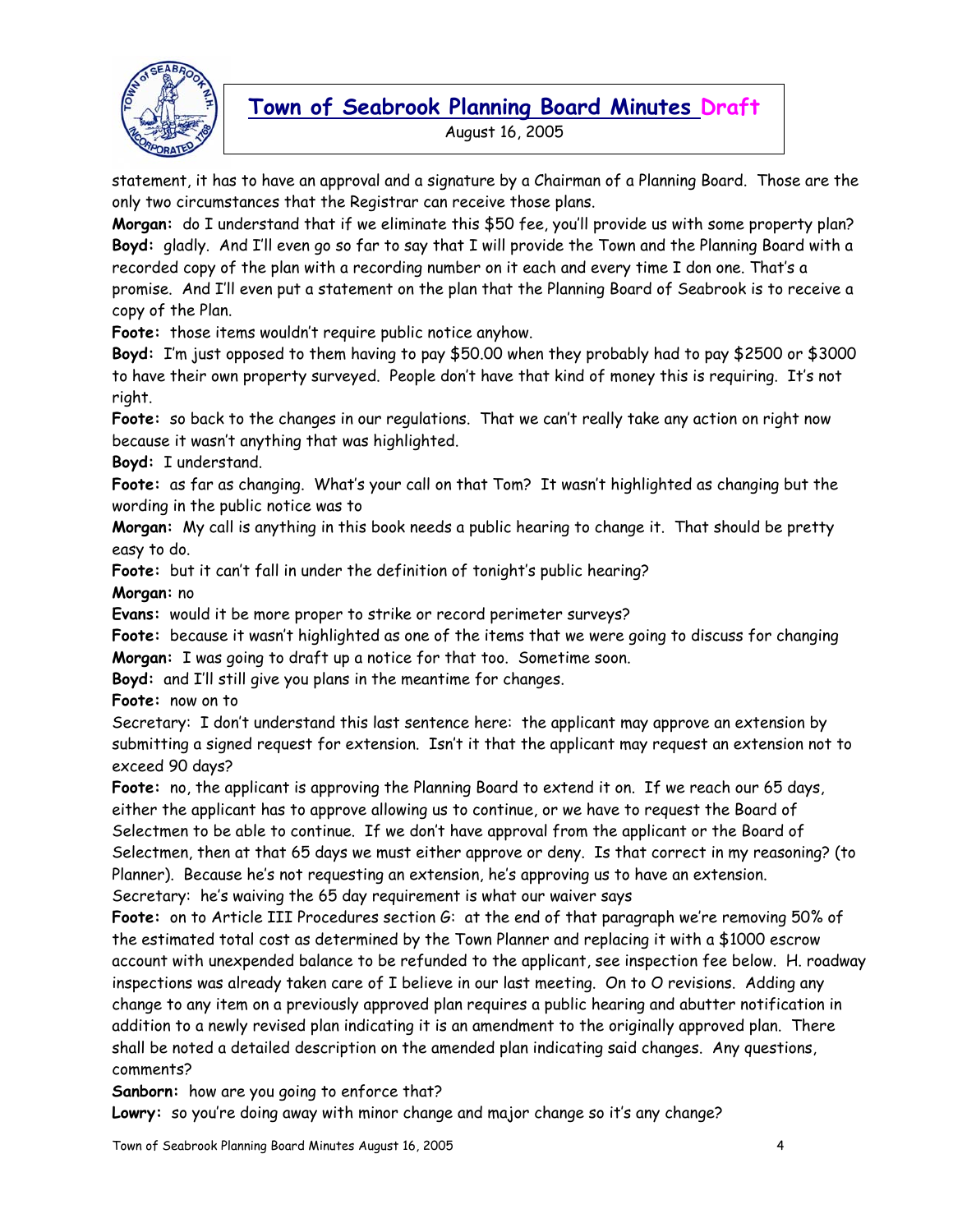statement, it has to have an approval and a signature by a Chairman of a Planning Board. Those are the only two circumstances that the Registrar can receive those plans.

**Morgan:** do I understand that if we eliminate this $50 fee, you'll provide us with some property plan?

**Boyd:** gladly. And I'll even go so far to say that I will provide the Town and the Planning Board with a recorded copy of the plan with a recording number on it each and every time I don one. That's a promise. And I'll even put a statement on the plan that the Planning Board of Seabrook is to receive a copy of the Plan.

**Foote:** those items wouldn't require public notice anyhow.

**Boyd:** I'm just opposed to them having to pay $50.00 when they probably had to pay $2500 or $3000 to have their own property surveyed. People don't have that kind of money this is requiring. It's not right.

**Foote:** so back to the changes in our regulations. That we can't really take any action on right now because it wasn't anything that was highlighted.

**Boyd:** I understand.

**Foote:** as far as changing. What's your call on that Tom? It wasn't highlighted as changing but the wording in the public notice was to

**Morgan:** My call is anything in this book needs a public hearing to change it. That should be pretty easy to do.

**Foote:** but it can't fall in under the definition of tonight's public hearing?

**Morgan:** no

**Evans:** would it be more proper to strike or record perimeter surveys?

**Foote:** because it wasn't highlighted as one of the items that we were going to discuss for changing

**Morgan:** I was going to draft up a notice for that too. Sometime soon.

**Boyd:** and I'll still give you plans in the meantime for changes.

**Foote:** now on to

Secretary: I don't understand this last sentence here: the applicant may approve an extension by submitting a signed request for extension. Isn't it that the applicant may request an extension not to exceed 90 days?

**Foote:** no, the applicant is approving the Planning Board to extend it on. If we reach our 65 days, either the applicant has to approve allowing us to continue, or we have to request the Board of Selectmen to be able to continue. If we don't have approval from the applicant or the Board of Selectmen, then at that 65 days we must either approve or deny. Is that correct in my reasoning? (to Planner). Because he's not requesting an extension, he's approving us to have an extension.

Secretary: he's waiving the 65 day requirement is what our waiver says

**Foote:** on to Article III Procedures section G: at the end of that paragraph we're removing 50% of the estimated total cost as determined by the Town Planner and replacing it with a $1000 escrow account with unexpended balance to be refunded to the applicant, see inspection fee below. H. roadway inspections was already taken care of I believe in our last meeting. On to O revisions. Adding any change to any item on a previously approved plan requires a public hearing and abutter notification in addition to a newly revised plan indicating it is an amendment to the originally approved plan. There shall be noted a detailed description on the amended plan indicating said changes. Any questions, comments?

**Sanborn:** how are you going to enforce that?

**Lowry:** so you're doing away with minor change and major change so it's any change?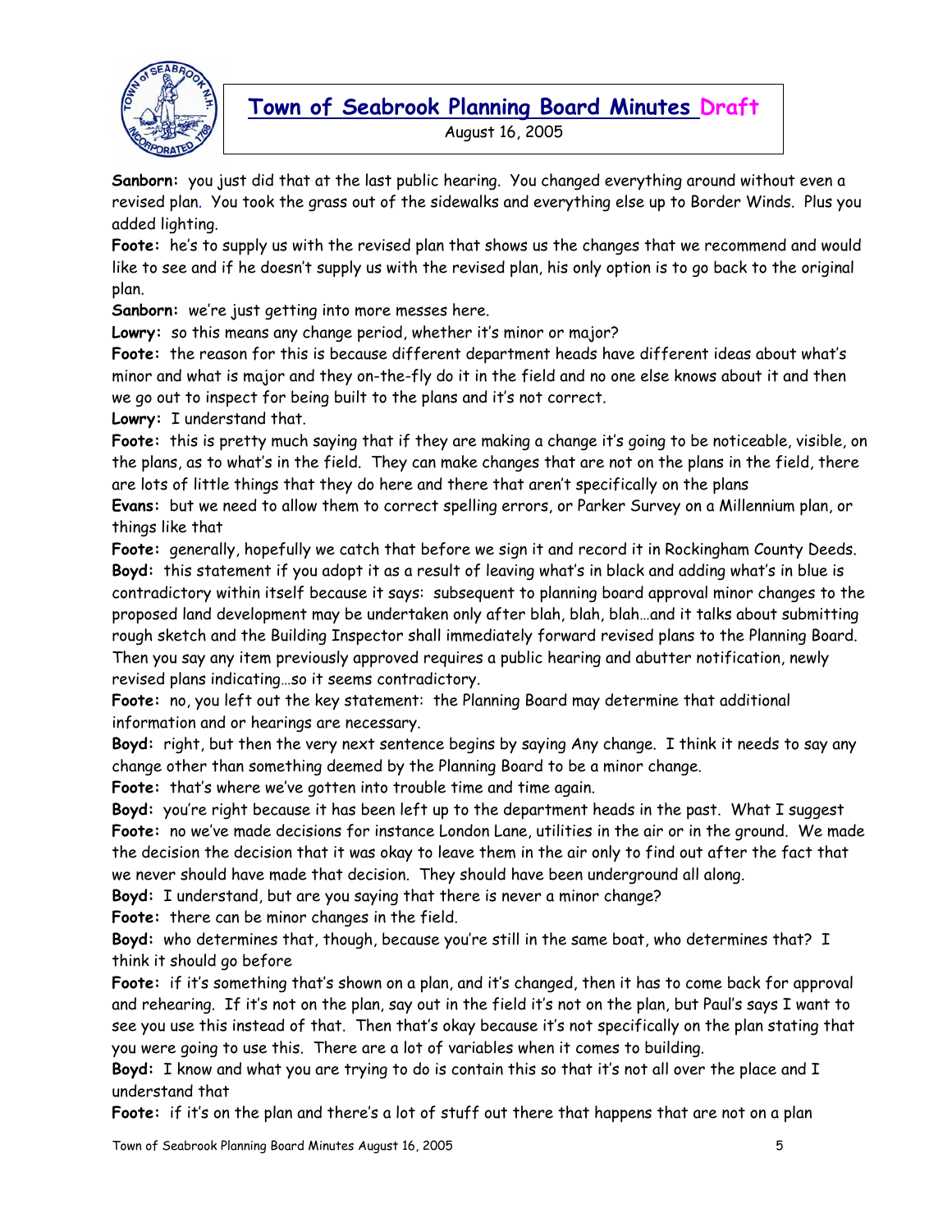**Sanborn:** you just did that at the last public hearing. You changed everything around without even a revised plan. You took the grass out of the sidewalks and everything else up to Border Winds. Plus you added lighting.

**Foote:** he's to supply us with the revised plan that shows us the changes that we recommend and would like to see and if he doesn't supply us with the revised plan, his only option is to go back to the original plan.

**Sanborn:** we're just getting into more messes here.

**Lowry:** so this means any change period, whether it's minor or major?

**Foote:** the reason for this is because different department heads have different ideas about what's minor and what is major and they on-the-fly do it in the field and no one else knows about it and then we go out to inspect for being built to the plans and it's not correct.

**Lowry:** I understand that.

**Foote:** this is pretty much saying that if they are making a change it's going to be noticeable, visible, on the plans, as to what's in the field. They can make changes that are not on the plans in the field, there are lots of little things that they do here and there that aren't specifically on the plans

**Evans:** but we need to allow them to correct spelling errors, or Parker Survey on a Millennium plan, or things like that

**Foote:** generally, hopefully we catch that before we sign it and record it in Rockingham County Deeds.

**Boyd:** this statement if you adopt it as a result of leaving what's in black and adding what's in blue is contradictory within itself because it says: subsequent to planning board approval minor changes to the proposed land development may be undertaken only after blah, blah, blah…and it talks about submitting rough sketch and the Building Inspector shall immediately forward revised plans to the Planning Board. Then you say any item previously approved requires a public hearing and abutter notification, newly revised plans indicating…so it seems contradictory.

**Foote:** no, you left out the key statement: the Planning Board may determine that additional information and or hearings are necessary.

**Boyd:** right, but then the very next sentence begins by saying Any change. I think it needs to say any change other than something deemed by the Planning Board to be a minor change.

**Foote:** that's where we've gotten into trouble time and time again.

**Boyd:** you're right because it has been left up to the department heads in the past. What I suggest

**Foote:** no we've made decisions for instance London Lane, utilities in the air or in the ground. We made the decision the decision that it was okay to leave them in the air only to find out after the fact that we never should have made that decision. They should have been underground all along.

**Boyd:** I understand, but are you saying that there is never a minor change?

**Foote:** there can be minor changes in the field.

**Boyd:** who determines that, though, because you're still in the same boat, who determines that? I think it should go before

**Foote:** if it's something that's shown on a plan, and it's changed, then it has to come back for approval and rehearing. If it's not on the plan, say out in the field it's not on the plan, but Paul's says I want to see you use this instead of that. Then that's okay because it's not specifically on the plan stating that you were going to use this. There are a lot of variables when it comes to building.

**Boyd:** I know and what you are trying to do is contain this so that it's not all over the place and I understand that

**Foote:** if it's on the plan and there's a lot of stuff out there that happens that are not on a plan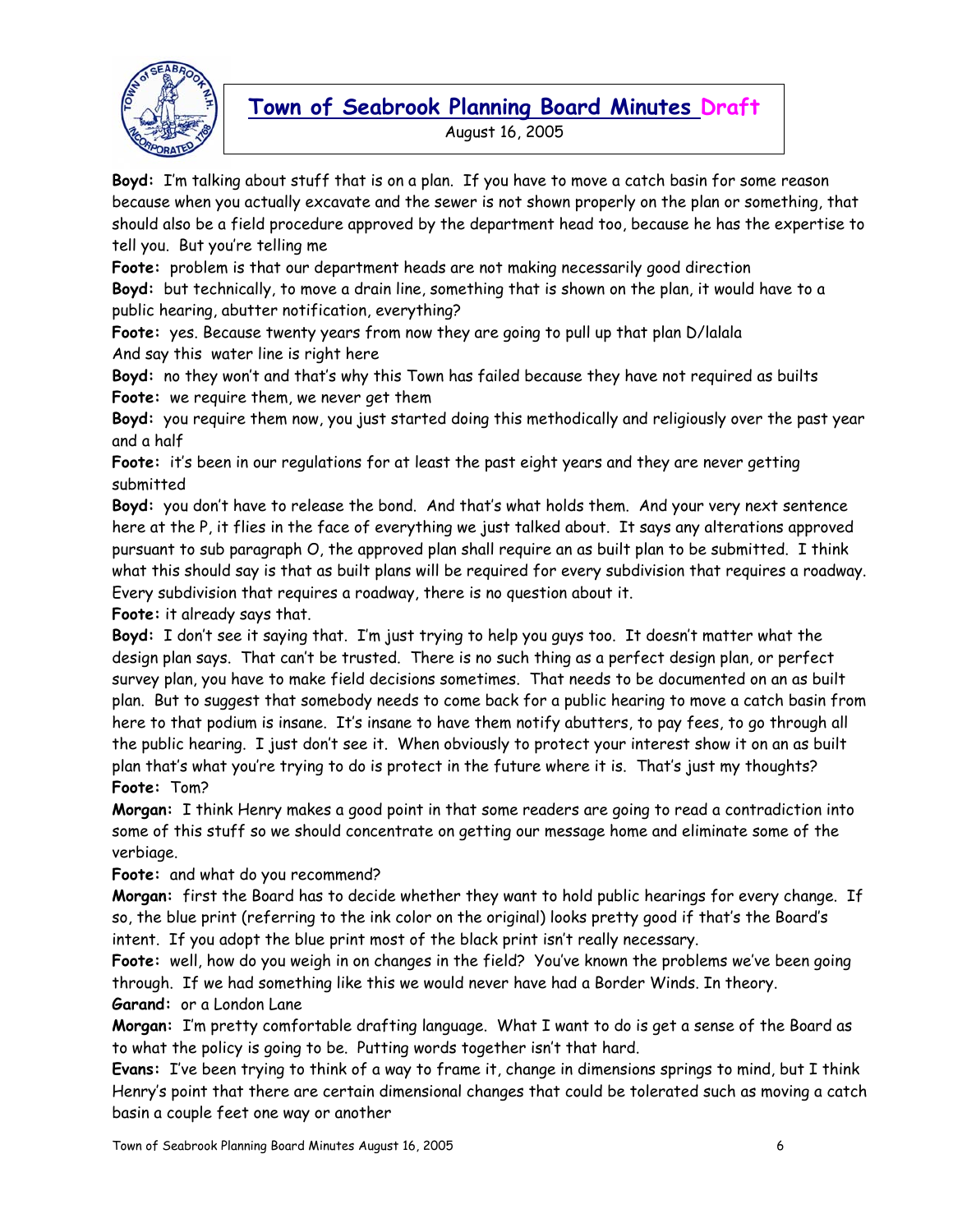**Boyd:** I'm talking about stuff that is on a plan. If you have to move a catch basin for some reason because when you actually excavate and the sewer is not shown properly on the plan or something, that should also be a field procedure approved by the department head too, because he has the expertise to tell you. But you're telling me

**Foote:** problem is that our department heads are not making necessarily good direction

**Boyd:** but technically, to move a drain line, something that is shown on the plan, it would have to a public hearing, abutter notification, everything?

**Foote:** yes. Because twenty years from now they are going to pull up that plan D/lalala And say this water line is right here

**Boyd:** no they won't and that's why this Town has failed because they have not required as builts

**Foote:** we require them, we never get them

**Boyd:** you require them now, you just started doing this methodically and religiously over the past year and a half

**Foote:** it's been in our regulations for at least the past eight years and they are never getting submitted

**Boyd:** you don't have to release the bond. And that's what holds them. And your very next sentence here at the P, it flies in the face of everything we just talked about. It says any alterations approved pursuant to sub paragraph O, the approved plan shall require an as built plan to be submitted. I think what this should say is that as built plans will be required for every subdivision that requires a roadway. Every subdivision that requires a roadway, there is no question about it.

**Foote:** it already says that.

**Boyd:** I don't see it saying that. I'm just trying to help you guys too. It doesn't matter what the design plan says. That can't be trusted. There is no such thing as a perfect design plan, or perfect survey plan, you have to make field decisions sometimes. That needs to be documented on an as built plan. But to suggest that somebody needs to come back for a public hearing to move a catch basin from here to that podium is insane. It's insane to have them notify abutters, to pay fees, to go through all the public hearing. I just don't see it. When obviously to protect your interest show it on an as built plan that's what you're trying to do is protect in the future where it is. That's just my thoughts?

**Foote:** Tom?

**Morgan:** I think Henry makes a good point in that some readers are going to read a contradiction into some of this stuff so we should concentrate on getting our message home and eliminate some of the verbiage.

**Foote:** and what do you recommend?

**Morgan:** first the Board has to decide whether they want to hold public hearings for every change. If so, the blue print (referring to the ink color on the original) looks pretty good if that's the Board's intent. If you adopt the blue print most of the black print isn't really necessary.

**Foote:** well, how do you weigh in on changes in the field? You've known the problems we've been going through. If we had something like this we would never have had a Border Winds. In theory.

**Garand:** or a London Lane

**Morgan:** I'm pretty comfortable drafting language. What I want to do is get a sense of the Board as to what the policy is going to be. Putting words together isn't that hard.

**Evans:** I've been trying to think of a way to frame it, change in dimensions springs to mind, but I think Henry's point that there are certain dimensional changes that could be tolerated such as moving a catch basin a couple feet one way or another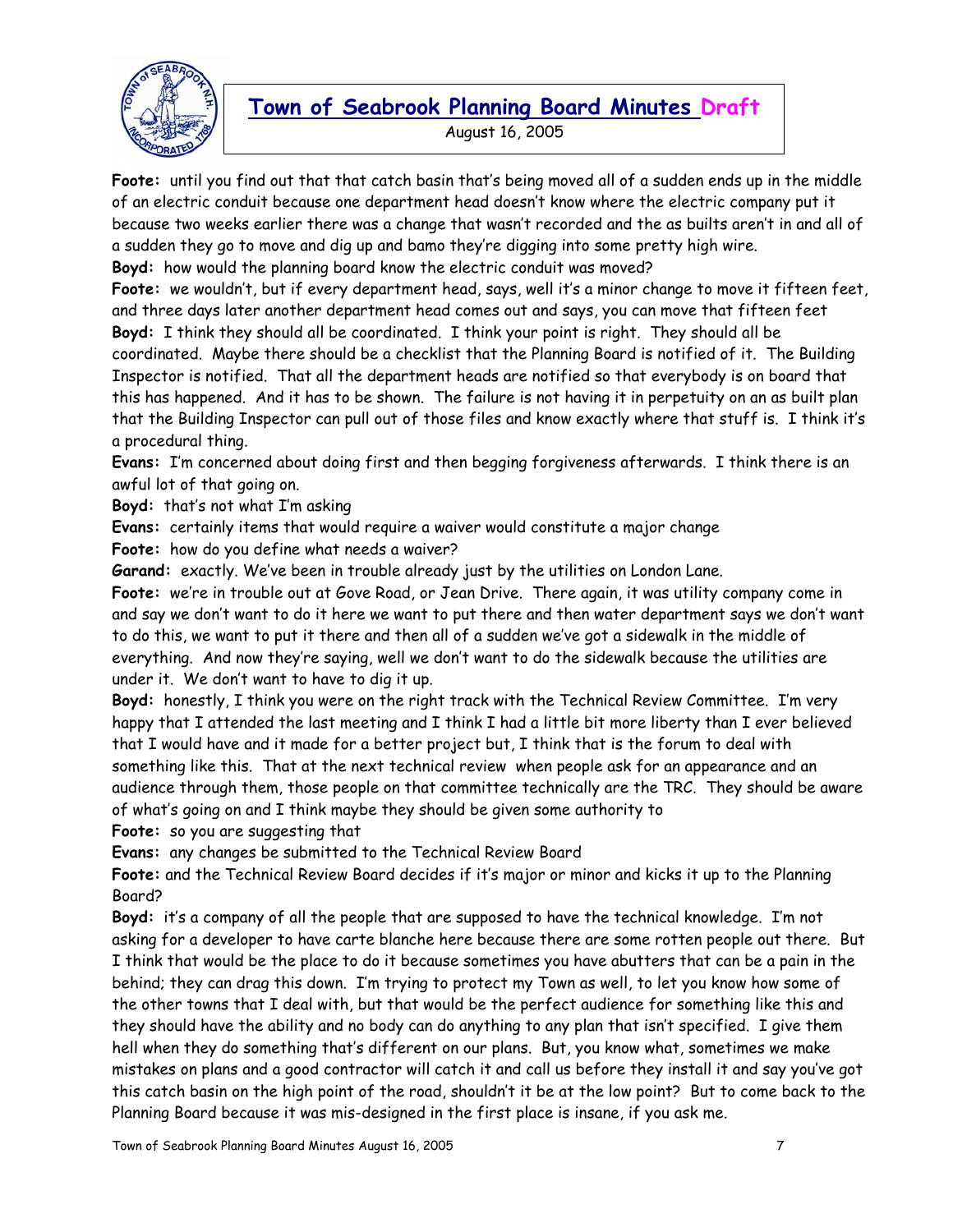**Foote:** until you find out that that catch basin that's being moved all of a sudden ends up in the middle of an electric conduit because one department head doesn't know where the electric company put it because two weeks earlier there was a change that wasn't recorded and the as builts aren't in and all of a sudden they go to move and dig up and bamo they're digging into some pretty high wire.

**Boyd:** how would the planning board know the electric conduit was moved?

**Foote:** we wouldn't, but if every department head, says, well it's a minor change to move it fifteen feet, and three days later another department head comes out and says, you can move that fifteen feet

**Boyd:** I think they should all be coordinated. I think your point is right. They should all be coordinated. Maybe there should be a checklist that the Planning Board is notified of it. The Building Inspector is notified. That all the department heads are notified so that everybody is on board that this has happened. And it has to be shown. The failure is not having it in perpetuity on an as built plan that the Building Inspector can pull out of those files and know exactly where that stuff is. I think it's a procedural thing.

**Evans:** I'm concerned about doing first and then begging forgiveness afterwards. I think there is an awful lot of that going on.

**Boyd:** that's not what I'm asking

**Evans:** certainly items that would require a waiver would constitute a major change

**Foote:** how do you define what needs a waiver?

**Garand:** exactly. We've been in trouble already just by the utilities on London Lane.

**Foote:** we're in trouble out at Gove Road, or Jean Drive. There again, it was utility company come in and say we don't want to do it here we want to put there and then water department says we don't want to do this, we want to put it there and then all of a sudden we've got a sidewalk in the middle of everything. And now they're saying, well we don't want to do the sidewalk because the utilities are under it. We don't want to have to dig it up.

**Boyd:** honestly, I think you were on the right track with the Technical Review Committee. I'm very happy that I attended the last meeting and I think I had a little bit more liberty than I ever believed that I would have and it made for a better project but, I think that is the forum to deal with something like this. That at the next technical review when people ask for an appearance and an audience through them, those people on that committee technically are the TRC. They should be aware of what's going on and I think maybe they should be given some authority to

**Foote:** so you are suggesting that

**Evans:** any changes be submitted to the Technical Review Board

**Foote:** and the Technical Review Board decides if it's major or minor and kicks it up to the Planning Board?

**Boyd:** it's a company of all the people that are supposed to have the technical knowledge. I'm not asking for a developer to have carte blanche here because there are some rotten people out there. But I think that would be the place to do it because sometimes you have abutters that can be a pain in the behind; they can drag this down. I'm trying to protect my Town as well, to let you know how some of the other towns that I deal with, but that would be the perfect audience for something like this and they should have the ability and no body can do anything to any plan that isn't specified. I give them hell when they do something that's different on our plans. But, you know what, sometimes we make mistakes on plans and a good contractor will catch it and call us before they install it and say you've got this catch basin on the high point of the road, shouldn't it be at the low point? But to come back to the Planning Board because it was mis-designed in the first place is insane, if you ask me.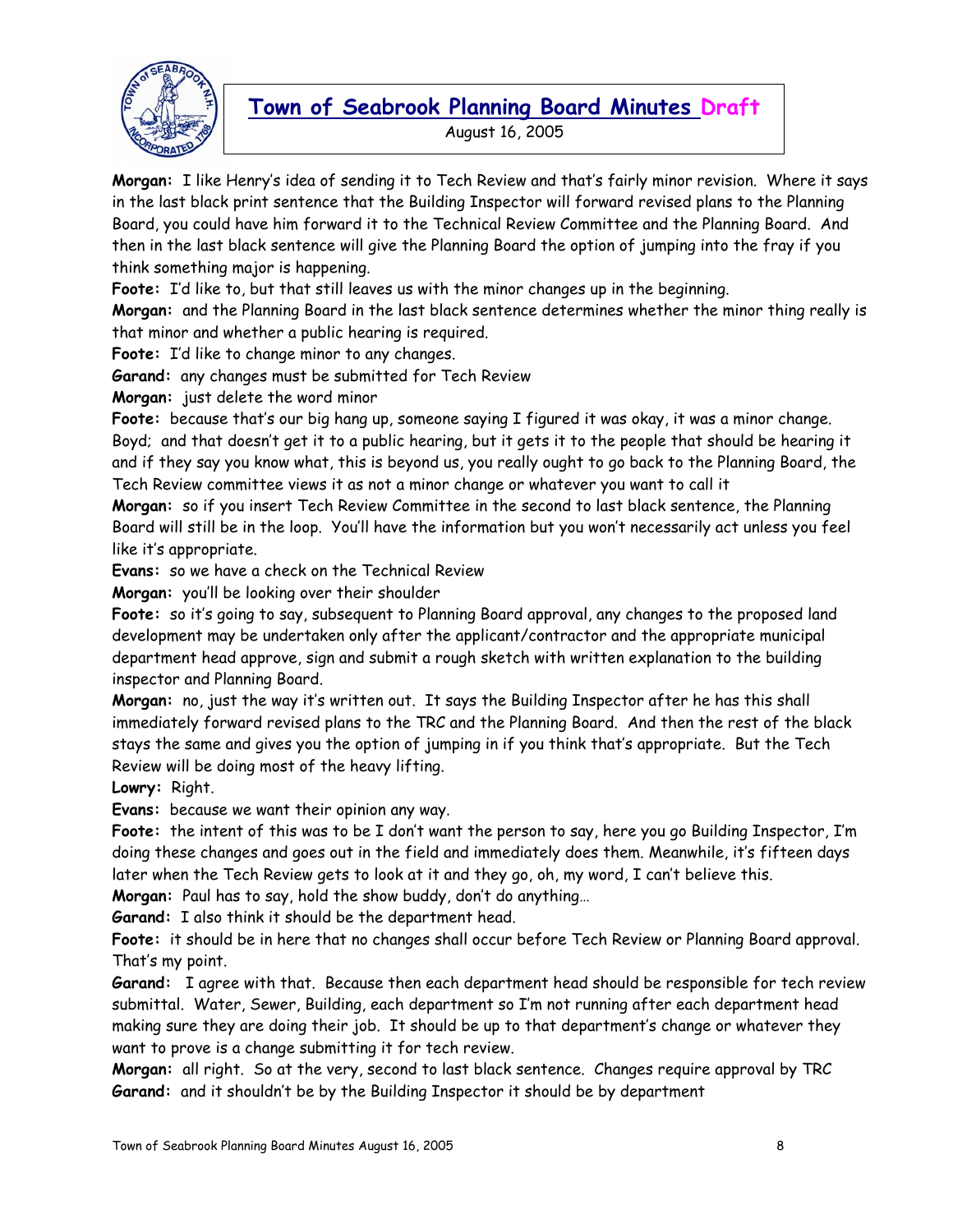**Morgan:** I like Henry's idea of sending it to Tech Review and that's fairly minor revision. Where it says in the last black print sentence that the Building Inspector will forward revised plans to the Planning Board, you could have him forward it to the Technical Review Committee and the Planning Board. And then in the last black sentence will give the Planning Board the option of jumping into the fray if you think something major is happening.

**Foote:** I'd like to, but that still leaves us with the minor changes up in the beginning.

**Morgan:** and the Planning Board in the last black sentence determines whether the minor thing really is that minor and whether a public hearing is required.

**Foote:** I'd like to change minor to any changes.

**Garand:** any changes must be submitted for Tech Review

**Morgan:** just delete the word minor

**Foote:** because that's our big hang up, someone saying I figured it was okay, it was a minor change. Boyd; and that doesn't get it to a public hearing, but it gets it to the people that should be hearing it and if they say you know what, this is beyond us, you really ought to go back to the Planning Board, the Tech Review committee views it as not a minor change or whatever you want to call it

**Morgan:** so if you insert Tech Review Committee in the second to last black sentence, the Planning Board will still be in the loop. You'll have the information but you won't necessarily act unless you feel like it's appropriate.

**Evans:** so we have a check on the Technical Review

**Morgan:** you'll be looking over their shoulder

**Foote:** so it's going to say, subsequent to Planning Board approval, any changes to the proposed land development may be undertaken only after the applicant/contractor and the appropriate municipal department head approve, sign and submit a rough sketch with written explanation to the building inspector and Planning Board.

**Morgan:** no, just the way it's written out. It says the Building Inspector after he has this shall immediately forward revised plans to the TRC and the Planning Board. And then the rest of the black stays the same and gives you the option of jumping in if you think that's appropriate. But the Tech Review will be doing most of the heavy lifting.

**Lowry:** Right.

**Evans:** because we want their opinion any way.

**Foote:** the intent of this was to be I don't want the person to say, here you go Building Inspector, I'm doing these changes and goes out in the field and immediately does them. Meanwhile, it's fifteen days later when the Tech Review gets to look at it and they go, oh, my word, I can't believe this.

**Morgan:** Paul has to say, hold the show buddy, don't do anything…

**Garand:** I also think it should be the department head.

**Foote:** it should be in here that no changes shall occur before Tech Review or Planning Board approval. That's my point.

**Garand:** I agree with that. Because then each department head should be responsible for tech review submittal. Water, Sewer, Building, each department so I'm not running after each department head making sure they are doing their job. It should be up to that department's change or whatever they want to prove is a change submitting it for tech review.

**Morgan:** all right. So at the very, second to last black sentence. Changes require approval by TRC

**Garand:** and it shouldn't be by the Building Inspector it should be by department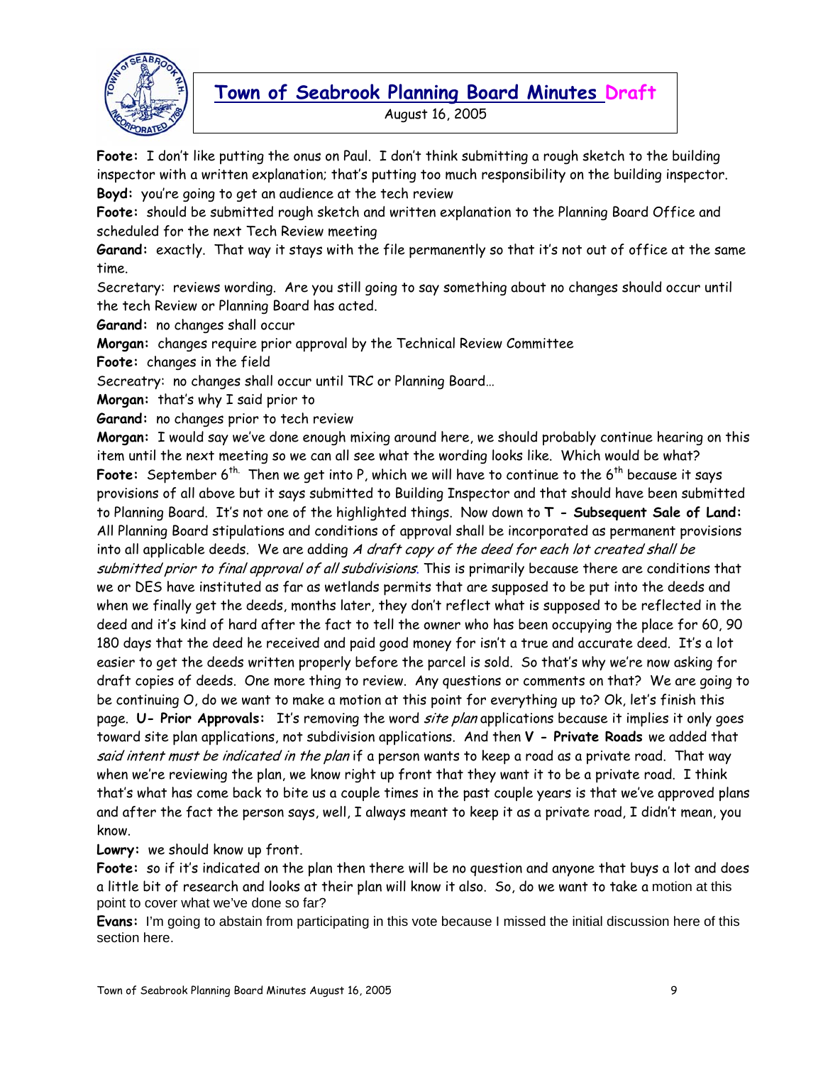**Foote:** I don't like putting the onus on Paul. I don't think submitting a rough sketch to the building inspector with a written explanation; that's putting too much responsibility on the building inspector.

**Boyd:** you're going to get an audience at the tech review

**Foote:** should be submitted rough sketch and written explanation to the Planning Board Office and scheduled for the next Tech Review meeting

**Garand:** exactly. That way it stays with the file permanently so that it's not out of office at the same time.

Secretary: reviews wording. Are you still going to say something about no changes should occur until the tech Review or Planning Board has acted.

**Garand:** no changes shall occur

**Morgan:** changes require prior approval by the Technical Review Committee

**Foote:** changes in the field

Secreatry: no changes shall occur until TRC or Planning Board…

**Morgan:** that's why I said prior to

**Garand:** no changes prior to tech review

**Morgan:** I would say we've done enough mixing around here, we should probably continue hearing on this item until the next meeting so we can all see what the wording looks like. Which would be what?

**Foote:** September 6th. Then we get into P, which we will have to continue to the 6th because it says provisions of all above but it says submitted to Building Inspector and that should have been submitted to Planning Board. It's not one of the highlighted things. Now down to **T - Subsequent Sale of Land:** All Planning Board stipulations and conditions of approval shall be incorporated as permanent provisions into all applicable deeds. We are adding *A draft copy of the deed for each lot created shall be submitted prior to final approval of all subdivisions*. This is primarily because there are conditions that we or DES have instituted as far as wetlands permits that are supposed to be put into the deeds and when we finally get the deeds, months later, they don't reflect what is supposed to be reflected in the deed and it's kind of hard after the fact to tell the owner who has been occupying the place for 60, 90 180 days that the deed he received and paid good money for isn't a true and accurate deed. It's a lot easier to get the deeds written properly before the parcel is sold. So that's why we're now asking for draft copies of deeds. One more thing to review. Any questions or comments on that? We are going to be continuing O, do we want to make a motion at this point for everything up to? Ok, let's finish this page. **U- Prior Approvals:** It's removing the word *site plan* applications because it implies it only goes toward site plan applications, not subdivision applications. And then **V - Private Roads** we added that *said intent must be indicated in the plan* if a person wants to keep a road as a private road. That way when we're reviewing the plan, we know right up front that they want it to be a private road. I think that's what has come back to bite us a couple times in the past couple years is that we've approved plans and after the fact the person says, well, I always meant to keep it as a private road, I didn't mean, you know.

**Lowry:** we should know up front.

**Foote:** so if it's indicated on the plan then there will be no question and anyone that buys a lot and does a little bit of research and looks at their plan will know it also. So, do we want to take a motion at this point to cover what we've done so far?

**Evans:** I'm going to abstain from participating in this vote because I missed the initial discussion here of this section here.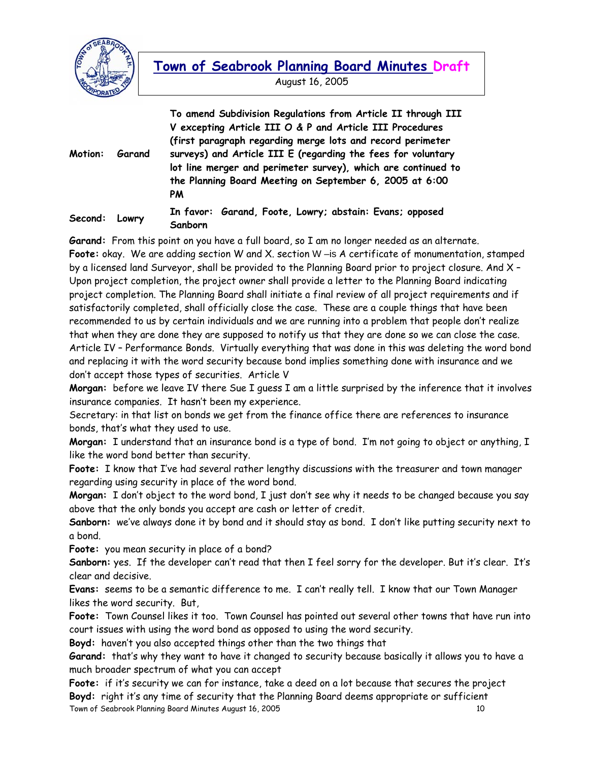| | | |
|---|---|---|
| **Motion:** | **Garand** | **To amend Subdivision Regulations from Article II through III V excepting Article III O & P and Article III Procedures (first paragraph regarding merge lots and record perimeter surveys) and Article III E (regarding the fees for voluntary lot line merger and perimeter survey), which are continued to the Planning Board Meeting on September 6, 2005 at 6:00 PM** |
| **Second:** | **Lowry** | **In favor: Garand, Foote, Lowry; abstain: Evans; opposed Sanborn** |

**Garand:** From this point on you have a full board, so I am no longer needed as an alternate.

**Foote:** okay. We are adding section W and X. section W –is A certificate of monumentation, stamped by a licensed land Surveyor, shall be provided to the Planning Board prior to project closure. And X – Upon project completion, the project owner shall provide a letter to the Planning Board indicating project completion. The Planning Board shall initiate a final review of all project requirements and if satisfactorily completed, shall officially close the case. These are a couple things that have been recommended to us by certain individuals and we are running into a problem that people don't realize that when they are done they are supposed to notify us that they are done so we can close the case. Article IV – Performance Bonds. Virtually everything that was done in this was deleting the word bond and replacing it with the word security because bond implies something done with insurance and we don't accept those types of securities. Article V

**Morgan:** before we leave IV there Sue I guess I am a little surprised by the inference that it involves insurance companies. It hasn't been my experience.

Secretary: in that list on bonds we get from the finance office there are references to insurance bonds, that's what they used to use.

**Morgan:** I understand that an insurance bond is a type of bond. I'm not going to object or anything, I like the word bond better than security.

**Foote:** I know that I've had several rather lengthy discussions with the treasurer and town manager regarding using security in place of the word bond.

**Morgan:** I don't object to the word bond, I just don't see why it needs to be changed because you say above that the only bonds you accept are cash or letter of credit.

**Sanborn:** we've always done it by bond and it should stay as bond. I don't like putting security next to a bond.

**Foote:** you mean security in place of a bond?

**Sanborn:** yes. If the developer can't read that then I feel sorry for the developer. But it's clear. It's clear and decisive.

**Evans:** seems to be a semantic difference to me. I can't really tell. I know that our Town Manager likes the word security. But,

**Foote:** Town Counsel likes it too. Town Counsel has pointed out several other towns that have run into court issues with using the word bond as opposed to using the word security.

**Boyd:** haven't you also accepted things other than the two things that

**Garand:** that's why they want to have it changed to security because basically it allows you to have a much broader spectrum of what you can accept

**Foote:** if it's security we can for instance, take a deed on a lot because that secures the project

**Boyd:** right it's any time of security that the Planning Board deems appropriate or sufficient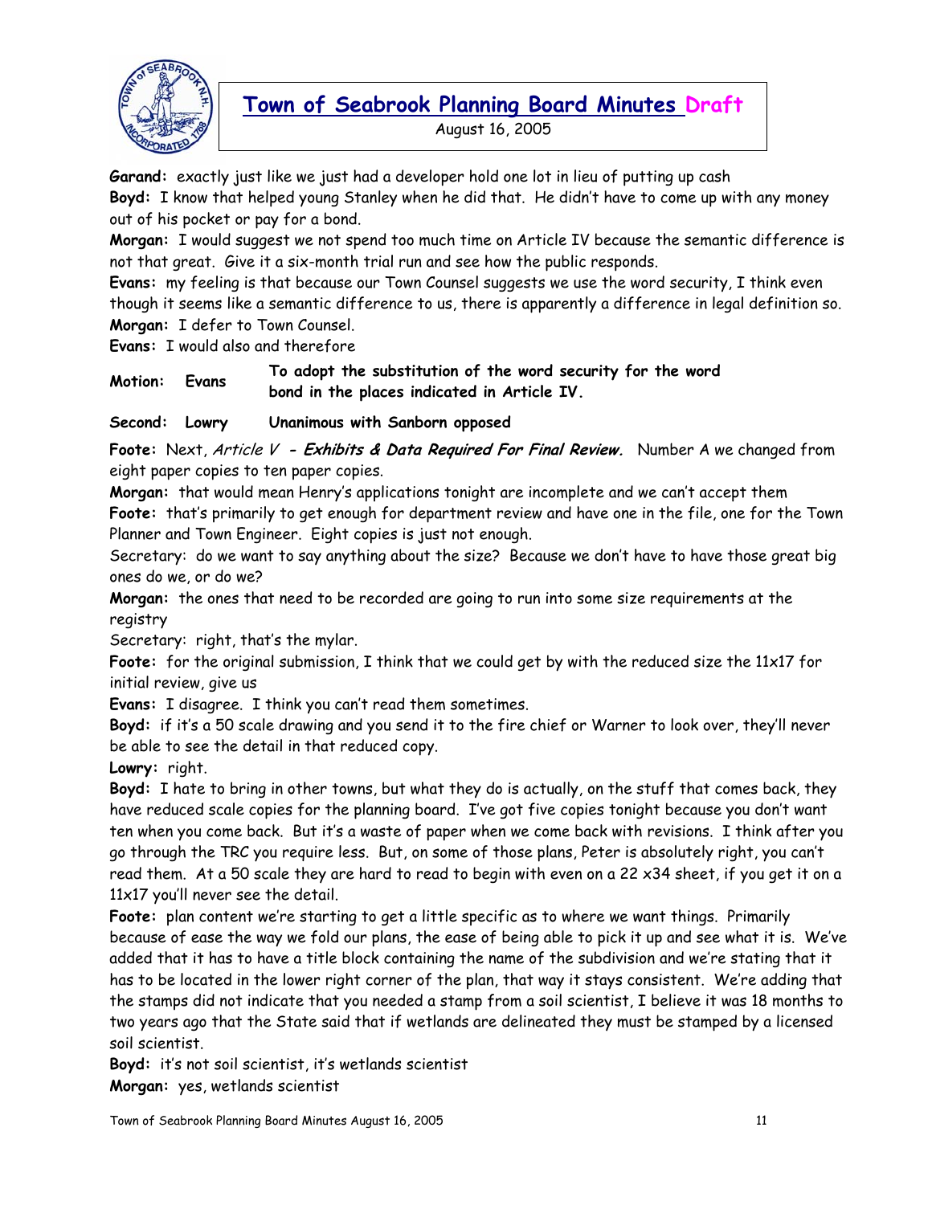**Garand:** exactly just like we just had a developer hold one lot in lieu of putting up cash

**Boyd:** I know that helped young Stanley when he did that. He didn't have to come up with any money out of his pocket or pay for a bond.

**Morgan:** I would suggest we not spend too much time on Article IV because the semantic difference is not that great. Give it a six-month trial run and see how the public responds.

**Evans:** my feeling is that because our Town Counsel suggests we use the word security, I think even though it seems like a semantic difference to us, there is apparently a difference in legal definition so.

**Morgan:** I defer to Town Counsel.

**Evans:** I would also and therefore

**Motion: Evans** **To adopt the substitution of the word security for the word bond in the places indicated in Article IV.**

**Second: Lowry** **Unanimous with Sanborn opposed**

**Foote:** Next, *Article V* ***- Exhibits & Data Required For Final Review.*** Number A we changed from eight paper copies to ten paper copies.

**Morgan:** that would mean Henry's applications tonight are incomplete and we can't accept them

**Foote:** that's primarily to get enough for department review and have one in the file, one for the Town Planner and Town Engineer. Eight copies is just not enough.

Secretary: do we want to say anything about the size? Because we don't have to have those great big ones do we, or do we?

**Morgan:** the ones that need to be recorded are going to run into some size requirements at the registry

Secretary: right, that's the mylar.

**Foote:** for the original submission, I think that we could get by with the reduced size the 11x17 for initial review, give us

**Evans:** I disagree. I think you can't read them sometimes.

**Boyd:** if it's a 50 scale drawing and you send it to the fire chief or Warner to look over, they'll never be able to see the detail in that reduced copy.

**Lowry:** right.

**Boyd:** I hate to bring in other towns, but what they do is actually, on the stuff that comes back, they have reduced scale copies for the planning board. I've got five copies tonight because you don't want ten when you come back. But it's a waste of paper when we come back with revisions. I think after you go through the TRC you require less. But, on some of those plans, Peter is absolutely right, you can't read them. At a 50 scale they are hard to read to begin with even on a 22 x34 sheet, if you get it on a 11x17 you'll never see the detail.

**Foote:** plan content we're starting to get a little specific as to where we want things. Primarily because of ease the way we fold our plans, the ease of being able to pick it up and see what it is. We've added that it has to have a title block containing the name of the subdivision and we're stating that it has to be located in the lower right corner of the plan, that way it stays consistent. We're adding that the stamps did not indicate that you needed a stamp from a soil scientist, I believe it was 18 months to two years ago that the State said that if wetlands are delineated they must be stamped by a licensed soil scientist.

**Boyd:** it's not soil scientist, it's wetlands scientist

**Morgan:** yes, wetlands scientist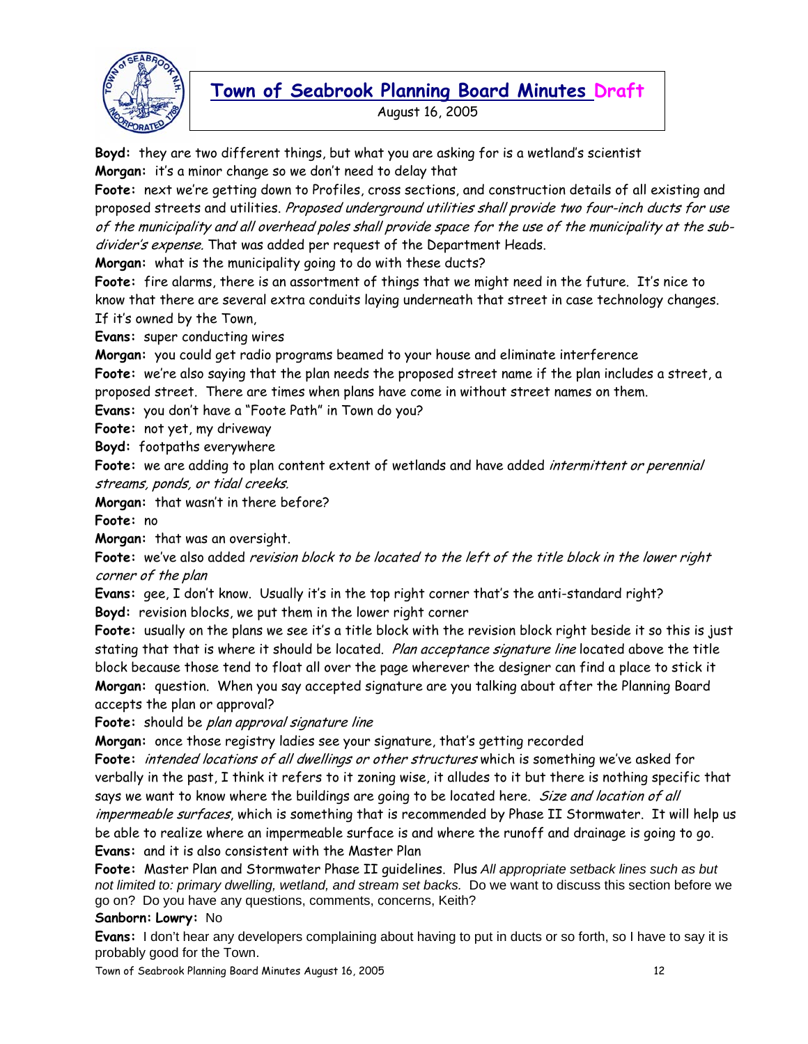**Boyd:** they are two different things, but what you are asking for is a wetland's scientist
**Morgan:** it's a minor change so we don't need to delay that
**Foote:** next we're getting down to Profiles, cross sections, and construction details of all existing and proposed streets and utilities. *Proposed underground utilities shall provide two four-inch ducts for use of the municipality and all overhead poles shall provide space for the use of the municipality at the sub-divider's expense.* That was added per request of the Department Heads.
**Morgan:** what is the municipality going to do with these ducts?
**Foote:** fire alarms, there is an assortment of things that we might need in the future. It's nice to know that there are several extra conduits laying underneath that street in case technology changes. If it's owned by the Town,
**Evans:** super conducting wires
**Morgan:** you could get radio programs beamed to your house and eliminate interference
**Foote:** we're also saying that the plan needs the proposed street name if the plan includes a street, a proposed street. There are times when plans have come in without street names on them.
**Evans:** you don't have a "Foote Path" in Town do you?
**Foote:** not yet, my driveway
**Boyd:** footpaths everywhere
**Foote:** we are adding to plan content extent of wetlands and have added *intermittent or perennial streams, ponds, or tidal creeks.*
**Morgan:** that wasn't in there before?
**Foote:** no
**Morgan:** that was an oversight.
**Foote:** we've also added *revision block to be located to the left of the title block in the lower right corner of the plan*
**Evans:** gee, I don't know. Usually it's in the top right corner that's the anti-standard right?
**Boyd:** revision blocks, we put them in the lower right corner
**Foote:** usually on the plans we see it's a title block with the revision block right beside it so this is just stating that that is where it should be located. *Plan acceptance signature line* located above the title block because those tend to float all over the page wherever the designer can find a place to stick it
**Morgan:** question. When you say accepted signature are you talking about after the Planning Board accepts the plan or approval?
**Foote:** should be *plan approval signature line*
**Morgan:** once those registry ladies see your signature, that's getting recorded
**Foote:** *intended locations of all dwellings or other structures* which is something we've asked for verbally in the past, I think it refers to it zoning wise, it alludes to it but there is nothing specific that says we want to know where the buildings are going to be located here. *Size and location of all impermeable surfaces*, which is something that is recommended by Phase II Stormwater. It will help us be able to realize where an impermeable surface is and where the runoff and drainage is going to go.
**Evans:** and it is also consistent with the Master Plan
**Foote:** Master Plan and Stormwater Phase II guidelines. Plus *All appropriate setback lines such as but not limited to: primary dwelling, wetland, and stream set backs.* Do we want to discuss this section before we go on? Do you have any questions, comments, concerns, Keith?
**Sanborn: Lowry:** No
**Evans:** I don't hear any developers complaining about having to put in ducts or so forth, so I have to say it is probably good for the Town.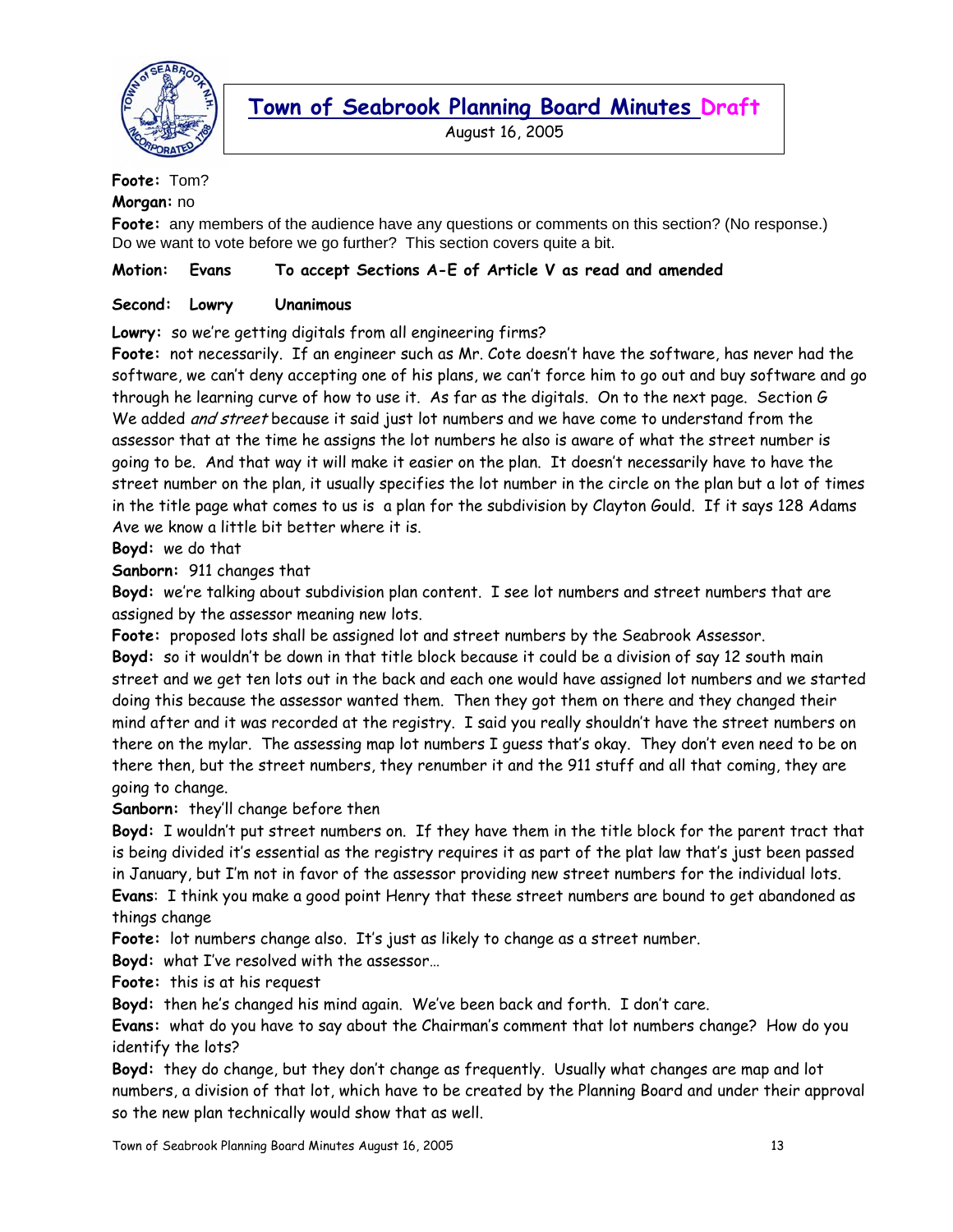**Foote:** Tom?

**Morgan:** no

**Foote:** any members of the audience have any questions or comments on this section? (No response.) Do we want to vote before we go further? This section covers quite a bit.

**Motion: Evans To accept Sections A-E of Article V as read and amended**

**Second: Lowry Unanimous**

**Lowry:** so we're getting digitals from all engineering firms?

**Foote:** not necessarily. If an engineer such as Mr. Cote doesn't have the software, has never had the software, we can't deny accepting one of his plans, we can't force him to go out and buy software and go through he learning curve of how to use it. As far as the digitals. On to the next page. Section G We added *and street* because it said just lot numbers and we have come to understand from the assessor that at the time he assigns the lot numbers he also is aware of what the street number is going to be. And that way it will make it easier on the plan. It doesn't necessarily have to have the street number on the plan, it usually specifies the lot number in the circle on the plan but a lot of times in the title page what comes to us is a plan for the subdivision by Clayton Gould. If it says 128 Adams Ave we know a little bit better where it is.

**Boyd:** we do that

**Sanborn:** 911 changes that

**Boyd:** we're talking about subdivision plan content. I see lot numbers and street numbers that are assigned by the assessor meaning new lots.

**Foote:** proposed lots shall be assigned lot and street numbers by the Seabrook Assessor.

**Boyd:** so it wouldn't be down in that title block because it could be a division of say 12 south main street and we get ten lots out in the back and each one would have assigned lot numbers and we started doing this because the assessor wanted them. Then they got them on there and they changed their mind after and it was recorded at the registry. I said you really shouldn't have the street numbers on there on the mylar. The assessing map lot numbers I guess that's okay. They don't even need to be on there then, but the street numbers, they renumber it and the 911 stuff and all that coming, they are going to change.

**Sanborn:** they'll change before then

**Boyd:** I wouldn't put street numbers on. If they have them in the title block for the parent tract that is being divided it's essential as the registry requires it as part of the plat law that's just been passed in January, but I'm not in favor of the assessor providing new street numbers for the individual lots.

**Evans**: I think you make a good point Henry that these street numbers are bound to get abandoned as things change

**Foote:** lot numbers change also. It's just as likely to change as a street number.

**Boyd:** what I've resolved with the assessor…

**Foote:** this is at his request

**Boyd:** then he's changed his mind again. We've been back and forth. I don't care.

**Evans:** what do you have to say about the Chairman's comment that lot numbers change? How do you identify the lots?

**Boyd:** they do change, but they don't change as frequently. Usually what changes are map and lot numbers, a division of that lot, which have to be created by the Planning Board and under their approval so the new plan technically would show that as well.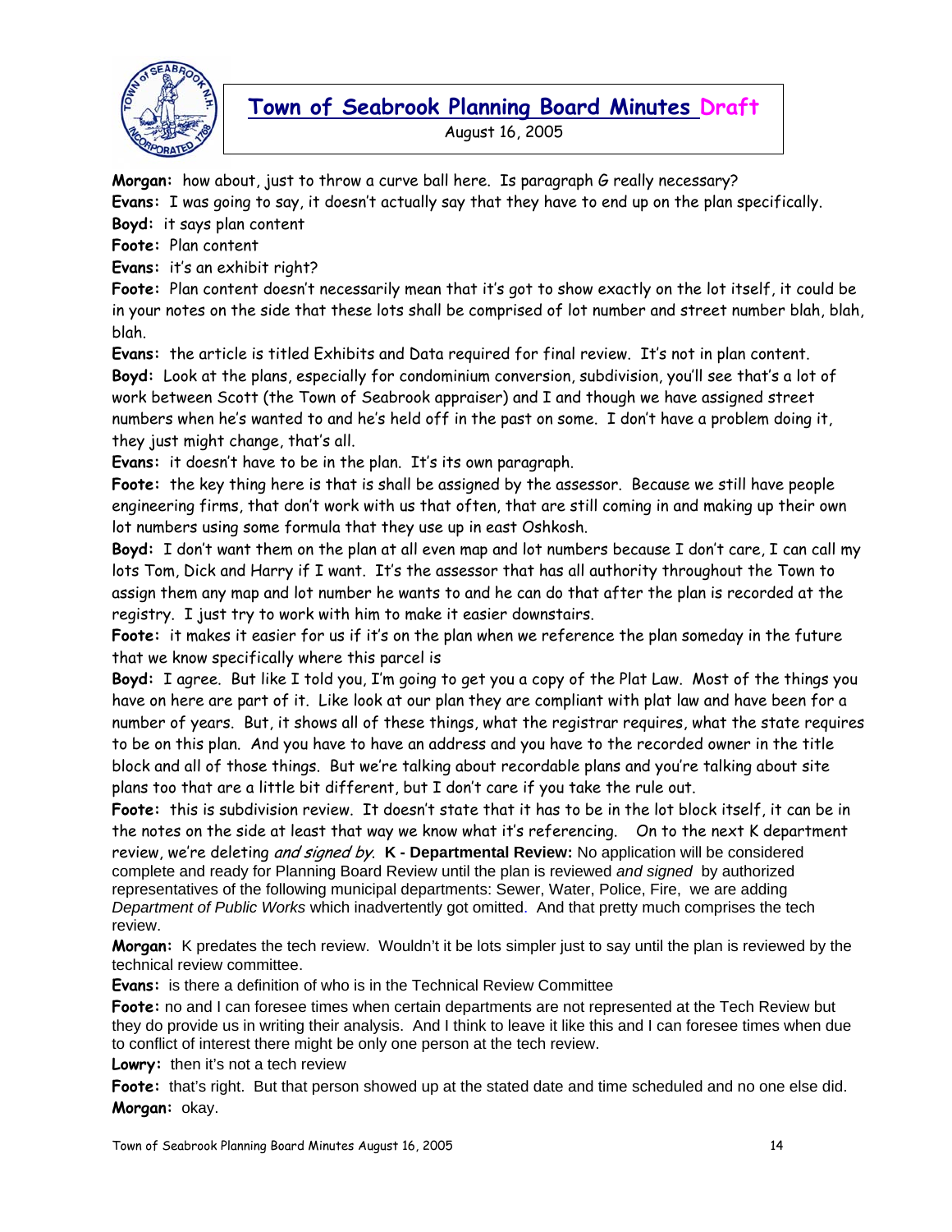**Morgan:** how about, just to throw a curve ball here. Is paragraph G really necessary?

**Evans:** I was going to say, it doesn't actually say that they have to end up on the plan specifically.

**Boyd:** it says plan content

**Foote:** Plan content

**Evans:** it's an exhibit right?

**Foote:** Plan content doesn't necessarily mean that it's got to show exactly on the lot itself, it could be in your notes on the side that these lots shall be comprised of lot number and street number blah, blah, blah.

**Evans:** the article is titled Exhibits and Data required for final review. It's not in plan content.

**Boyd:** Look at the plans, especially for condominium conversion, subdivision, you'll see that's a lot of work between Scott (the Town of Seabrook appraiser) and I and though we have assigned street numbers when he's wanted to and he's held off in the past on some. I don't have a problem doing it, they just might change, that's all.

**Evans:** it doesn't have to be in the plan. It's its own paragraph.

**Foote:** the key thing here is that is shall be assigned by the assessor. Because we still have people engineering firms, that don't work with us that often, that are still coming in and making up their own lot numbers using some formula that they use up in east Oshkosh.

**Boyd:** I don't want them on the plan at all even map and lot numbers because I don't care, I can call my lots Tom, Dick and Harry if I want. It's the assessor that has all authority throughout the Town to assign them any map and lot number he wants to and he can do that after the plan is recorded at the registry. I just try to work with him to make it easier downstairs.

**Foote:** it makes it easier for us if it's on the plan when we reference the plan someday in the future that we know specifically where this parcel is

**Boyd:** I agree. But like I told you, I'm going to get you a copy of the Plat Law. Most of the things you have on here are part of it. Like look at our plan they are compliant with plat law and have been for a number of years. But, it shows all of these things, what the registrar requires, what the state requires to be on this plan. And you have to have an address and you have to the recorded owner in the title block and all of those things. But we're talking about recordable plans and you're talking about site plans too that are a little bit different, but I don't care if you take the rule out.

**Foote:** this is subdivision review. It doesn't state that it has to be in the lot block itself, it can be in the notes on the side at least that way we know what it's referencing. On to the next K department review, we're deleting *and signed by*. **K - Departmental Review:** No application will be considered complete and ready for Planning Board Review until the plan is reviewed *and signed* by authorized representatives of the following municipal departments: Sewer, Water, Police, Fire, we are adding *Department of Public Works* which inadvertently got omitted. And that pretty much comprises the tech review.

**Morgan:** K predates the tech review. Wouldn't it be lots simpler just to say until the plan is reviewed by the technical review committee.

**Evans:** is there a definition of who is in the Technical Review Committee

**Foote:** no and I can foresee times when certain departments are not represented at the Tech Review but they do provide us in writing their analysis. And I think to leave it like this and I can foresee times when due to conflict of interest there might be only one person at the tech review.

**Lowry:** then it's not a tech review

**Foote:** that's right. But that person showed up at the stated date and time scheduled and no one else did.

**Morgan:** okay.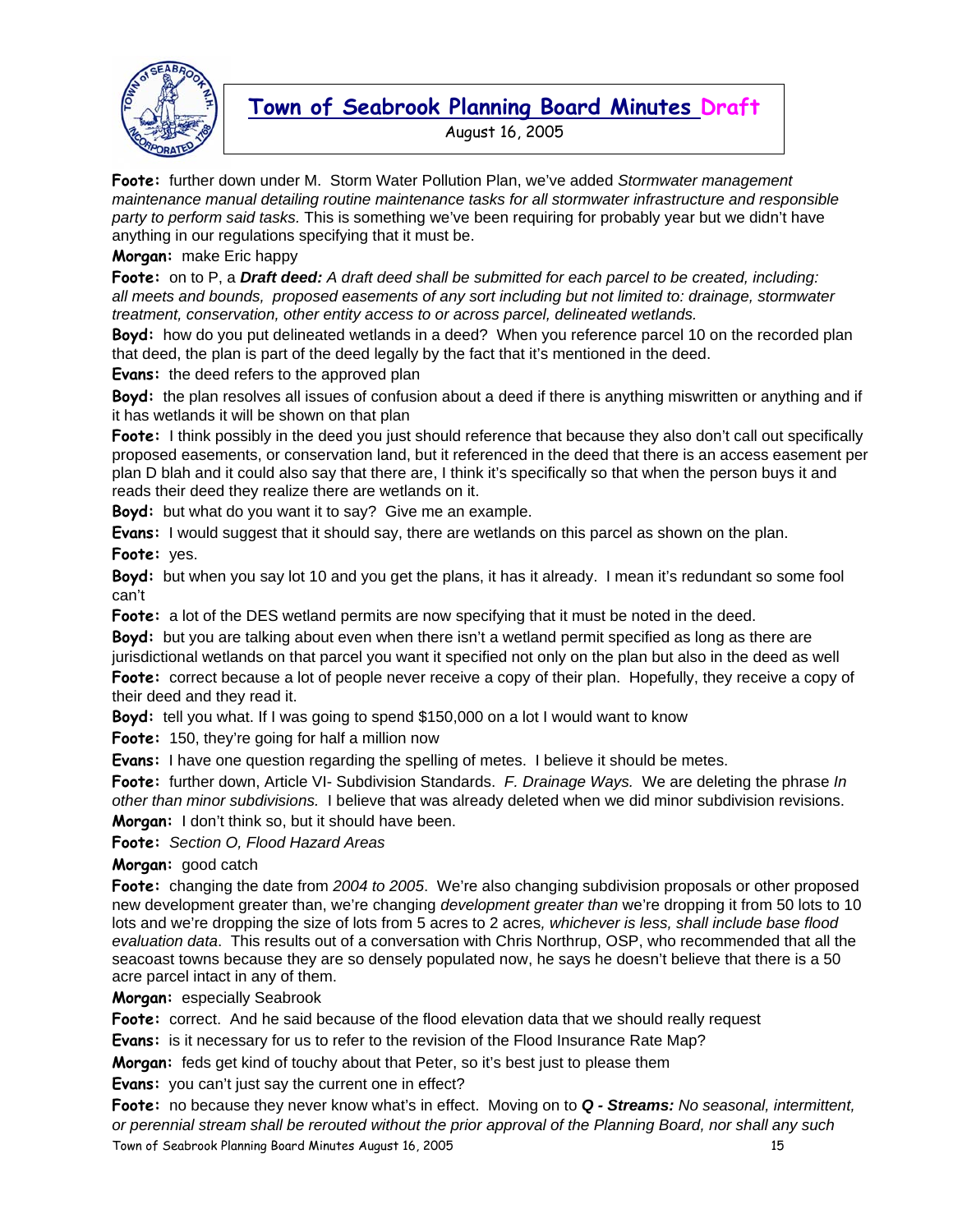**Foote:** further down under M. Storm Water Pollution Plan, we've added *Stormwater management maintenance manual detailing routine maintenance tasks for all stormwater infrastructure and responsible party to perform said tasks.* This is something we've been requiring for probably year but we didn't have anything in our regulations specifying that it must be.

**Morgan:** make Eric happy

**Foote:** on to P, a ***Draft deed:*** *A draft deed shall be submitted for each parcel to be created, including: all meets and bounds, proposed easements of any sort including but not limited to: drainage, stormwater treatment, conservation, other entity access to or across parcel, delineated wetlands.*

**Boyd:** how do you put delineated wetlands in a deed? When you reference parcel 10 on the recorded plan that deed, the plan is part of the deed legally by the fact that it's mentioned in the deed.

**Evans:** the deed refers to the approved plan

**Boyd:** the plan resolves all issues of confusion about a deed if there is anything miswritten or anything and if it has wetlands it will be shown on that plan

**Foote:** I think possibly in the deed you just should reference that because they also don't call out specifically proposed easements, or conservation land, but it referenced in the deed that there is an access easement per plan D blah and it could also say that there are, I think it's specifically so that when the person buys it and reads their deed they realize there are wetlands on it.

**Boyd:** but what do you want it to say? Give me an example.

**Evans:** I would suggest that it should say, there are wetlands on this parcel as shown on the plan.

**Foote:** yes.

**Boyd:** but when you say lot 10 and you get the plans, it has it already. I mean it's redundant so some fool can't

**Foote:** a lot of the DES wetland permits are now specifying that it must be noted in the deed.

**Boyd:** but you are talking about even when there isn't a wetland permit specified as long as there are jurisdictional wetlands on that parcel you want it specified not only on the plan but also in the deed as well

**Foote:** correct because a lot of people never receive a copy of their plan. Hopefully, they receive a copy of their deed and they read it.

**Boyd:** tell you what. If I was going to spend $150,000 on a lot I would want to know

**Foote:** 150, they're going for half a million now

**Evans:** I have one question regarding the spelling of metes. I believe it should be metes.

**Foote:** further down, Article VI- Subdivision Standards. *F. Drainage Ways.* We are deleting the phrase *In other than minor subdivisions.* I believe that was already deleted when we did minor subdivision revisions.

**Morgan:** I don't think so, but it should have been.

**Foote:** *Section O, Flood Hazard Areas*

**Morgan:** good catch

**Foote:** changing the date from *2004 to 2005*. We're also changing subdivision proposals or other proposed new development greater than, we're changing *development greater than* we're dropping it from 50 lots to 10 lots and we're dropping the size of lots from 5 acres to 2 acres*, whichever is less, shall include base flood evaluation data*. This results out of a conversation with Chris Northrup, OSP, who recommended that all the seacoast towns because they are so densely populated now, he says he doesn't believe that there is a 50 acre parcel intact in any of them.

**Morgan:** especially Seabrook

**Foote:** correct. And he said because of the flood elevation data that we should really request

**Evans:** is it necessary for us to refer to the revision of the Flood Insurance Rate Map?

**Morgan:** feds get kind of touchy about that Peter, so it's best just to please them

**Evans:** you can't just say the current one in effect?

**Foote:** no because they never know what's in effect. Moving on to ***Q - Streams:*** *No seasonal, intermittent, or perennial stream shall be rerouted without the prior approval of the Planning Board, nor shall any such*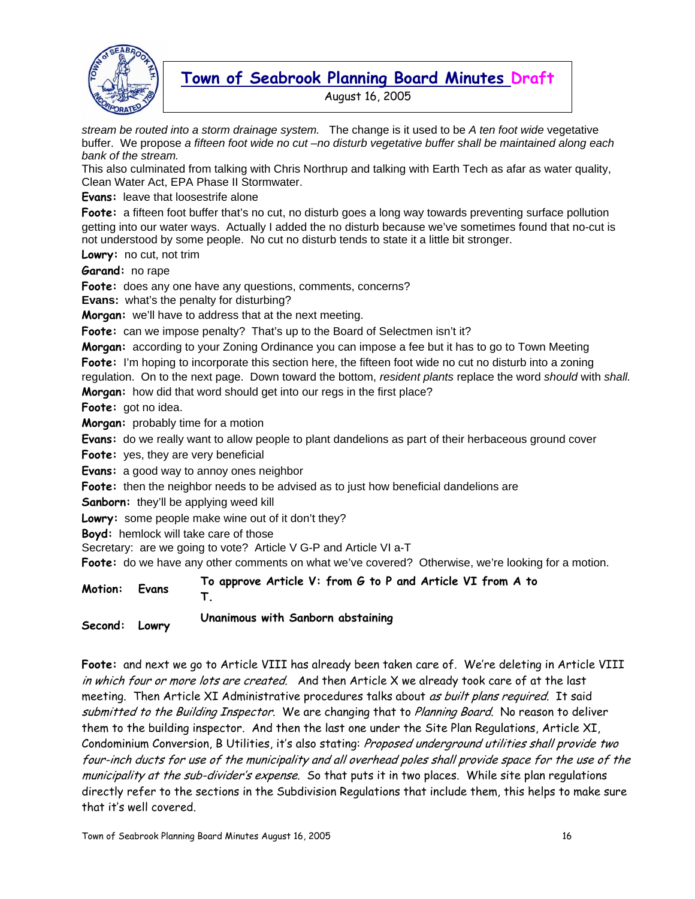*stream be routed into a storm drainage system.* The change is it used to be *A ten foot wide* vegetative buffer. We propose *a fifteen foot wide no cut –no disturb vegetative buffer shall be maintained along each bank of the stream.*
This also culminated from talking with Chris Northrup and talking with Earth Tech as afar as water quality, Clean Water Act, EPA Phase II Stormwater.

**Evans:** leave that loosestrife alone

**Foote:** a fifteen foot buffer that's no cut, no disturb goes a long way towards preventing surface pollution getting into our water ways. Actually I added the no disturb because we've sometimes found that no-cut is not understood by some people. No cut no disturb tends to state it a little bit stronger.

**Lowry:** no cut, not trim

**Garand:** no rape

**Foote:** does any one have any questions, comments, concerns?

**Evans:** what's the penalty for disturbing?

**Morgan:** we'll have to address that at the next meeting.

**Foote:** can we impose penalty? That's up to the Board of Selectmen isn't it?

**Morgan:** according to your Zoning Ordinance you can impose a fee but it has to go to Town Meeting

**Foote:** I'm hoping to incorporate this section here, the fifteen foot wide no cut no disturb into a zoning regulation. On to the next page. Down toward the bottom, *resident plants* replace the word *should* with *shall.*

**Morgan:** how did that word should get into our regs in the first place?

**Foote:** got no idea.

**Morgan:** probably time for a motion

**Evans:** do we really want to allow people to plant dandelions as part of their herbaceous ground cover

**Foote:** yes, they are very beneficial

**Evans:** a good way to annoy ones neighbor

**Foote:** then the neighbor needs to be advised as to just how beneficial dandelions are

**Sanborn:** they'll be applying weed kill

**Lowry:** some people make wine out of it don't they?

**Boyd:** hemlock will take care of those

Secretary: are we going to vote? Article V G-P and Article VI a-T

**Foote:** do we have any other comments on what we've covered? Otherwise, we're looking for a motion.

| | | |
|---|---|---|
| **Motion:** | **Evans** | **To approve Article V: from G to P and Article VI from A to T.** |
| **Second:** | **Lowry** | **Unanimous with Sanborn abstaining** |

**Foote:** and next we go to Article VIII has already been taken care of. We're deleting in Article VIII *in which four or more lots are created.* And then Article X we already took care of at the last meeting. Then Article XI Administrative procedures talks about *as built plans required.* It said *submitted to the Building Inspector.* We are changing that to *Planning Board.* No reason to deliver them to the building inspector. And then the last one under the Site Plan Regulations, Article XI, Condominium Conversion, B Utilities, it's also stating: *Proposed underground utilities shall provide two four-inch ducts for use of the municipality and all overhead poles shall provide space for the use of the municipality at the sub-divider's expense.* So that puts it in two places. While site plan regulations directly refer to the sections in the Subdivision Regulations that include them, this helps to make sure that it's well covered.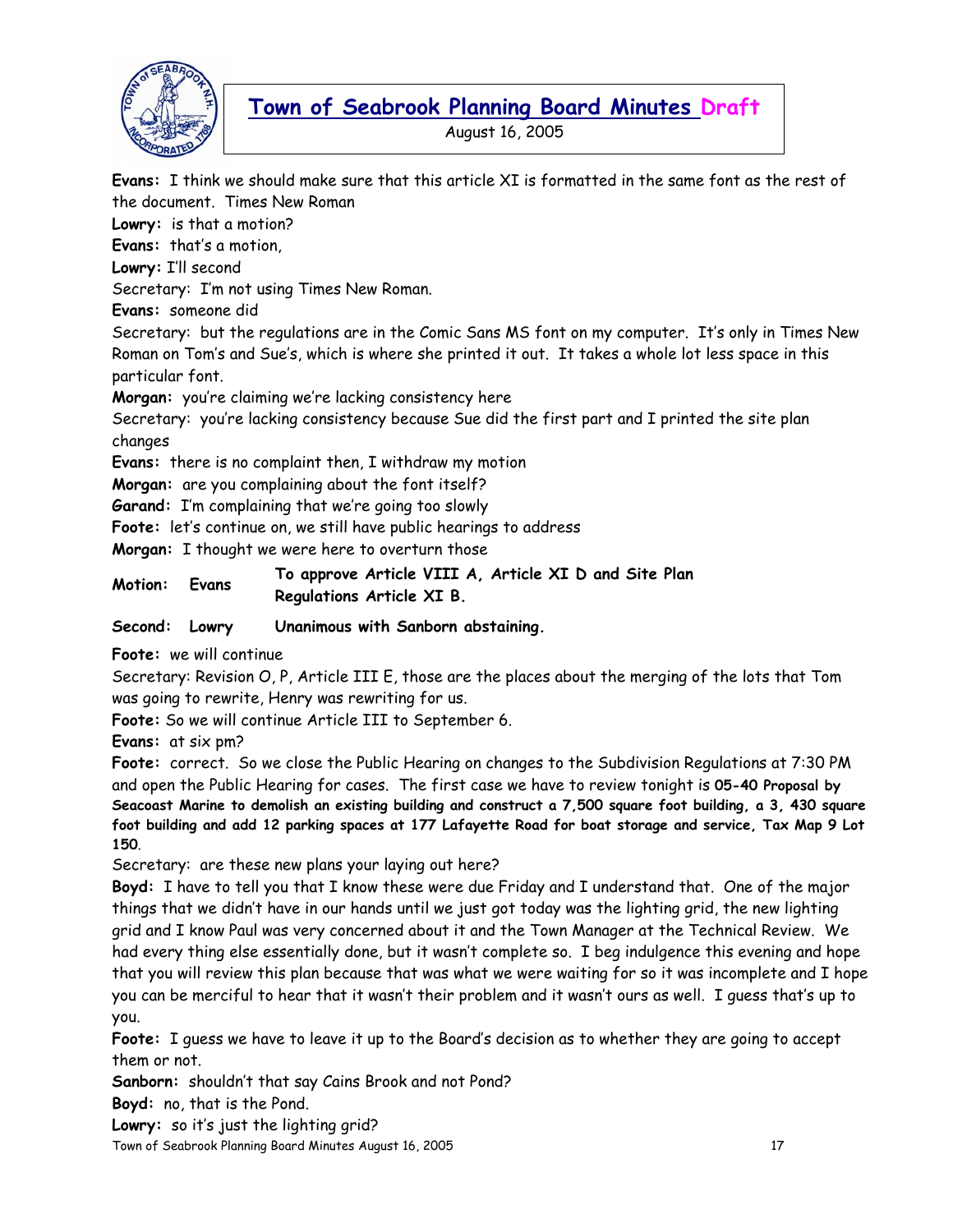**Evans:** I think we should make sure that this article XI is formatted in the same font as the rest of the document. Times New Roman

**Lowry:** is that a motion?

**Evans:** that's a motion,

**Lowry:** I'll second

Secretary: I'm not using Times New Roman.

**Evans:** someone did

Secretary: but the regulations are in the Comic Sans MS font on my computer. It's only in Times New Roman on Tom's and Sue's, which is where she printed it out. It takes a whole lot less space in this particular font.

**Morgan:** you're claiming we're lacking consistency here

Secretary: you're lacking consistency because Sue did the first part and I printed the site plan changes

**Evans:** there is no complaint then, I withdraw my motion

**Morgan:** are you complaining about the font itself?

**Garand:** I'm complaining that we're going too slowly

**Foote:** let's continue on, we still have public hearings to address

**Morgan:** I thought we were here to overturn those

| | | |
|---|---|---|
| **Motion:** | **Evans** | **To approve Article VIII A, Article XI D and Site Plan Regulations Article XI B.** |
| **Second:** | **Lowry** | **Unanimous with Sanborn abstaining.** |

**Foote:** we will continue

Secretary: Revision O, P, Article III E, those are the places about the merging of the lots that Tom was going to rewrite, Henry was rewriting for us.

**Foote:** So we will continue Article III to September 6.

**Evans:** at six pm?

**Foote:** correct. So we close the Public Hearing on changes to the Subdivision Regulations at 7:30 PM and open the Public Hearing for cases. The first case we have to review tonight is **05-40 Proposal by Seacoast Marine to demolish an existing building and construct a 7,500 square foot building, a 3, 430 square foot building and add 12 parking spaces at 177 Lafayette Road for boat storage and service, Tax Map 9 Lot 150**.

Secretary: are these new plans your laying out here?

**Boyd:** I have to tell you that I know these were due Friday and I understand that. One of the major things that we didn't have in our hands until we just got today was the lighting grid, the new lighting grid and I know Paul was very concerned about it and the Town Manager at the Technical Review. We had every thing else essentially done, but it wasn't complete so. I beg indulgence this evening and hope that you will review this plan because that was what we were waiting for so it was incomplete and I hope you can be merciful to hear that it wasn't their problem and it wasn't ours as well. I guess that's up to you.

**Foote:** I guess we have to leave it up to the Board's decision as to whether they are going to accept them or not.

**Sanborn:** shouldn't that say Cains Brook and not Pond?

**Boyd:** no, that is the Pond.

**Lowry:** so it's just the lighting grid?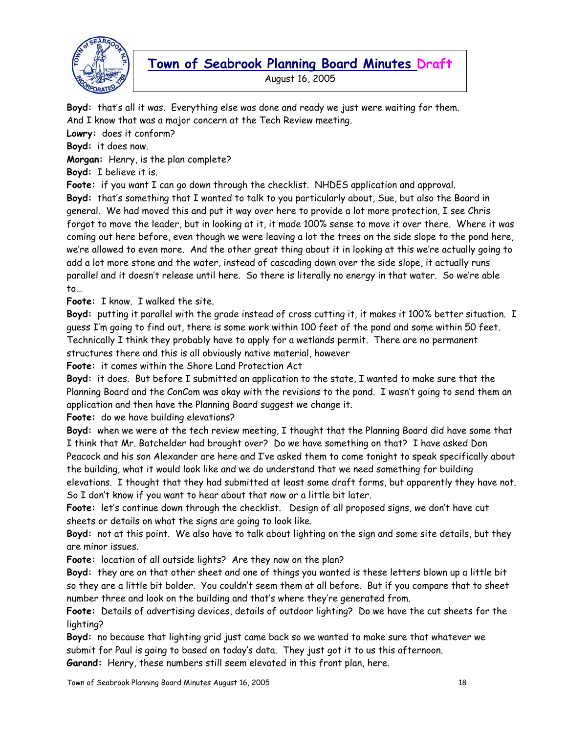**Boyd:** that's all it was. Everything else was done and ready we just were waiting for them. And I know that was a major concern at the Tech Review meeting.

**Lowry:** does it conform?

**Boyd:** it does now.

**Morgan:** Henry, is the plan complete?

**Boyd:** I believe it is.

**Foote:** if you want I can go down through the checklist. NHDES application and approval.

**Boyd:** that's something that I wanted to talk to you particularly about, Sue, but also the Board in general. We had moved this and put it way over here to provide a lot more protection, I see Chris forgot to move the leader, but in looking at it, it made 100% sense to move it over there. Where it was coming out here before, even though we were leaving a lot the trees on the side slope to the pond here, we're allowed to even more. And the other great thing about it in looking at this we're actually going to add a lot more stone and the water, instead of cascading down over the side slope, it actually runs parallel and it doesn't release until here. So there is literally no energy in that water. So we're able to…

**Foote:** I know. I walked the site.

**Boyd:** putting it parallel with the grade instead of cross cutting it, it makes it 100% better situation. I guess I'm going to find out, there is some work within 100 feet of the pond and some within 50 feet. Technically I think they probably have to apply for a wetlands permit. There are no permanent structures there and this is all obviously native material, however

**Foote:** it comes within the Shore Land Protection Act

**Boyd:** it does. But before I submitted an application to the state, I wanted to make sure that the Planning Board and the ConCom was okay with the revisions to the pond. I wasn't going to send them an application and then have the Planning Board suggest we change it.

**Foote:** do we have building elevations?

**Boyd:** when we were at the tech review meeting, I thought that the Planning Board did have some that I think that Mr. Batchelder had brought over? Do we have something on that? I have asked Don Peacock and his son Alexander are here and I've asked them to come tonight to speak specifically about the building, what it would look like and we do understand that we need something for building elevations. I thought that they had submitted at least some draft forms, but apparently they have not. So I don't know if you want to hear about that now or a little bit later.

**Foote:** let's continue down through the checklist. Design of all proposed signs, we don't have cut sheets or details on what the signs are going to look like.

**Boyd:** not at this point. We also have to talk about lighting on the sign and some site details, but they are minor issues.

**Foote:** location of all outside lights? Are they now on the plan?

**Boyd:** they are on that other sheet and one of things you wanted is these letters blown up a little bit so they are a little bit bolder. You couldn't seem them at all before. But if you compare that to sheet number three and look on the building and that's where they're generated from.

**Foote:** Details of advertising devices, details of outdoor lighting? Do we have the cut sheets for the lighting?

**Boyd:** no because that lighting grid just came back so we wanted to make sure that whatever we submit for Paul is going to based on today's data. They just got it to us this afternoon.

**Garand:** Henry, these numbers still seem elevated in this front plan, here.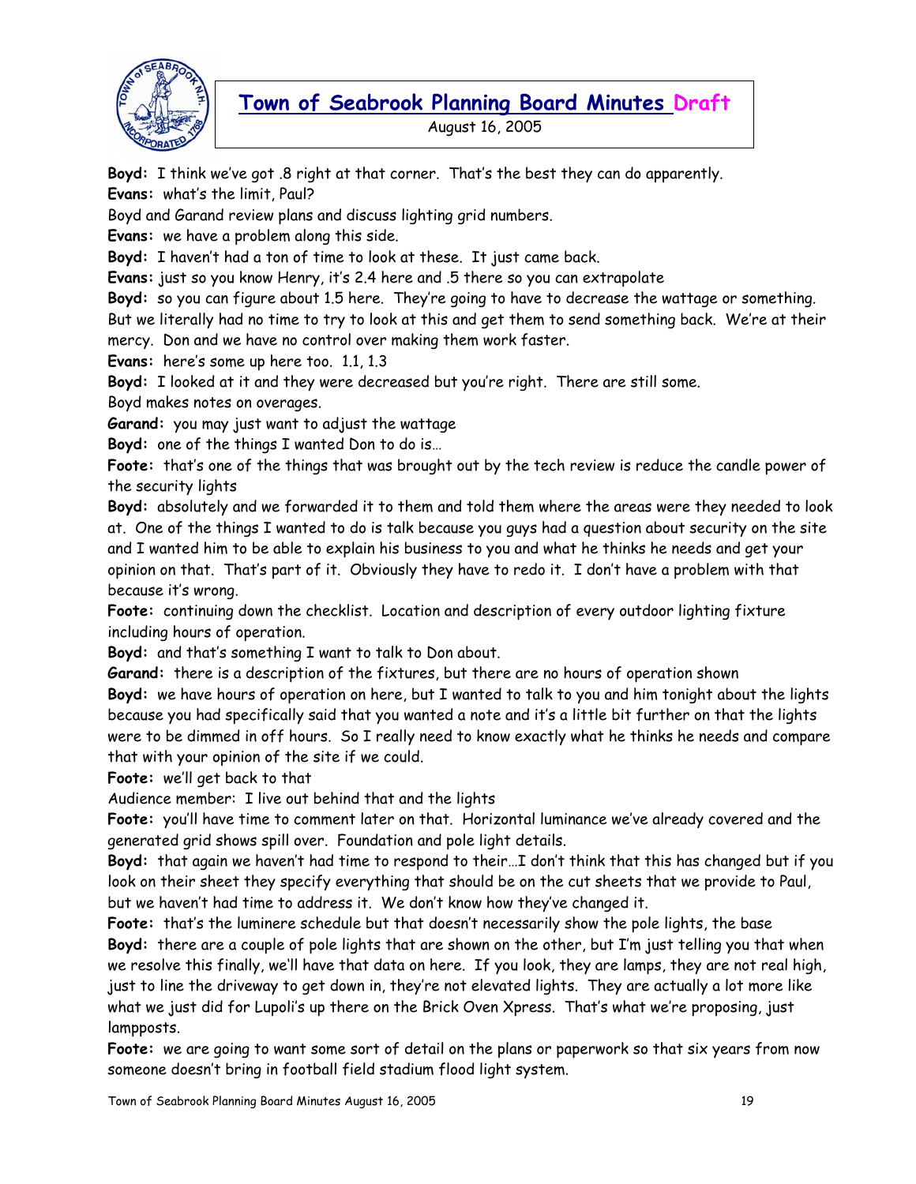**Boyd:** I think we've got .8 right at that corner. That's the best they can do apparently.

**Evans:** what's the limit, Paul?

Boyd and Garand review plans and discuss lighting grid numbers.

**Evans:** we have a problem along this side.

**Boyd:** I haven't had a ton of time to look at these. It just came back.

**Evans:** just so you know Henry, it's 2.4 here and .5 there so you can extrapolate

**Boyd:** so you can figure about 1.5 here. They're going to have to decrease the wattage or something. But we literally had no time to try to look at this and get them to send something back. We're at their mercy. Don and we have no control over making them work faster.

**Evans:** here's some up here too. 1.1, 1.3

**Boyd:** I looked at it and they were decreased but you're right. There are still some.

Boyd makes notes on overages.

**Garand:** you may just want to adjust the wattage

**Boyd:** one of the things I wanted Don to do is…

**Foote:** that's one of the things that was brought out by the tech review is reduce the candle power of the security lights

**Boyd:** absolutely and we forwarded it to them and told them where the areas were they needed to look at. One of the things I wanted to do is talk because you guys had a question about security on the site and I wanted him to be able to explain his business to you and what he thinks he needs and get your opinion on that. That's part of it. Obviously they have to redo it. I don't have a problem with that because it's wrong.

**Foote:** continuing down the checklist. Location and description of every outdoor lighting fixture including hours of operation.

**Boyd:** and that's something I want to talk to Don about.

**Garand:** there is a description of the fixtures, but there are no hours of operation shown

**Boyd:** we have hours of operation on here, but I wanted to talk to you and him tonight about the lights because you had specifically said that you wanted a note and it's a little bit further on that the lights were to be dimmed in off hours. So I really need to know exactly what he thinks he needs and compare that with your opinion of the site if we could.

**Foote:** we'll get back to that

Audience member: I live out behind that and the lights

**Foote:** you'll have time to comment later on that. Horizontal luminance we've already covered and the generated grid shows spill over. Foundation and pole light details.

**Boyd:** that again we haven't had time to respond to their…I don't think that this has changed but if you look on their sheet they specify everything that should be on the cut sheets that we provide to Paul, but we haven't had time to address it. We don't know how they've changed it.

**Foote:** that's the luminere schedule but that doesn't necessarily show the pole lights, the base

**Boyd:** there are a couple of pole lights that are shown on the other, but I'm just telling you that when we resolve this finally, we'll have that data on here. If you look, they are lamps, they are not real high, just to line the driveway to get down in, they're not elevated lights. They are actually a lot more like what we just did for Lupoli's up there on the Brick Oven Xpress. That's what we're proposing, just lampposts.

**Foote:** we are going to want some sort of detail on the plans or paperwork so that six years from now someone doesn't bring in football field stadium flood light system.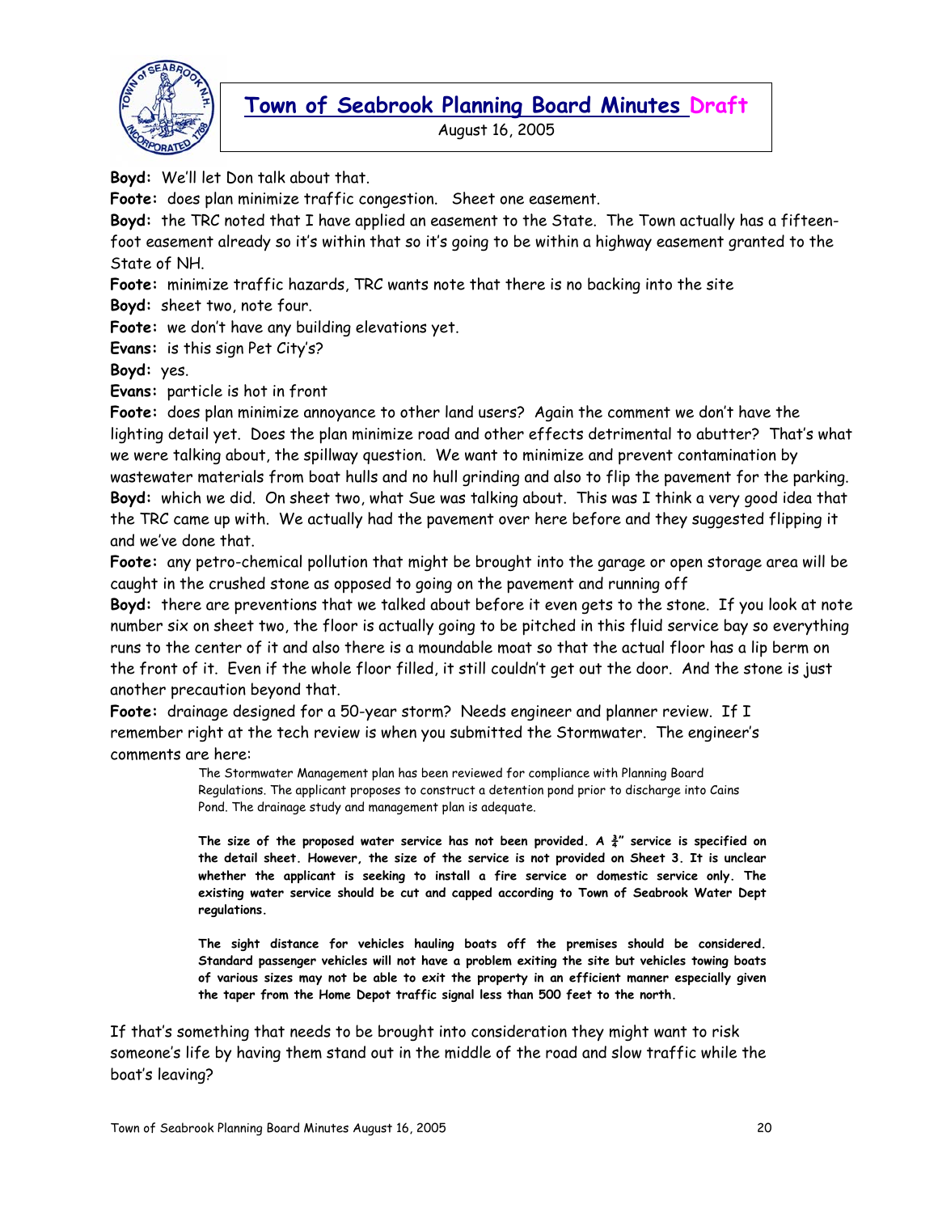**Boyd:** We'll let Don talk about that.

**Foote:** does plan minimize traffic congestion. Sheet one easement.

**Boyd:** the TRC noted that I have applied an easement to the State. The Town actually has a fifteen-foot easement already so it's within that so it's going to be within a highway easement granted to the State of NH.

**Foote:** minimize traffic hazards, TRC wants note that there is no backing into the site

**Boyd:** sheet two, note four.

**Foote:** we don't have any building elevations yet.

**Evans:** is this sign Pet City's?

**Boyd:** yes.

**Evans:** particle is hot in front

**Foote:** does plan minimize annoyance to other land users? Again the comment we don't have the lighting detail yet. Does the plan minimize road and other effects detrimental to abutter? That's what we were talking about, the spillway question. We want to minimize and prevent contamination by wastewater materials from boat hulls and no hull grinding and also to flip the pavement for the parking.

**Boyd:** which we did. On sheet two, what Sue was talking about. This was I think a very good idea that the TRC came up with. We actually had the pavement over here before and they suggested flipping it and we've done that.

**Foote:** any petro-chemical pollution that might be brought into the garage or open storage area will be caught in the crushed stone as opposed to going on the pavement and running off

**Boyd:** there are preventions that we talked about before it even gets to the stone. If you look at note number six on sheet two, the floor is actually going to be pitched in this fluid service bay so everything runs to the center of it and also there is a moundable moat so that the actual floor has a lip berm on the front of it. Even if the whole floor filled, it still couldn't get out the door. And the stone is just another precaution beyond that.

**Foote:** drainage designed for a 50-year storm? Needs engineer and planner review. If I remember right at the tech review is when you submitted the Stormwater. The engineer's comments are here:

> The Stormwater Management plan has been reviewed for compliance with Planning Board Regulations. The applicant proposes to construct a detention pond prior to discharge into Cains Pond. The drainage study and management plan is adequate.
>
> **The size of the proposed water service has not been provided. A ¾" service is specified on the detail sheet. However, the size of the service is not provided on Sheet 3. It is unclear whether the applicant is seeking to install a fire service or domestic service only. The existing water service should be cut and capped according to Town of Seabrook Water Dept regulations.**
>
> **The sight distance for vehicles hauling boats off the premises should be considered. Standard passenger vehicles will not have a problem exiting the site but vehicles towing boats of various sizes may not be able to exit the property in an efficient manner especially given the taper from the Home Depot traffic signal less than 500 feet to the north.**

If that's something that needs to be brought into consideration they might want to risk someone's life by having them stand out in the middle of the road and slow traffic while the boat's leaving?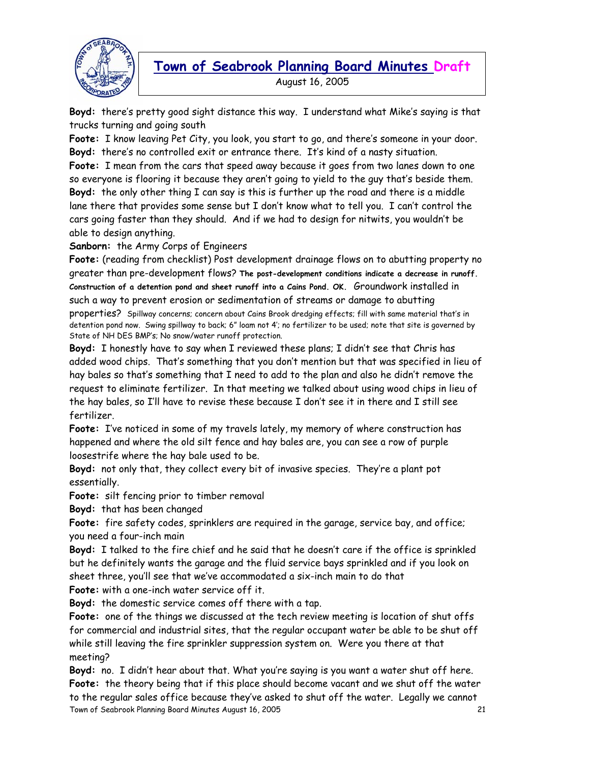**Boyd:** there's pretty good sight distance this way. I understand what Mike's saying is that trucks turning and going south

**Foote:** I know leaving Pet City, you look, you start to go, and there's someone in your door.

**Boyd:** there's no controlled exit or entrance there. It's kind of a nasty situation.

**Foote:** I mean from the cars that speed away because it goes from two lanes down to one so everyone is flooring it because they aren't going to yield to the guy that's beside them.

**Boyd:** the only other thing I can say is this is further up the road and there is a middle lane there that provides some sense but I don't know what to tell you. I can't control the cars going faster than they should. And if we had to design for nitwits, you wouldn't be able to design anything.

**Sanborn:** the Army Corps of Engineers

**Foote:** (reading from checklist) Post development drainage flows on to abutting property no greater than pre-development flows? **The post-development conditions indicate a decrease in runoff. Construction of a detention pond and sheet runoff into a Cains Pond. OK.** Groundwork installed in such a way to prevent erosion or sedimentation of streams or damage to abutting properties? Spillway concerns; concern about Cains Brook dredging effects; fill with same material that's in detention pond now. Swing spillway to back; 6" loam not 4'; no fertilizer to be used; note that site is governed by State of NH DES BMP's; No snow/water runoff protection.

**Boyd:** I honestly have to say when I reviewed these plans; I didn't see that Chris has added wood chips. That's something that you don't mention but that was specified in lieu of hay bales so that's something that I need to add to the plan and also he didn't remove the request to eliminate fertilizer. In that meeting we talked about using wood chips in lieu of the hay bales, so I'll have to revise these because I don't see it in there and I still see fertilizer.

**Foote:** I've noticed in some of my travels lately, my memory of where construction has happened and where the old silt fence and hay bales are, you can see a row of purple loosestrife where the hay bale used to be.

**Boyd:** not only that, they collect every bit of invasive species. They're a plant pot essentially.

**Foote:** silt fencing prior to timber removal

**Boyd:** that has been changed

**Foote:** fire safety codes, sprinklers are required in the garage, service bay, and office; you need a four-inch main

**Boyd:** I talked to the fire chief and he said that he doesn't care if the office is sprinkled but he definitely wants the garage and the fluid service bays sprinkled and if you look on sheet three, you'll see that we've accommodated a six-inch main to do that

**Foote:** with a one-inch water service off it.

**Boyd:** the domestic service comes off there with a tap.

**Foote:** one of the things we discussed at the tech review meeting is location of shut offs for commercial and industrial sites, that the regular occupant water be able to be shut off while still leaving the fire sprinkler suppression system on. Were you there at that meeting?

**Boyd:** no. I didn't hear about that. What you're saying is you want a water shut off here.

**Foote:** the theory being that if this place should become vacant and we shut off the water to the regular sales office because they've asked to shut off the water. Legally we cannot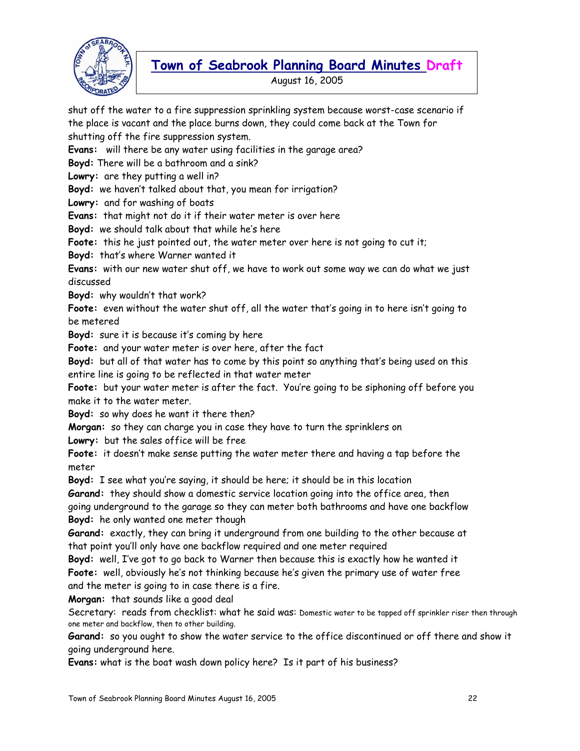shut off the water to a fire suppression sprinkling system because worst-case scenario if the place is vacant and the place burns down, they could come back at the Town for shutting off the fire suppression system.

**Evans:** will there be any water using facilities in the garage area?

**Boyd:** There will be a bathroom and a sink?

**Lowry:** are they putting a well in?

**Boyd:** we haven't talked about that, you mean for irrigation?

**Lowry:** and for washing of boats

**Evans:** that might not do it if their water meter is over here

**Boyd:** we should talk about that while he's here

**Foote:** this he just pointed out, the water meter over here is not going to cut it;

**Boyd:** that's where Warner wanted it

**Evans:** with our new water shut off, we have to work out some way we can do what we just discussed

**Boyd:** why wouldn't that work?

**Foote:** even without the water shut off, all the water that's going in to here isn't going to be metered

**Boyd:** sure it is because it's coming by here

**Foote:** and your water meter is over here, after the fact

**Boyd:** but all of that water has to come by this point so anything that's being used on this entire line is going to be reflected in that water meter

**Foote:** but your water meter is after the fact. You're going to be siphoning off before you make it to the water meter.

**Boyd:** so why does he want it there then?

**Morgan:** so they can charge you in case they have to turn the sprinklers on

**Lowry:** but the sales office will be free

**Foote:** it doesn't make sense putting the water meter there and having a tap before the meter

**Boyd:** I see what you're saying, it should be here; it should be in this location

**Garand:** they should show a domestic service location going into the office area, then going underground to the garage so they can meter both bathrooms and have one backflow

**Boyd:** he only wanted one meter though

**Garand:** exactly, they can bring it underground from one building to the other because at that point you'll only have one backflow required and one meter required

**Boyd:** well, I've got to go back to Warner then because this is exactly how he wanted it

**Foote:** well, obviously he's not thinking because he's given the primary use of water free and the meter is going to in case there is a fire.

**Morgan:** that sounds like a good deal

Secretary: reads from checklist: what he said was: Domestic water to be tapped off sprinkler riser then through one meter and backflow, then to other building.

**Garand:** so you ought to show the water service to the office discontinued or off there and show it going underground here.

**Evans:** what is the boat wash down policy here? Is it part of his business?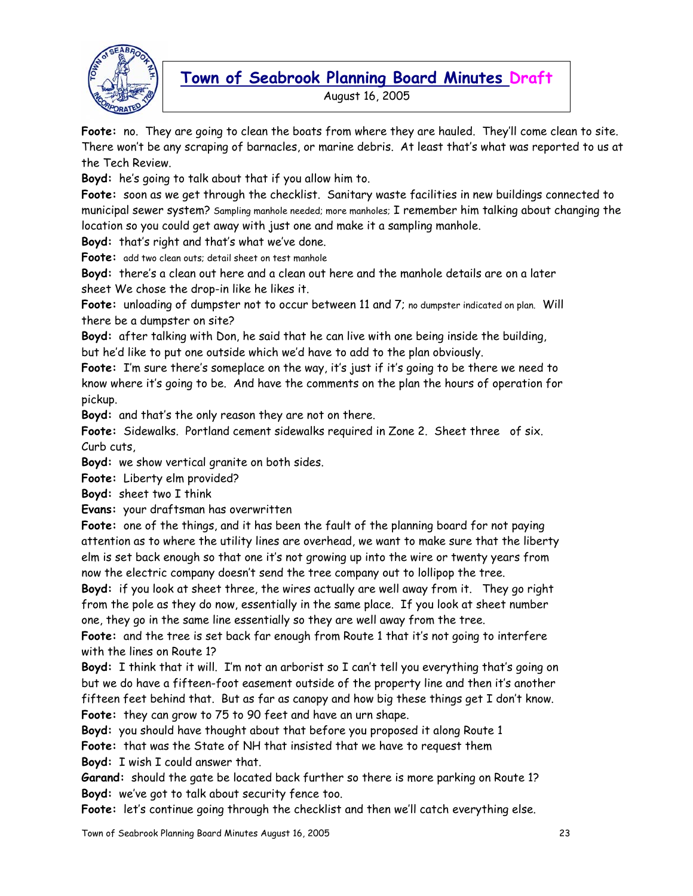**Foote:** no. They are going to clean the boats from where they are hauled. They'll come clean to site. There won't be any scraping of barnacles, or marine debris. At least that's what was reported to us at the Tech Review.

**Boyd:** he's going to talk about that if you allow him to.

**Foote:** soon as we get through the checklist. Sanitary waste facilities in new buildings connected to municipal sewer system? Sampling manhole needed; more manholes; I remember him talking about changing the location so you could get away with just one and make it a sampling manhole.

**Boyd:** that's right and that's what we've done.

**Foote:** add two clean outs; detail sheet on test manhole

**Boyd:** there's a clean out here and a clean out here and the manhole details are on a later sheet We chose the drop-in like he likes it.

**Foote:** unloading of dumpster not to occur between 11 and 7; no dumpster indicated on plan. Will there be a dumpster on site?

**Boyd:** after talking with Don, he said that he can live with one being inside the building, but he'd like to put one outside which we'd have to add to the plan obviously.

**Foote:** I'm sure there's someplace on the way, it's just if it's going to be there we need to know where it's going to be. And have the comments on the plan the hours of operation for pickup.

**Boyd:** and that's the only reason they are not on there.

**Foote:** Sidewalks. Portland cement sidewalks required in Zone 2. Sheet three of six. Curb cuts,

**Boyd:** we show vertical granite on both sides.

**Foote:** Liberty elm provided?

**Boyd:** sheet two I think

**Evans:** your draftsman has overwritten

**Foote:** one of the things, and it has been the fault of the planning board for not paying attention as to where the utility lines are overhead, we want to make sure that the liberty elm is set back enough so that one it's not growing up into the wire or twenty years from now the electric company doesn't send the tree company out to lollipop the tree.

**Boyd:** if you look at sheet three, the wires actually are well away from it. They go right from the pole as they do now, essentially in the same place. If you look at sheet number one, they go in the same line essentially so they are well away from the tree.

**Foote:** and the tree is set back far enough from Route 1 that it's not going to interfere with the lines on Route 1?

**Boyd:** I think that it will. I'm not an arborist so I can't tell you everything that's going on but we do have a fifteen-foot easement outside of the property line and then it's another fifteen feet behind that. But as far as canopy and how big these things get I don't know.

**Foote:** they can grow to 75 to 90 feet and have an urn shape.

**Boyd:** you should have thought about that before you proposed it along Route 1

**Foote:** that was the State of NH that insisted that we have to request them

**Boyd:** I wish I could answer that.

**Garand:** should the gate be located back further so there is more parking on Route 1?

**Boyd:** we've got to talk about security fence too.

**Foote:** let's continue going through the checklist and then we'll catch everything else.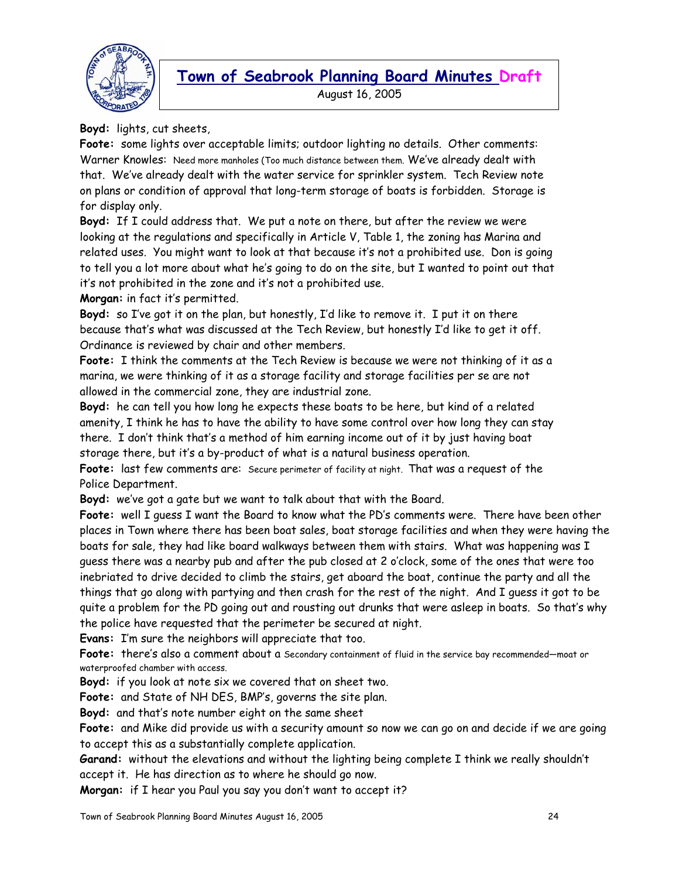**Boyd:** lights, cut sheets,

**Foote:** some lights over acceptable limits; outdoor lighting no details. Other comments: Warner Knowles: Need more manholes (Too much distance between them. We've already dealt with that. We've already dealt with the water service for sprinkler system. Tech Review note on plans or condition of approval that long-term storage of boats is forbidden. Storage is for display only.

**Boyd:** If I could address that. We put a note on there, but after the review we were looking at the regulations and specifically in Article V, Table 1, the zoning has Marina and related uses. You might want to look at that because it's not a prohibited use. Don is going to tell you a lot more about what he's going to do on the site, but I wanted to point out that it's not prohibited in the zone and it's not a prohibited use.

**Morgan:** in fact it's permitted.

**Boyd:** so I've got it on the plan, but honestly, I'd like to remove it. I put it on there because that's what was discussed at the Tech Review, but honestly I'd like to get it off. Ordinance is reviewed by chair and other members.

**Foote:** I think the comments at the Tech Review is because we were not thinking of it as a marina, we were thinking of it as a storage facility and storage facilities per se are not allowed in the commercial zone, they are industrial zone.

**Boyd:** he can tell you how long he expects these boats to be here, but kind of a related amenity, I think he has to have the ability to have some control over how long they can stay there. I don't think that's a method of him earning income out of it by just having boat storage there, but it's a by-product of what is a natural business operation.

**Foote:** last few comments are: Secure perimeter of facility at night. That was a request of the Police Department.

**Boyd:** we've got a gate but we want to talk about that with the Board.

**Foote:** well I guess I want the Board to know what the PD's comments were. There have been other places in Town where there has been boat sales, boat storage facilities and when they were having the boats for sale, they had like board walkways between them with stairs. What was happening was I guess there was a nearby pub and after the pub closed at 2 o'clock, some of the ones that were too inebriated to drive decided to climb the stairs, get aboard the boat, continue the party and all the things that go along with partying and then crash for the rest of the night. And I guess it got to be quite a problem for the PD going out and rousting out drunks that were asleep in boats. So that's why the police have requested that the perimeter be secured at night.

**Evans:** I'm sure the neighbors will appreciate that too.

**Foote:** there's also a comment about a Secondary containment of fluid in the service bay recommended—moat or waterproofed chamber with access.

**Boyd:** if you look at note six we covered that on sheet two.

**Foote:** and State of NH DES, BMP's, governs the site plan.

**Boyd:** and that's note number eight on the same sheet

**Foote:** and Mike did provide us with a security amount so now we can go on and decide if we are going to accept this as a substantially complete application.

**Garand:** without the elevations and without the lighting being complete I think we really shouldn't accept it. He has direction as to where he should go now.

**Morgan:** if I hear you Paul you say you don't want to accept it?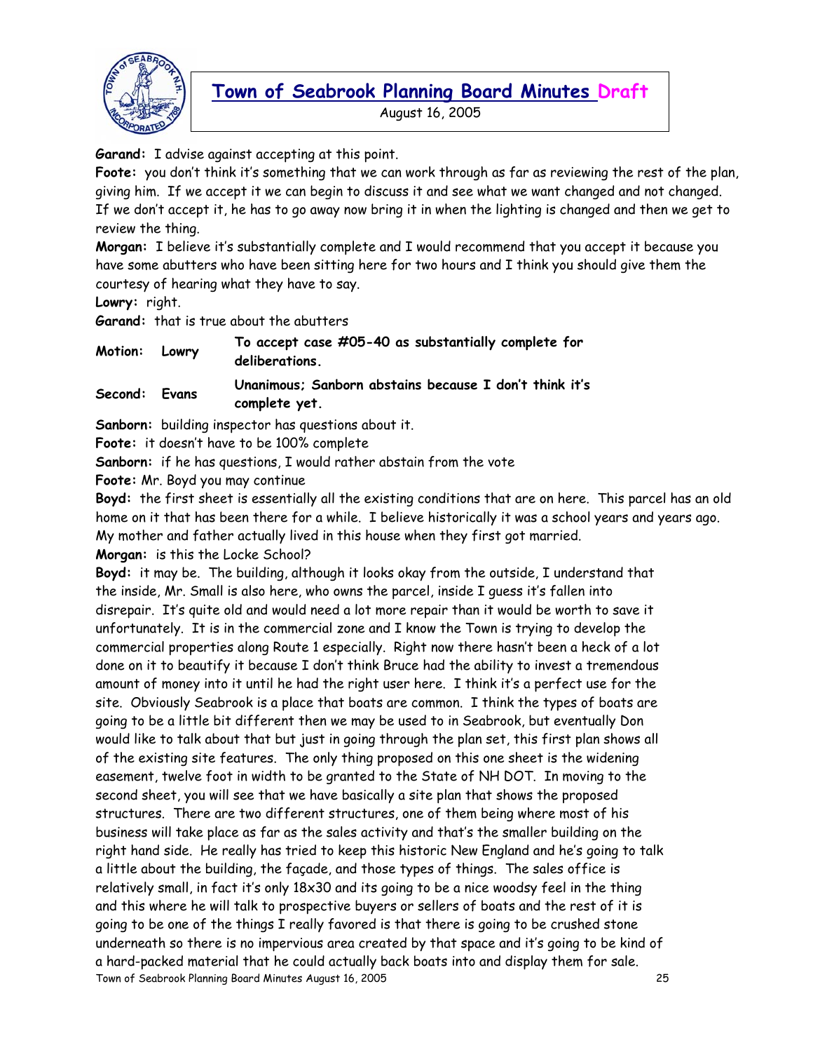**Garand:** I advise against accepting at this point.

**Foote:** you don't think it's something that we can work through as far as reviewing the rest of the plan, giving him. If we accept it we can begin to discuss it and see what we want changed and not changed. If we don't accept it, he has to go away now bring it in when the lighting is changed and then we get to review the thing.

**Morgan:** I believe it's substantially complete and I would recommend that you accept it because you have some abutters who have been sitting here for two hours and I think you should give them the courtesy of hearing what they have to say.

**Lowry:** right.

**Garand:** that is true about the abutters

| | | |
|---|---|---|
| **Motion:** | **Lowry** | **To accept case #05-40 as substantially complete for deliberations.** |
| **Second:** | **Evans** | **Unanimous; Sanborn abstains because I don't think it's complete yet.** |

**Sanborn:** building inspector has questions about it.

**Foote:** it doesn't have to be 100% complete

**Sanborn:** if he has questions, I would rather abstain from the vote

**Foote:** Mr. Boyd you may continue

**Boyd:** the first sheet is essentially all the existing conditions that are on here. This parcel has an old home on it that has been there for a while. I believe historically it was a school years and years ago. My mother and father actually lived in this house when they first got married.

**Morgan:** is this the Locke School?

**Boyd:** it may be. The building, although it looks okay from the outside, I understand that the inside, Mr. Small is also here, who owns the parcel, inside I guess it's fallen into disrepair. It's quite old and would need a lot more repair than it would be worth to save it unfortunately. It is in the commercial zone and I know the Town is trying to develop the commercial properties along Route 1 especially. Right now there hasn't been a heck of a lot done on it to beautify it because I don't think Bruce had the ability to invest a tremendous amount of money into it until he had the right user here. I think it's a perfect use for the site. Obviously Seabrook is a place that boats are common. I think the types of boats are going to be a little bit different then we may be used to in Seabrook, but eventually Don would like to talk about that but just in going through the plan set, this first plan shows all of the existing site features. The only thing proposed on this one sheet is the widening easement, twelve foot in width to be granted to the State of NH DOT. In moving to the second sheet, you will see that we have basically a site plan that shows the proposed structures. There are two different structures, one of them being where most of his business will take place as far as the sales activity and that's the smaller building on the right hand side. He really has tried to keep this historic New England and he's going to talk a little about the building, the façade, and those types of things. The sales office is relatively small, in fact it's only 18x30 and its going to be a nice woodsy feel in the thing and this where he will talk to prospective buyers or sellers of boats and the rest of it is going to be one of the things I really favored is that there is going to be crushed stone underneath so there is no impervious area created by that space and it's going to be kind of a hard-packed material that he could actually back boats into and display them for sale.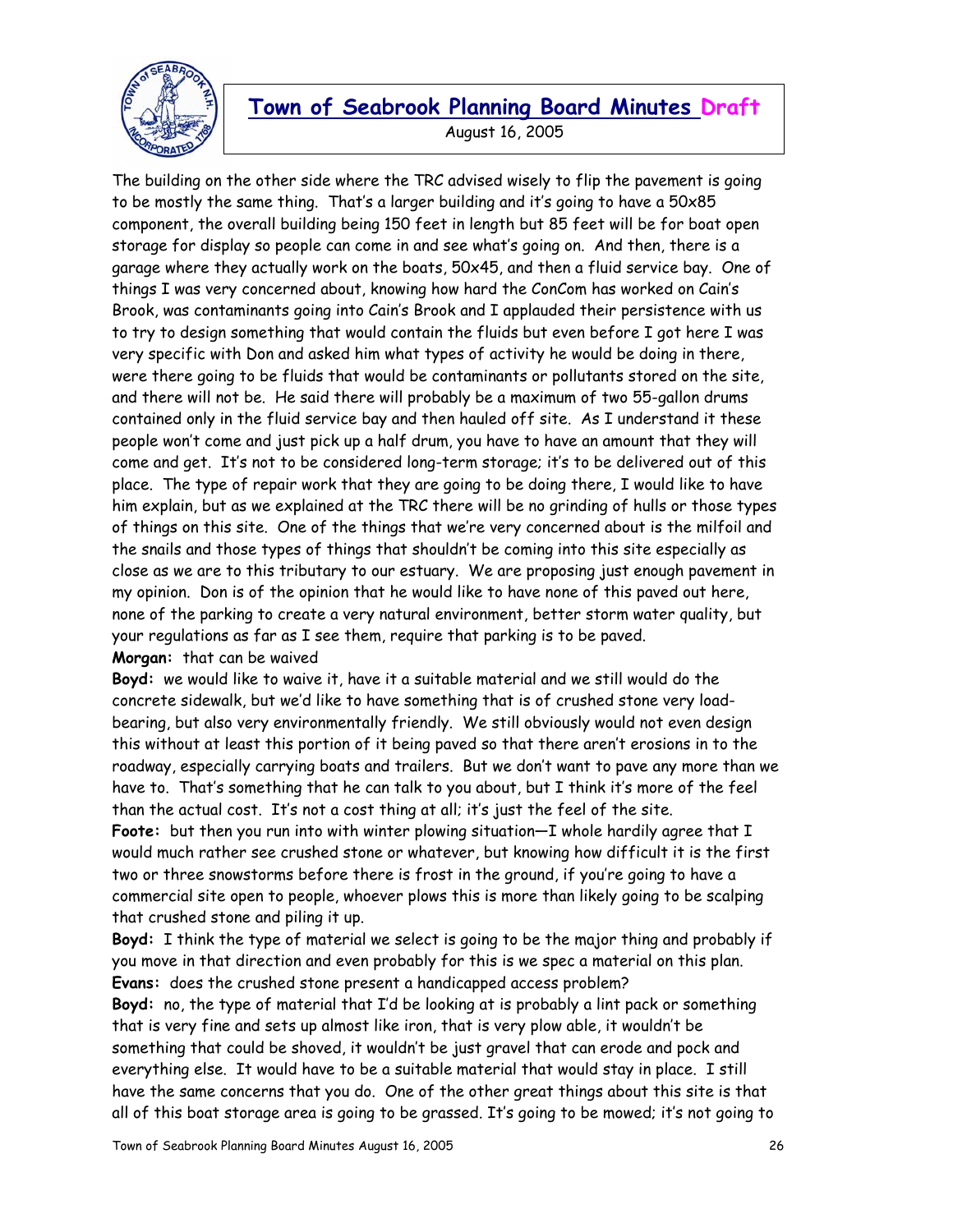The building on the other side where the TRC advised wisely to flip the pavement is going to be mostly the same thing. That's a larger building and it's going to have a 50x85 component, the overall building being 150 feet in length but 85 feet will be for boat open storage for display so people can come in and see what's going on. And then, there is a garage where they actually work on the boats, 50x45, and then a fluid service bay. One of things I was very concerned about, knowing how hard the ConCom has worked on Cain's Brook, was contaminants going into Cain's Brook and I applauded their persistence with us to try to design something that would contain the fluids but even before I got here I was very specific with Don and asked him what types of activity he would be doing in there, were there going to be fluids that would be contaminants or pollutants stored on the site, and there will not be. He said there will probably be a maximum of two 55-gallon drums contained only in the fluid service bay and then hauled off site. As I understand it these people won't come and just pick up a half drum, you have to have an amount that they will come and get. It's not to be considered long-term storage; it's to be delivered out of this place. The type of repair work that they are going to be doing there, I would like to have him explain, but as we explained at the TRC there will be no grinding of hulls or those types of things on this site. One of the things that we're very concerned about is the milfoil and the snails and those types of things that shouldn't be coming into this site especially as close as we are to this tributary to our estuary. We are proposing just enough pavement in my opinion. Don is of the opinion that he would like to have none of this paved out here, none of the parking to create a very natural environment, better storm water quality, but your regulations as far as I see them, require that parking is to be paved.

**Morgan:** that can be waived

**Boyd:** we would like to waive it, have it a suitable material and we still would do the concrete sidewalk, but we'd like to have something that is of crushed stone very load-bearing, but also very environmentally friendly. We still obviously would not even design this without at least this portion of it being paved so that there aren't erosions in to the roadway, especially carrying boats and trailers. But we don't want to pave any more than we have to. That's something that he can talk to you about, but I think it's more of the feel than the actual cost. It's not a cost thing at all; it's just the feel of the site.

**Foote:** but then you run into with winter plowing situation—I whole hardily agree that I would much rather see crushed stone or whatever, but knowing how difficult it is the first two or three snowstorms before there is frost in the ground, if you're going to have a commercial site open to people, whoever plows this is more than likely going to be scalping that crushed stone and piling it up.

**Boyd:** I think the type of material we select is going to be the major thing and probably if you move in that direction and even probably for this is we spec a material on this plan.

**Evans:** does the crushed stone present a handicapped access problem?

**Boyd:** no, the type of material that I'd be looking at is probably a lint pack or something that is very fine and sets up almost like iron, that is very plow able, it wouldn't be something that could be shoved, it wouldn't be just gravel that can erode and pock and everything else. It would have to be a suitable material that would stay in place. I still have the same concerns that you do. One of the other great things about this site is that all of this boat storage area is going to be grassed. It's going to be mowed; it's not going to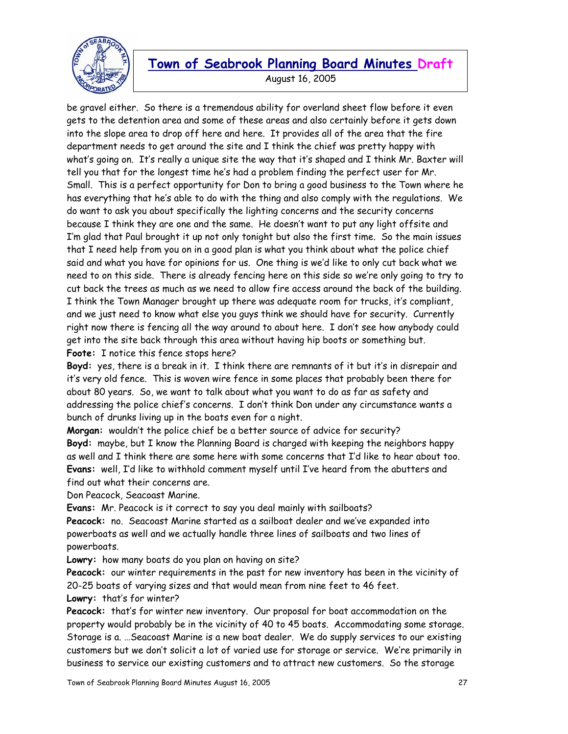be gravel either. So there is a tremendous ability for overland sheet flow before it even gets to the detention area and some of these areas and also certainly before it gets down into the slope area to drop off here and here. It provides all of the area that the fire department needs to get around the site and I think the chief was pretty happy with what's going on. It's really a unique site the way that it's shaped and I think Mr. Baxter will tell you that for the longest time he's had a problem finding the perfect user for Mr. Small. This is a perfect opportunity for Don to bring a good business to the Town where he has everything that he's able to do with the thing and also comply with the regulations. We do want to ask you about specifically the lighting concerns and the security concerns because I think they are one and the same. He doesn't want to put any light offsite and I'm glad that Paul brought it up not only tonight but also the first time. So the main issues that I need help from you on in a good plan is what you think about what the police chief said and what you have for opinions for us. One thing is we'd like to only cut back what we need to on this side. There is already fencing here on this side so we're only going to try to cut back the trees as much as we need to allow fire access around the back of the building. I think the Town Manager brought up there was adequate room for trucks, it's compliant, and we just need to know what else you guys think we should have for security. Currently right now there is fencing all the way around to about here. I don't see how anybody could get into the site back through this area without having hip boots or something but.

**Foote:** I notice this fence stops here?

**Boyd:** yes, there is a break in it. I think there are remnants of it but it's in disrepair and it's very old fence. This is woven wire fence in some places that probably been there for about 80 years. So, we want to talk about what you want to do as far as safety and addressing the police chief's concerns. I don't think Don under any circumstance wants a bunch of drunks living up in the boats even for a night.

**Morgan:** wouldn't the police chief be a better source of advice for security?

**Boyd:** maybe, but I know the Planning Board is charged with keeping the neighbors happy as well and I think there are some here with some concerns that I'd like to hear about too.

**Evans:** well, I'd like to withhold comment myself until I've heard from the abutters and find out what their concerns are.

Don Peacock, Seacoast Marine.

**Evans:** Mr. Peacock is it correct to say you deal mainly with sailboats?

**Peacock:** no. Seacoast Marine started as a sailboat dealer and we've expanded into powerboats as well and we actually handle three lines of sailboats and two lines of powerboats.

**Lowry:** how many boats do you plan on having on site?

**Peacock:** our winter requirements in the past for new inventory has been in the vicinity of 20-25 boats of varying sizes and that would mean from nine feet to 46 feet.

**Lowry:** that's for winter?

**Peacock:** that's for winter new inventory. Our proposal for boat accommodation on the property would probably be in the vicinity of 40 to 45 boats. Accommodating some storage. Storage is a. …Seacoast Marine is a new boat dealer. We do supply services to our existing customers but we don't solicit a lot of varied use for storage or service. We're primarily in business to service our existing customers and to attract new customers. So the storage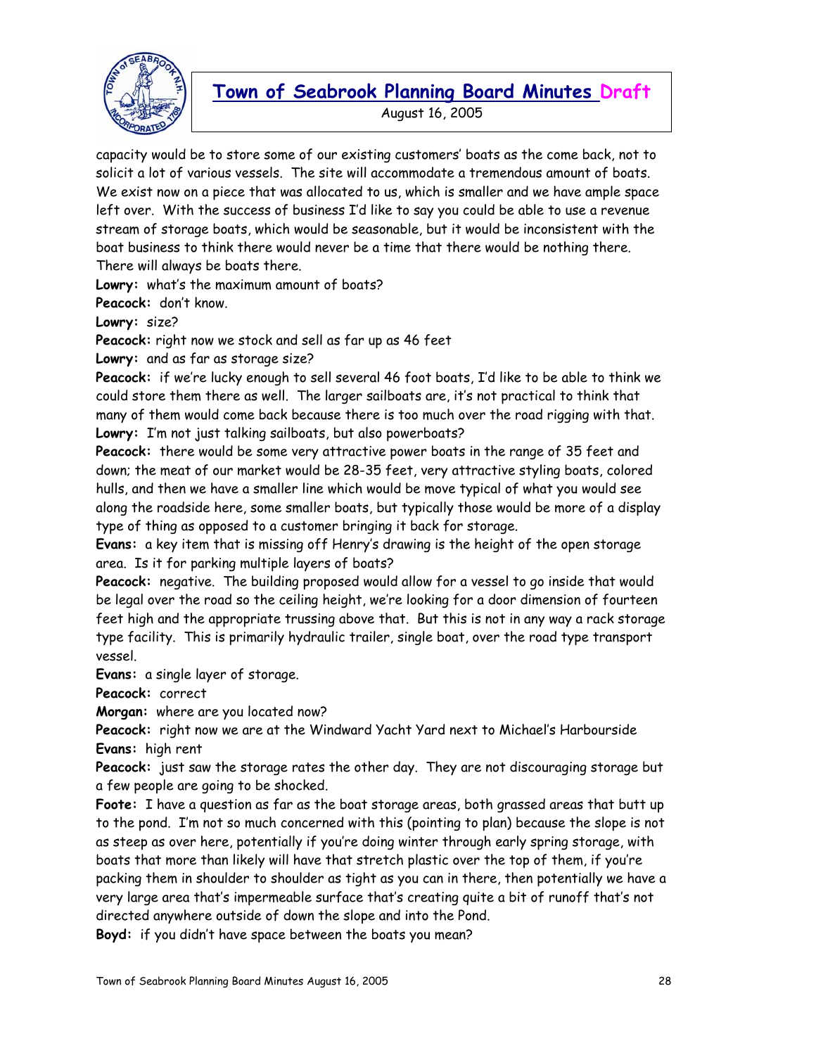capacity would be to store some of our existing customers' boats as the come back, not to solicit a lot of various vessels. The site will accommodate a tremendous amount of boats. We exist now on a piece that was allocated to us, which is smaller and we have ample space left over. With the success of business I'd like to say you could be able to use a revenue stream of storage boats, which would be seasonable, but it would be inconsistent with the boat business to think there would never be a time that there would be nothing there. There will always be boats there.

**Lowry:** what's the maximum amount of boats?

**Peacock:** don't know.

**Lowry:** size?

**Peacock:** right now we stock and sell as far up as 46 feet

**Lowry:** and as far as storage size?

**Peacock:** if we're lucky enough to sell several 46 foot boats, I'd like to be able to think we could store them there as well. The larger sailboats are, it's not practical to think that many of them would come back because there is too much over the road rigging with that.

**Lowry:** I'm not just talking sailboats, but also powerboats?

**Peacock:** there would be some very attractive power boats in the range of 35 feet and down; the meat of our market would be 28-35 feet, very attractive styling boats, colored hulls, and then we have a smaller line which would be move typical of what you would see along the roadside here, some smaller boats, but typically those would be more of a display type of thing as opposed to a customer bringing it back for storage.

**Evans:** a key item that is missing off Henry's drawing is the height of the open storage area. Is it for parking multiple layers of boats?

**Peacock:** negative. The building proposed would allow for a vessel to go inside that would be legal over the road so the ceiling height, we're looking for a door dimension of fourteen feet high and the appropriate trussing above that. But this is not in any way a rack storage type facility. This is primarily hydraulic trailer, single boat, over the road type transport vessel.

**Evans:** a single layer of storage.

**Peacock:** correct

**Morgan:** where are you located now?

**Peacock:** right now we are at the Windward Yacht Yard next to Michael's Harbourside

**Evans:** high rent

**Peacock:** just saw the storage rates the other day. They are not discouraging storage but a few people are going to be shocked.

**Foote:** I have a question as far as the boat storage areas, both grassed areas that butt up to the pond. I'm not so much concerned with this (pointing to plan) because the slope is not as steep as over here, potentially if you're doing winter through early spring storage, with boats that more than likely will have that stretch plastic over the top of them, if you're packing them in shoulder to shoulder as tight as you can in there, then potentially we have a very large area that's impermeable surface that's creating quite a bit of runoff that's not directed anywhere outside of down the slope and into the Pond.

**Boyd:** if you didn't have space between the boats you mean?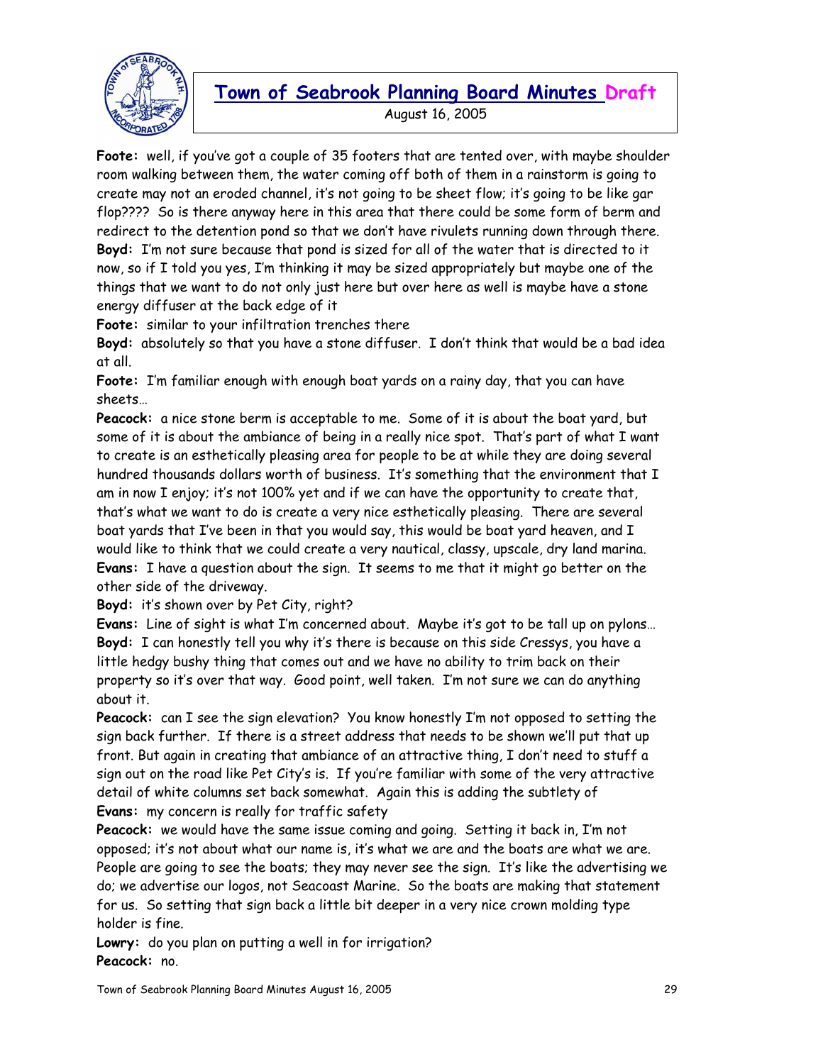**Foote:** well, if you've got a couple of 35 footers that are tented over, with maybe shoulder room walking between them, the water coming off both of them in a rainstorm is going to create may not an eroded channel, it's not going to be sheet flow; it's going to be like gar flop???? So is there anyway here in this area that there could be some form of berm and redirect to the detention pond so that we don't have rivulets running down through there.
**Boyd:** I'm not sure because that pond is sized for all of the water that is directed to it now, so if I told you yes, I'm thinking it may be sized appropriately but maybe one of the things that we want to do not only just here but over here as well is maybe have a stone energy diffuser at the back edge of it
**Foote:** similar to your infiltration trenches there
**Boyd:** absolutely so that you have a stone diffuser. I don't think that would be a bad idea at all.
**Foote:** I'm familiar enough with enough boat yards on a rainy day, that you can have sheets…
**Peacock:** a nice stone berm is acceptable to me. Some of it is about the boat yard, but some of it is about the ambiance of being in a really nice spot. That's part of what I want to create is an esthetically pleasing area for people to be at while they are doing several hundred thousands dollars worth of business. It's something that the environment that I am in now I enjoy; it's not 100% yet and if we can have the opportunity to create that, that's what we want to do is create a very nice esthetically pleasing. There are several boat yards that I've been in that you would say, this would be boat yard heaven, and I would like to think that we could create a very nautical, classy, upscale, dry land marina.
**Evans:** I have a question about the sign. It seems to me that it might go better on the other side of the driveway.
**Boyd:** it's shown over by Pet City, right?
**Evans:** Line of sight is what I'm concerned about. Maybe it's got to be tall up on pylons…
**Boyd:** I can honestly tell you why it's there is because on this side Cressys, you have a little hedgy bushy thing that comes out and we have no ability to trim back on their property so it's over that way. Good point, well taken. I'm not sure we can do anything about it.
**Peacock:** can I see the sign elevation? You know honestly I'm not opposed to setting the sign back further. If there is a street address that needs to be shown we'll put that up front. But again in creating that ambiance of an attractive thing, I don't need to stuff a sign out on the road like Pet City's is. If you're familiar with some of the very attractive detail of white columns set back somewhat. Again this is adding the subtlety of
**Evans:** my concern is really for traffic safety
**Peacock:** we would have the same issue coming and going. Setting it back in, I'm not opposed; it's not about what our name is, it's what we are and the boats are what we are. People are going to see the boats; they may never see the sign. It's like the advertising we do; we advertise our logos, not Seacoast Marine. So the boats are making that statement for us. So setting that sign back a little bit deeper in a very nice crown molding type holder is fine.
**Lowry:** do you plan on putting a well in for irrigation?
**Peacock:** no.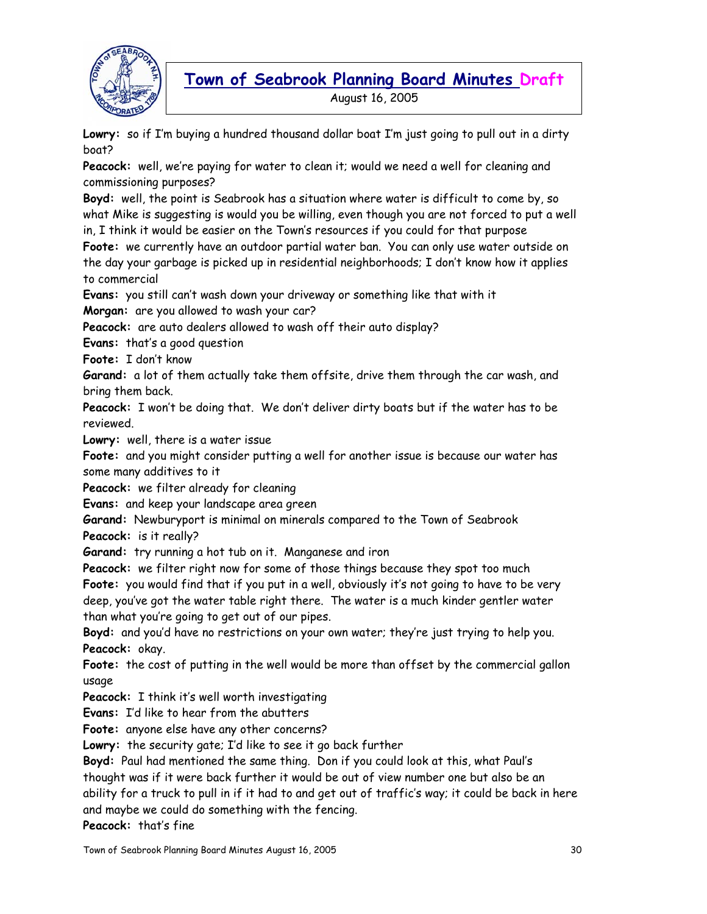**Lowry:** so if I'm buying a hundred thousand dollar boat I'm just going to pull out in a dirty boat?

**Peacock:** well, we're paying for water to clean it; would we need a well for cleaning and commissioning purposes?

**Boyd:** well, the point is Seabrook has a situation where water is difficult to come by, so what Mike is suggesting is would you be willing, even though you are not forced to put a well in, I think it would be easier on the Town's resources if you could for that purpose

**Foote:** we currently have an outdoor partial water ban. You can only use water outside on the day your garbage is picked up in residential neighborhoods; I don't know how it applies to commercial

**Evans:** you still can't wash down your driveway or something like that with it

**Morgan:** are you allowed to wash your car?

**Peacock:** are auto dealers allowed to wash off their auto display?

**Evans:** that's a good question

**Foote:** I don't know

**Garand:** a lot of them actually take them offsite, drive them through the car wash, and bring them back.

**Peacock:** I won't be doing that. We don't deliver dirty boats but if the water has to be reviewed.

**Lowry:** well, there is a water issue

**Foote:** and you might consider putting a well for another issue is because our water has some many additives to it

**Peacock:** we filter already for cleaning

**Evans:** and keep your landscape area green

**Garand:** Newburyport is minimal on minerals compared to the Town of Seabrook

**Peacock:** is it really?

**Garand:** try running a hot tub on it. Manganese and iron

**Peacock:** we filter right now for some of those things because they spot too much

**Foote:** you would find that if you put in a well, obviously it's not going to have to be very deep, you've got the water table right there. The water is a much kinder gentler water than what you're going to get out of our pipes.

**Boyd:** and you'd have no restrictions on your own water; they're just trying to help you.

**Peacock:** okay.

**Foote:** the cost of putting in the well would be more than offset by the commercial gallon usage

**Peacock:** I think it's well worth investigating

**Evans:** I'd like to hear from the abutters

**Foote:** anyone else have any other concerns?

**Lowry:** the security gate; I'd like to see it go back further

**Boyd:** Paul had mentioned the same thing. Don if you could look at this, what Paul's thought was if it were back further it would be out of view number one but also be an ability for a truck to pull in if it had to and get out of traffic's way; it could be back in here and maybe we could do something with the fencing.

**Peacock:** that's fine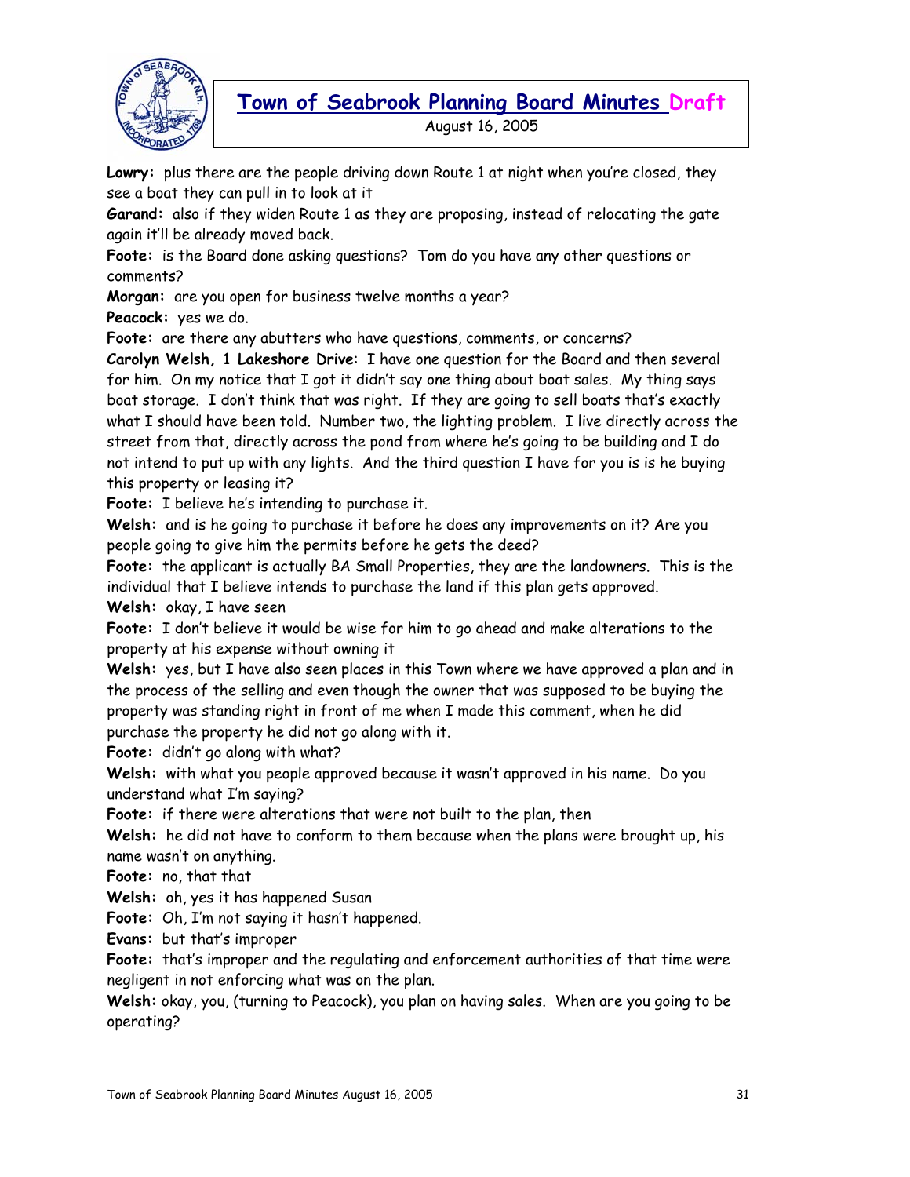**Lowry:** plus there are the people driving down Route 1 at night when you're closed, they see a boat they can pull in to look at it

**Garand:** also if they widen Route 1 as they are proposing, instead of relocating the gate again it'll be already moved back.

**Foote:** is the Board done asking questions? Tom do you have any other questions or comments?

**Morgan:** are you open for business twelve months a year?

**Peacock:** yes we do.

**Foote:** are there any abutters who have questions, comments, or concerns?

**Carolyn Welsh, 1 Lakeshore Drive**: I have one question for the Board and then several for him. On my notice that I got it didn't say one thing about boat sales. My thing says boat storage. I don't think that was right. If they are going to sell boats that's exactly what I should have been told. Number two, the lighting problem. I live directly across the street from that, directly across the pond from where he's going to be building and I do not intend to put up with any lights. And the third question I have for you is is he buying this property or leasing it?

**Foote:** I believe he's intending to purchase it.

**Welsh:** and is he going to purchase it before he does any improvements on it? Are you people going to give him the permits before he gets the deed?

**Foote:** the applicant is actually BA Small Properties, they are the landowners. This is the individual that I believe intends to purchase the land if this plan gets approved.

**Welsh:** okay, I have seen

**Foote:** I don't believe it would be wise for him to go ahead and make alterations to the property at his expense without owning it

**Welsh:** yes, but I have also seen places in this Town where we have approved a plan and in the process of the selling and even though the owner that was supposed to be buying the property was standing right in front of me when I made this comment, when he did purchase the property he did not go along with it.

**Foote:** didn't go along with what?

**Welsh:** with what you people approved because it wasn't approved in his name. Do you understand what I'm saying?

**Foote:** if there were alterations that were not built to the plan, then

**Welsh:** he did not have to conform to them because when the plans were brought up, his name wasn't on anything.

**Foote:** no, that that

**Welsh:** oh, yes it has happened Susan

**Foote:** Oh, I'm not saying it hasn't happened.

**Evans:** but that's improper

**Foote:** that's improper and the regulating and enforcement authorities of that time were negligent in not enforcing what was on the plan.

**Welsh:** okay, you, (turning to Peacock), you plan on having sales. When are you going to be operating?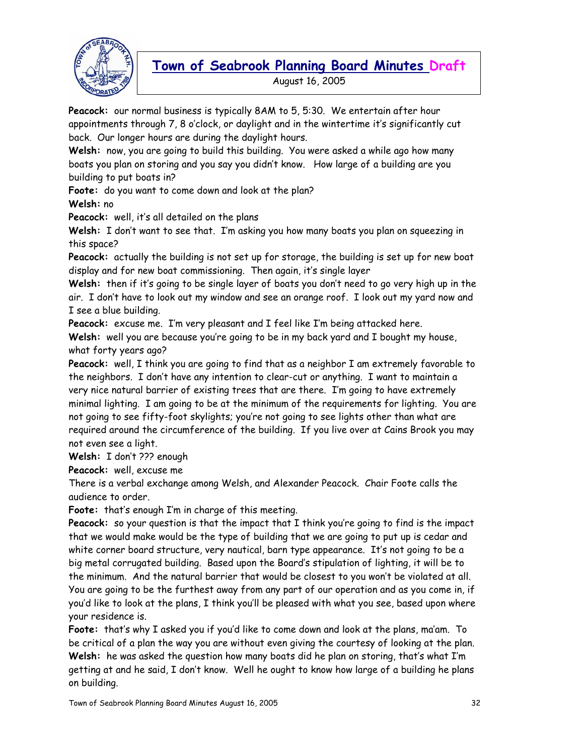**Peacock:** our normal business is typically 8AM to 5, 5:30. We entertain after hour appointments through 7, 8 o'clock, or daylight and in the wintertime it's significantly cut back. Our longer hours are during the daylight hours.

**Welsh:** now, you are going to build this building. You were asked a while ago how many boats you plan on storing and you say you didn't know. How large of a building are you building to put boats in?

**Foote:** do you want to come down and look at the plan?

**Welsh:** no

**Peacock:** well, it's all detailed on the plans

**Welsh:** I don't want to see that. I'm asking you how many boats you plan on squeezing in this space?

**Peacock:** actually the building is not set up for storage, the building is set up for new boat display and for new boat commissioning. Then again, it's single layer

**Welsh:** then if it's going to be single layer of boats you don't need to go very high up in the air. I don't have to look out my window and see an orange roof. I look out my yard now and I see a blue building.

**Peacock:** excuse me. I'm very pleasant and I feel like I'm being attacked here.

**Welsh:** well you are because you're going to be in my back yard and I bought my house, what forty years ago?

**Peacock:** well, I think you are going to find that as a neighbor I am extremely favorable to the neighbors. I don't have any intention to clear-cut or anything. I want to maintain a very nice natural barrier of existing trees that are there. I'm going to have extremely minimal lighting. I am going to be at the minimum of the requirements for lighting. You are not going to see fifty-foot skylights; you're not going to see lights other than what are required around the circumference of the building. If you live over at Cains Brook you may not even see a light.

**Welsh:** I don't ??? enough

**Peacock:** well, excuse me

There is a verbal exchange among Welsh, and Alexander Peacock. Chair Foote calls the audience to order.

**Foote:** that's enough I'm in charge of this meeting.

**Peacock:** so your question is that the impact that I think you're going to find is the impact that we would make would be the type of building that we are going to put up is cedar and white corner board structure, very nautical, barn type appearance. It's not going to be a big metal corrugated building. Based upon the Board's stipulation of lighting, it will be to the minimum. And the natural barrier that would be closest to you won't be violated at all. You are going to be the furthest away from any part of our operation and as you come in, if you'd like to look at the plans, I think you'll be pleased with what you see, based upon where your residence is.

**Foote:** that's why I asked you if you'd like to come down and look at the plans, ma'am. To be critical of a plan the way you are without even giving the courtesy of looking at the plan.

**Welsh:** he was asked the question how many boats did he plan on storing, that's what I'm getting at and he said, I don't know. Well he ought to know how large of a building he plans on building.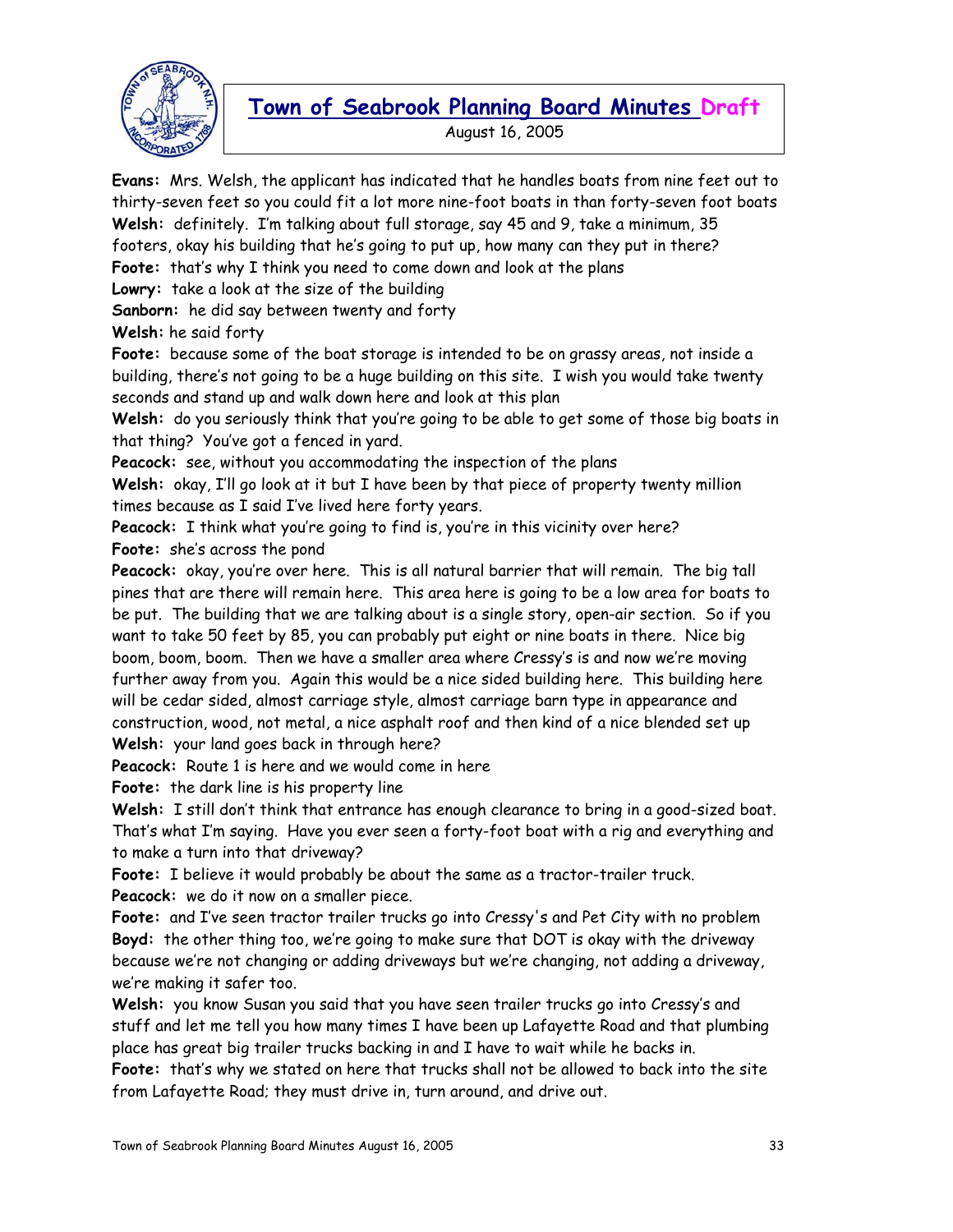**Evans:** Mrs. Welsh, the applicant has indicated that he handles boats from nine feet out to thirty-seven feet so you could fit a lot more nine-foot boats in than forty-seven foot boats

**Welsh:** definitely. I'm talking about full storage, say 45 and 9, take a minimum, 35 footers, okay his building that he's going to put up, how many can they put in there?

**Foote:** that's why I think you need to come down and look at the plans

**Lowry:** take a look at the size of the building

**Sanborn:** he did say between twenty and forty

**Welsh:** he said forty

**Foote:** because some of the boat storage is intended to be on grassy areas, not inside a building, there's not going to be a huge building on this site. I wish you would take twenty seconds and stand up and walk down here and look at this plan

**Welsh:** do you seriously think that you're going to be able to get some of those big boats in that thing? You've got a fenced in yard.

**Peacock:** see, without you accommodating the inspection of the plans

**Welsh:** okay, I'll go look at it but I have been by that piece of property twenty million times because as I said I've lived here forty years.

**Peacock:** I think what you're going to find is, you're in this vicinity over here?

**Foote:** she's across the pond

**Peacock:** okay, you're over here. This is all natural barrier that will remain. The big tall pines that are there will remain here. This area here is going to be a low area for boats to be put. The building that we are talking about is a single story, open-air section. So if you want to take 50 feet by 85, you can probably put eight or nine boats in there. Nice big boom, boom, boom. Then we have a smaller area where Cressy's is and now we're moving further away from you. Again this would be a nice sided building here. This building here will be cedar sided, almost carriage style, almost carriage barn type in appearance and construction, wood, not metal, a nice asphalt roof and then kind of a nice blended set up

**Welsh:** your land goes back in through here?

**Peacock:** Route 1 is here and we would come in here

**Foote:** the dark line is his property line

**Welsh:** I still don't think that entrance has enough clearance to bring in a good-sized boat. That's what I'm saying. Have you ever seen a forty-foot boat with a rig and everything and to make a turn into that driveway?

**Foote:** I believe it would probably be about the same as a tractor-trailer truck.

**Peacock:** we do it now on a smaller piece.

**Foote:** and I've seen tractor trailer trucks go into Cressy's and Pet City with no problem

**Boyd:** the other thing too, we're going to make sure that DOT is okay with the driveway because we're not changing or adding driveways but we're changing, not adding a driveway, we're making it safer too.

**Welsh:** you know Susan you said that you have seen trailer trucks go into Cressy's and stuff and let me tell you how many times I have been up Lafayette Road and that plumbing place has great big trailer trucks backing in and I have to wait while he backs in.

**Foote:** that's why we stated on here that trucks shall not be allowed to back into the site from Lafayette Road; they must drive in, turn around, and drive out.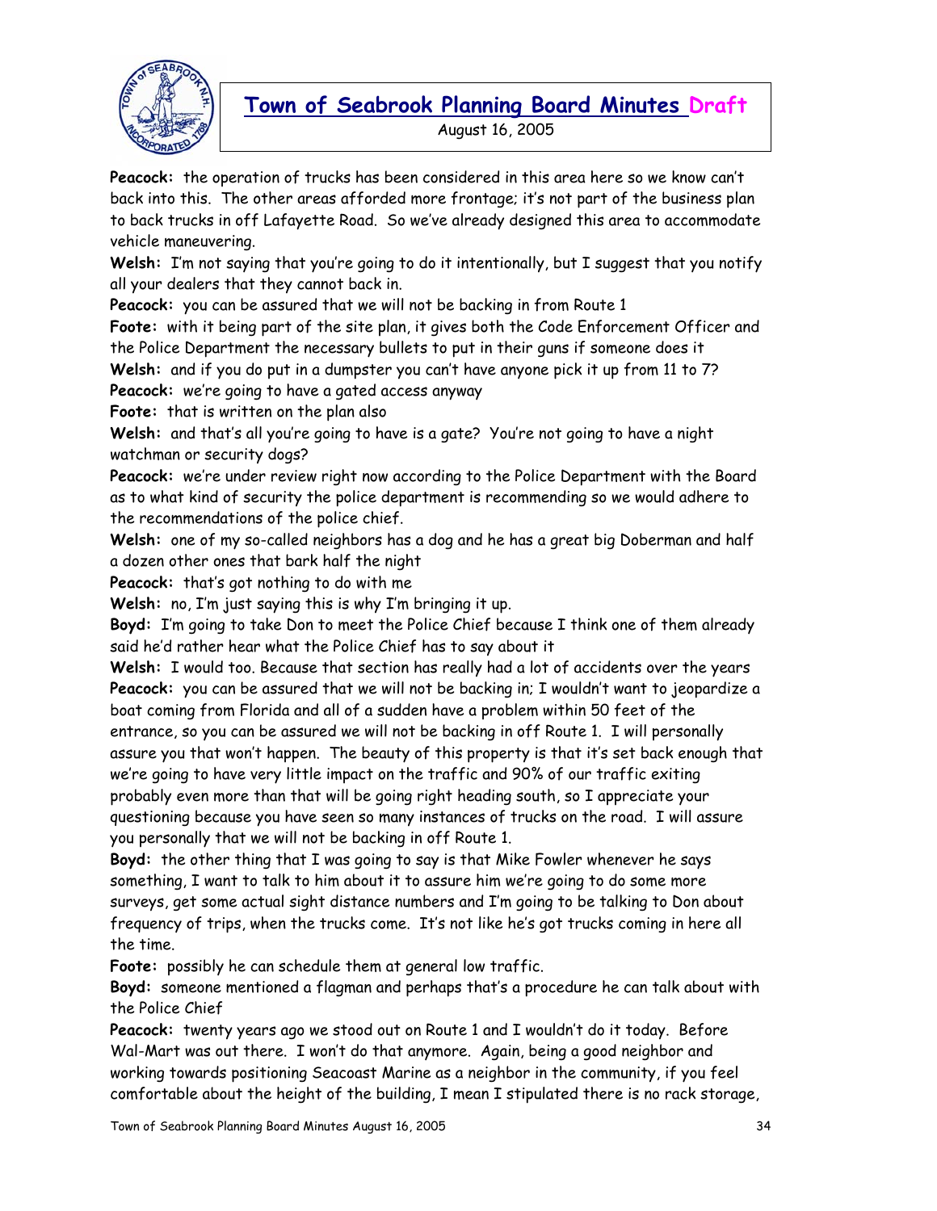**Peacock:** the operation of trucks has been considered in this area here so we know can't back into this. The other areas afforded more frontage; it's not part of the business plan to back trucks in off Lafayette Road. So we've already designed this area to accommodate vehicle maneuvering.

**Welsh:** I'm not saying that you're going to do it intentionally, but I suggest that you notify all your dealers that they cannot back in.

**Peacock:** you can be assured that we will not be backing in from Route 1

**Foote:** with it being part of the site plan, it gives both the Code Enforcement Officer and the Police Department the necessary bullets to put in their guns if someone does it

**Welsh:** and if you do put in a dumpster you can't have anyone pick it up from 11 to 7?

**Peacock:** we're going to have a gated access anyway

**Foote:** that is written on the plan also

**Welsh:** and that's all you're going to have is a gate? You're not going to have a night watchman or security dogs?

**Peacock:** we're under review right now according to the Police Department with the Board as to what kind of security the police department is recommending so we would adhere to the recommendations of the police chief.

**Welsh:** one of my so-called neighbors has a dog and he has a great big Doberman and half a dozen other ones that bark half the night

**Peacock:** that's got nothing to do with me

**Welsh:** no, I'm just saying this is why I'm bringing it up.

**Boyd:** I'm going to take Don to meet the Police Chief because I think one of them already said he'd rather hear what the Police Chief has to say about it

**Welsh:** I would too. Because that section has really had a lot of accidents over the years

**Peacock:** you can be assured that we will not be backing in; I wouldn't want to jeopardize a boat coming from Florida and all of a sudden have a problem within 50 feet of the entrance, so you can be assured we will not be backing in off Route 1. I will personally assure you that won't happen. The beauty of this property is that it's set back enough that we're going to have very little impact on the traffic and 90% of our traffic exiting probably even more than that will be going right heading south, so I appreciate your questioning because you have seen so many instances of trucks on the road. I will assure you personally that we will not be backing in off Route 1.

**Boyd:** the other thing that I was going to say is that Mike Fowler whenever he says something, I want to talk to him about it to assure him we're going to do some more surveys, get some actual sight distance numbers and I'm going to be talking to Don about frequency of trips, when the trucks come. It's not like he's got trucks coming in here all the time.

**Foote:** possibly he can schedule them at general low traffic.

**Boyd:** someone mentioned a flagman and perhaps that's a procedure he can talk about with the Police Chief

**Peacock:** twenty years ago we stood out on Route 1 and I wouldn't do it today. Before Wal-Mart was out there. I won't do that anymore. Again, being a good neighbor and working towards positioning Seacoast Marine as a neighbor in the community, if you feel comfortable about the height of the building, I mean I stipulated there is no rack storage,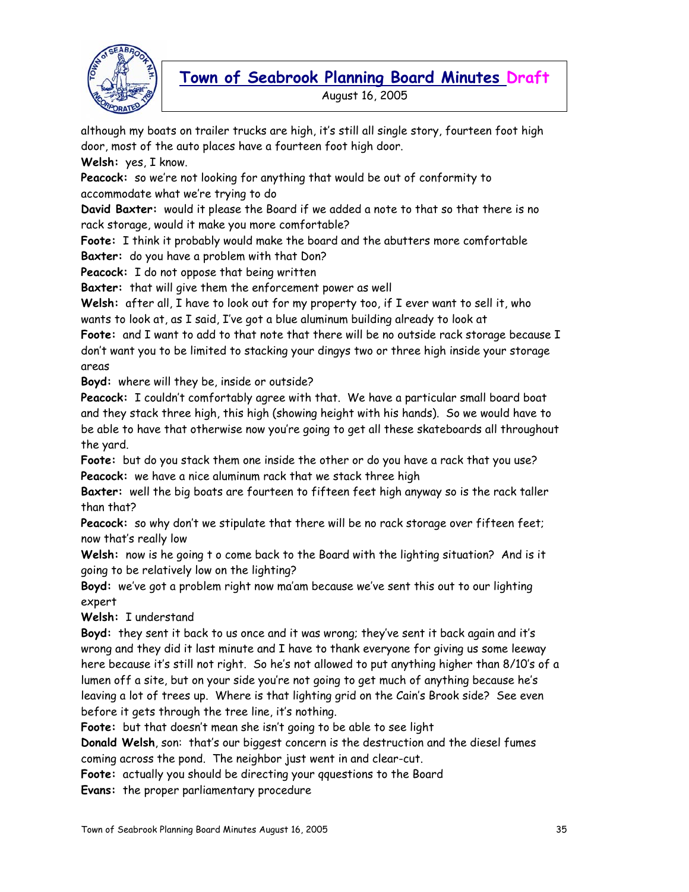although my boats on trailer trucks are high, it's still all single story, fourteen foot high door, most of the auto places have a fourteen foot high door.

**Welsh:** yes, I know.

**Peacock:** so we're not looking for anything that would be out of conformity to accommodate what we're trying to do

**David Baxter:** would it please the Board if we added a note to that so that there is no rack storage, would it make you more comfortable?

**Foote:** I think it probably would make the board and the abutters more comfortable

**Baxter:** do you have a problem with that Don?

**Peacock:** I do not oppose that being written

**Baxter:** that will give them the enforcement power as well

**Welsh:** after all, I have to look out for my property too, if I ever want to sell it, who wants to look at, as I said, I've got a blue aluminum building already to look at

**Foote:** and I want to add to that note that there will be no outside rack storage because I don't want you to be limited to stacking your dingys two or three high inside your storage areas

**Boyd:** where will they be, inside or outside?

**Peacock:** I couldn't comfortably agree with that. We have a particular small board boat and they stack three high, this high (showing height with his hands). So we would have to be able to have that otherwise now you're going to get all these skateboards all throughout the yard.

**Foote:** but do you stack them one inside the other or do you have a rack that you use?

**Peacock:** we have a nice aluminum rack that we stack three high

**Baxter:** well the big boats are fourteen to fifteen feet high anyway so is the rack taller than that?

**Peacock:** so why don't we stipulate that there will be no rack storage over fifteen feet; now that's really low

**Welsh:** now is he going t o come back to the Board with the lighting situation? And is it going to be relatively low on the lighting?

**Boyd:** we've got a problem right now ma'am because we've sent this out to our lighting expert

**Welsh:** I understand

**Boyd:** they sent it back to us once and it was wrong; they've sent it back again and it's wrong and they did it last minute and I have to thank everyone for giving us some leeway here because it's still not right. So he's not allowed to put anything higher than 8/10's of a lumen off a site, but on your side you're not going to get much of anything because he's leaving a lot of trees up. Where is that lighting grid on the Cain's Brook side? See even before it gets through the tree line, it's nothing.

**Foote:** but that doesn't mean she isn't going to be able to see light

**Donald Welsh**, son: that's our biggest concern is the destruction and the diesel fumes coming across the pond. The neighbor just went in and clear-cut.

**Foote:** actually you should be directing your qquestions to the Board

**Evans:** the proper parliamentary procedure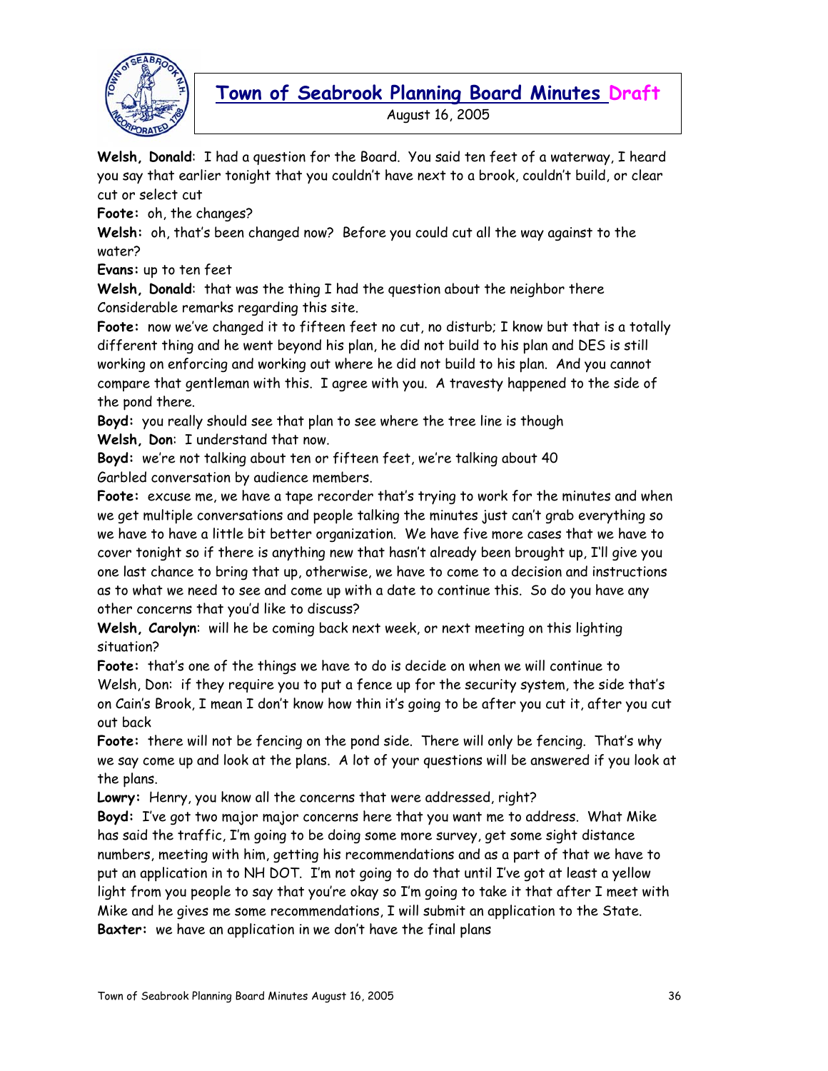**Welsh, Donald**: I had a question for the Board. You said ten feet of a waterway, I heard you say that earlier tonight that you couldn't have next to a brook, couldn't build, or clear cut or select cut

**Foote:** oh, the changes?

**Welsh:** oh, that's been changed now? Before you could cut all the way against to the water?

**Evans:** up to ten feet

**Welsh, Donald**: that was the thing I had the question about the neighbor there

Considerable remarks regarding this site.

**Foote:** now we've changed it to fifteen feet no cut, no disturb; I know but that is a totally different thing and he went beyond his plan, he did not build to his plan and DES is still working on enforcing and working out where he did not build to his plan. And you cannot compare that gentleman with this. I agree with you. A travesty happened to the side of the pond there.

**Boyd:** you really should see that plan to see where the tree line is though

**Welsh, Don**: I understand that now.

**Boyd:** we're not talking about ten or fifteen feet, we're talking about 40

Garbled conversation by audience members.

**Foote:** excuse me, we have a tape recorder that's trying to work for the minutes and when we get multiple conversations and people talking the minutes just can't grab everything so we have to have a little bit better organization. We have five more cases that we have to cover tonight so if there is anything new that hasn't already been brought up, I'll give you one last chance to bring that up, otherwise, we have to come to a decision and instructions as to what we need to see and come up with a date to continue this. So do you have any other concerns that you'd like to discuss?

**Welsh, Carolyn**: will he be coming back next week, or next meeting on this lighting situation?

**Foote:** that's one of the things we have to do is decide on when we will continue to

Welsh, Don: if they require you to put a fence up for the security system, the side that's on Cain's Brook, I mean I don't know how thin it's going to be after you cut it, after you cut out back

**Foote:** there will not be fencing on the pond side. There will only be fencing. That's why we say come up and look at the plans. A lot of your questions will be answered if you look at the plans.

**Lowry:** Henry, you know all the concerns that were addressed, right?

**Boyd:** I've got two major major concerns here that you want me to address. What Mike has said the traffic, I'm going to be doing some more survey, get some sight distance numbers, meeting with him, getting his recommendations and as a part of that we have to put an application in to NH DOT. I'm not going to do that until I've got at least a yellow light from you people to say that you're okay so I'm going to take it that after I meet with Mike and he gives me some recommendations, I will submit an application to the State.

**Baxter:** we have an application in we don't have the final plans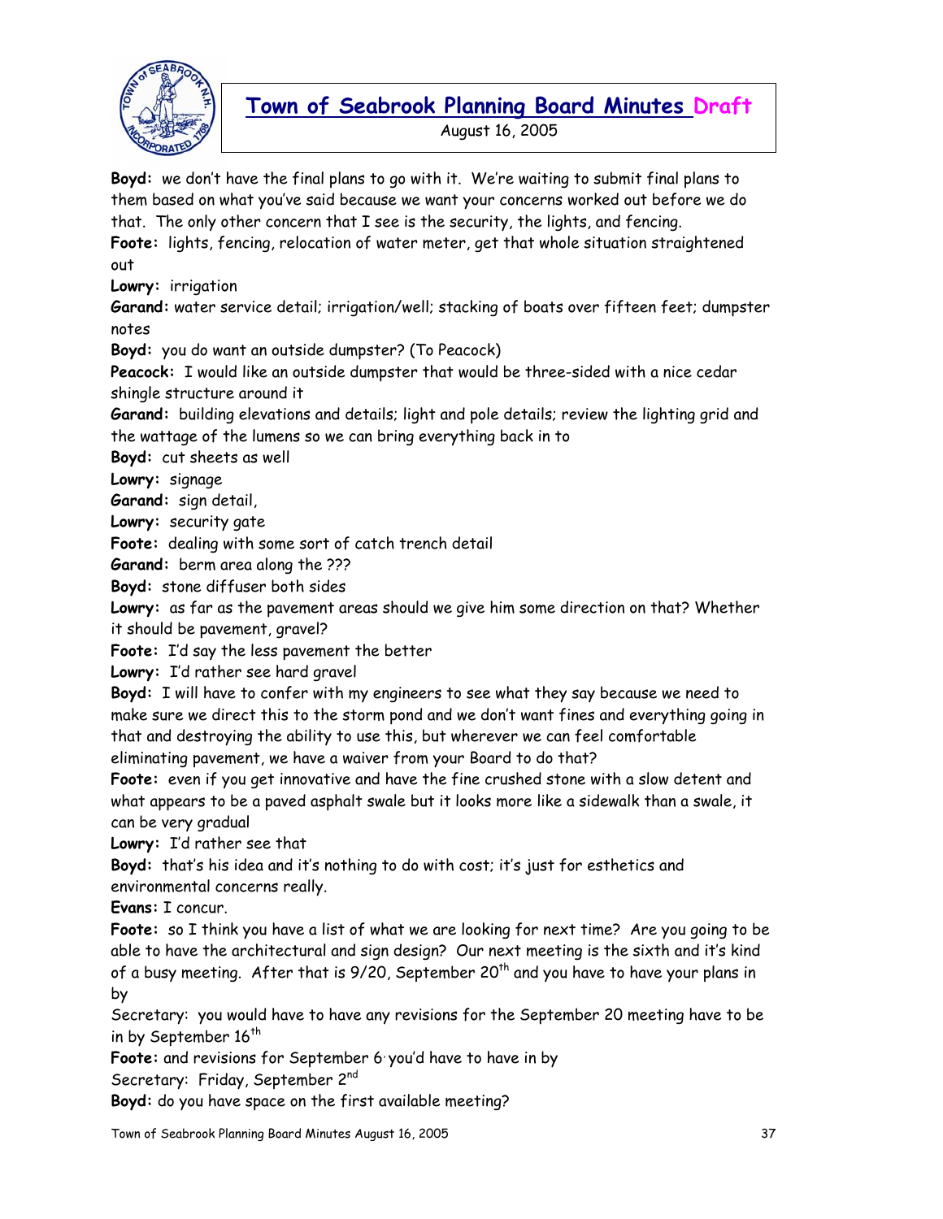**Boyd:** we don't have the final plans to go with it. We're waiting to submit final plans to them based on what you've said because we want your concerns worked out before we do that. The only other concern that I see is the security, the lights, and fencing.

**Foote:** lights, fencing, relocation of water meter, get that whole situation straightened out

**Lowry:** irrigation

**Garand:** water service detail; irrigation/well; stacking of boats over fifteen feet; dumpster notes

**Boyd:** you do want an outside dumpster? (To Peacock)

**Peacock:** I would like an outside dumpster that would be three-sided with a nice cedar shingle structure around it

**Garand:** building elevations and details; light and pole details; review the lighting grid and the wattage of the lumens so we can bring everything back in to

**Boyd:** cut sheets as well

**Lowry:** signage

**Garand:** sign detail,

**Lowry:** security gate

**Foote:** dealing with some sort of catch trench detail

**Garand:** berm area along the ???

**Boyd:** stone diffuser both sides

**Lowry:** as far as the pavement areas should we give him some direction on that? Whether it should be pavement, gravel?

**Foote:** I'd say the less pavement the better

**Lowry:** I'd rather see hard gravel

**Boyd:** I will have to confer with my engineers to see what they say because we need to make sure we direct this to the storm pond and we don't want fines and everything going in that and destroying the ability to use this, but wherever we can feel comfortable eliminating pavement, we have a waiver from your Board to do that?

**Foote:** even if you get innovative and have the fine crushed stone with a slow detent and what appears to be a paved asphalt swale but it looks more like a sidewalk than a swale, it can be very gradual

**Lowry:** I'd rather see that

**Boyd:** that's his idea and it's nothing to do with cost; it's just for esthetics and environmental concerns really.

**Evans:** I concur.

**Foote:** so I think you have a list of what we are looking for next time? Are you going to be able to have the architectural and sign design? Our next meeting is the sixth and it's kind of a busy meeting. After that is 9/20, September 20th and you have to have your plans in by

Secretary: you would have to have any revisions for the September 20 meeting have to be in by September 16th

**Foote:** and revisions for September 6 you'd have to have in by

Secretary: Friday, September 2nd

**Boyd:** do you have space on the first available meeting?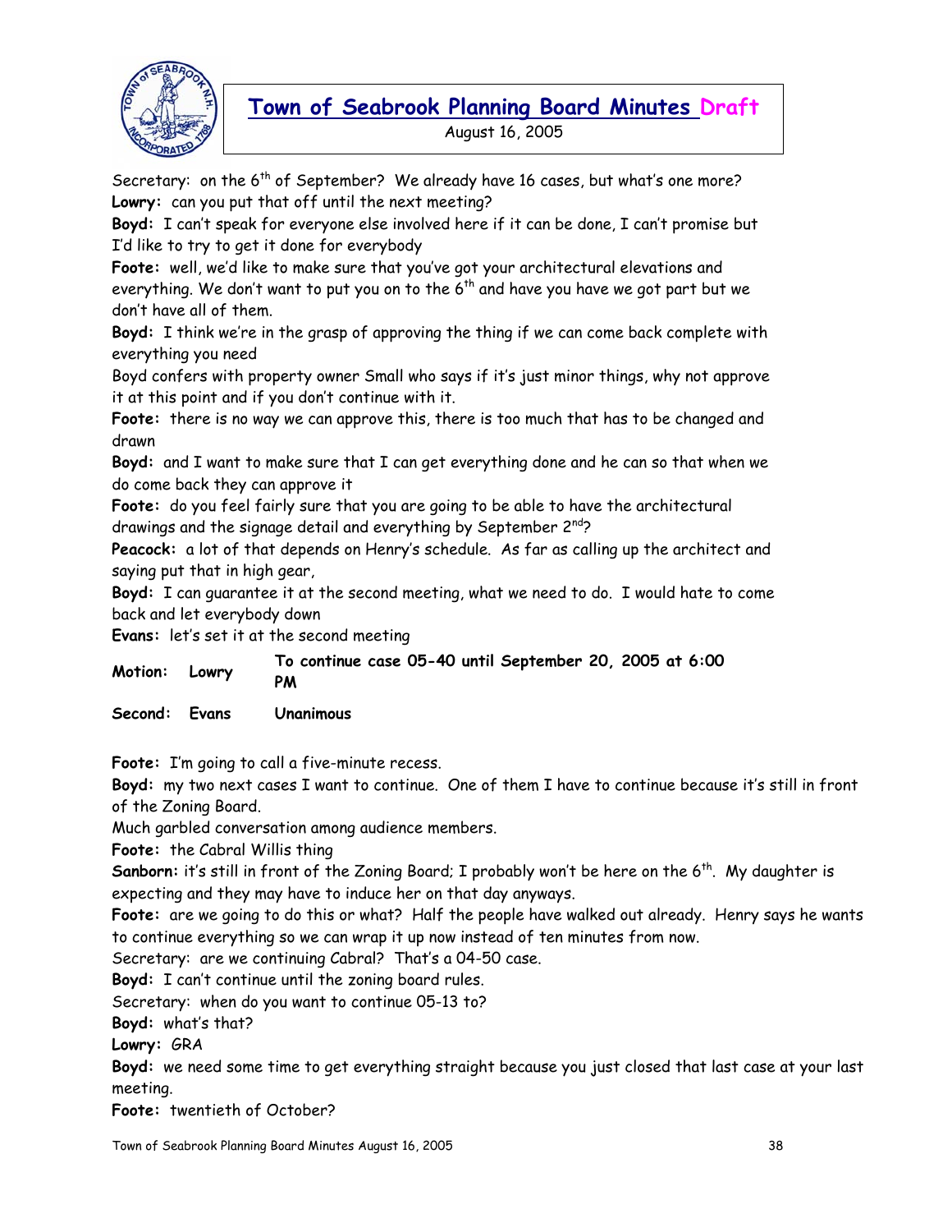Secretary: on the 6th of September? We already have 16 cases, but what's one more?
**Lowry:** can you put that off until the next meeting?
**Boyd:** I can't speak for everyone else involved here if it can be done, I can't promise but I'd like to try to get it done for everybody
**Foote:** well, we'd like to make sure that you've got your architectural elevations and everything. We don't want to put you on to the 6th and have you have we got part but we don't have all of them.
**Boyd:** I think we're in the grasp of approving the thing if we can come back complete with everything you need
Boyd confers with property owner Small who says if it's just minor things, why not approve it at this point and if you don't continue with it.
**Foote:** there is no way we can approve this, there is too much that has to be changed and drawn
**Boyd:** and I want to make sure that I can get everything done and he can so that when we do come back they can approve it
**Foote:** do you feel fairly sure that you are going to be able to have the architectural drawings and the signage detail and everything by September 2nd?
**Peacock:** a lot of that depends on Henry's schedule. As far as calling up the architect and saying put that in high gear,
**Boyd:** I can guarantee it at the second meeting, what we need to do. I would hate to come back and let everybody down
**Evans:** let's set it at the second meeting

| | | |
|---|---|---|
| **Motion:** | **Lowry** | **To continue case 05-40 until September 20, 2005 at 6:00 PM** |
| **Second:** | **Evans** | **Unanimous** |

**Foote:** I'm going to call a five-minute recess.
**Boyd:** my two next cases I want to continue. One of them I have to continue because it's still in front of the Zoning Board.
Much garbled conversation among audience members.
**Foote:** the Cabral Willis thing
**Sanborn:** it's still in front of the Zoning Board; I probably won't be here on the 6th. My daughter is expecting and they may have to induce her on that day anyways.
**Foote:** are we going to do this or what? Half the people have walked out already. Henry says he wants to continue everything so we can wrap it up now instead of ten minutes from now.
Secretary: are we continuing Cabral? That's a 04-50 case.
**Boyd:** I can't continue until the zoning board rules.
Secretary: when do you want to continue 05-13 to?
**Boyd:** what's that?
**Lowry:** GRA
**Boyd:** we need some time to get everything straight because you just closed that last case at your last meeting.
**Foote:** twentieth of October?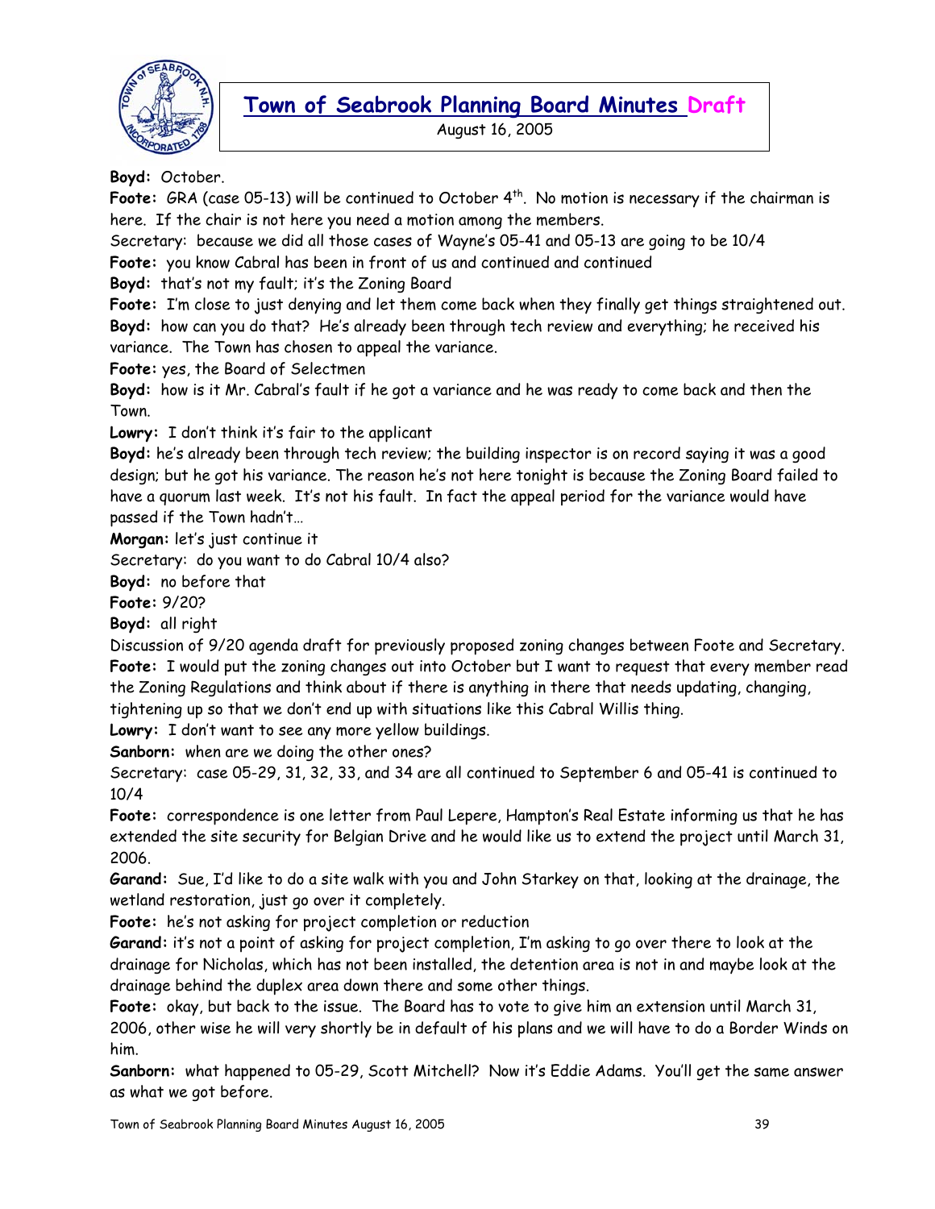**Boyd:** October.

**Foote:** GRA (case 05-13) will be continued to October 4th. No motion is necessary if the chairman is here. If the chair is not here you need a motion among the members.

Secretary: because we did all those cases of Wayne's 05-41 and 05-13 are going to be 10/4

**Foote:** you know Cabral has been in front of us and continued and continued

**Boyd:** that's not my fault; it's the Zoning Board

**Foote:** I'm close to just denying and let them come back when they finally get things straightened out.

**Boyd:** how can you do that? He's already been through tech review and everything; he received his variance. The Town has chosen to appeal the variance.

**Foote:** yes, the Board of Selectmen

**Boyd:** how is it Mr. Cabral's fault if he got a variance and he was ready to come back and then the Town.

**Lowry:** I don't think it's fair to the applicant

**Boyd:** he's already been through tech review; the building inspector is on record saying it was a good design; but he got his variance. The reason he's not here tonight is because the Zoning Board failed to have a quorum last week. It's not his fault. In fact the appeal period for the variance would have passed if the Town hadn't…

**Morgan:** let's just continue it

Secretary: do you want to do Cabral 10/4 also?

**Boyd:** no before that

**Foote:** 9/20?

**Boyd:** all right

Discussion of 9/20 agenda draft for previously proposed zoning changes between Foote and Secretary.

**Foote:** I would put the zoning changes out into October but I want to request that every member read the Zoning Regulations and think about if there is anything in there that needs updating, changing, tightening up so that we don't end up with situations like this Cabral Willis thing.

**Lowry:** I don't want to see any more yellow buildings.

**Sanborn:** when are we doing the other ones?

Secretary: case 05-29, 31, 32, 33, and 34 are all continued to September 6 and 05-41 is continued to 10/4

**Foote:** correspondence is one letter from Paul Lepere, Hampton's Real Estate informing us that he has extended the site security for Belgian Drive and he would like us to extend the project until March 31, 2006.

**Garand:** Sue, I'd like to do a site walk with you and John Starkey on that, looking at the drainage, the wetland restoration, just go over it completely.

**Foote:** he's not asking for project completion or reduction

**Garand:** it's not a point of asking for project completion, I'm asking to go over there to look at the drainage for Nicholas, which has not been installed, the detention area is not in and maybe look at the drainage behind the duplex area down there and some other things.

**Foote:** okay, but back to the issue. The Board has to vote to give him an extension until March 31, 2006, other wise he will very shortly be in default of his plans and we will have to do a Border Winds on him.

**Sanborn:** what happened to 05-29, Scott Mitchell? Now it's Eddie Adams. You'll get the same answer as what we got before.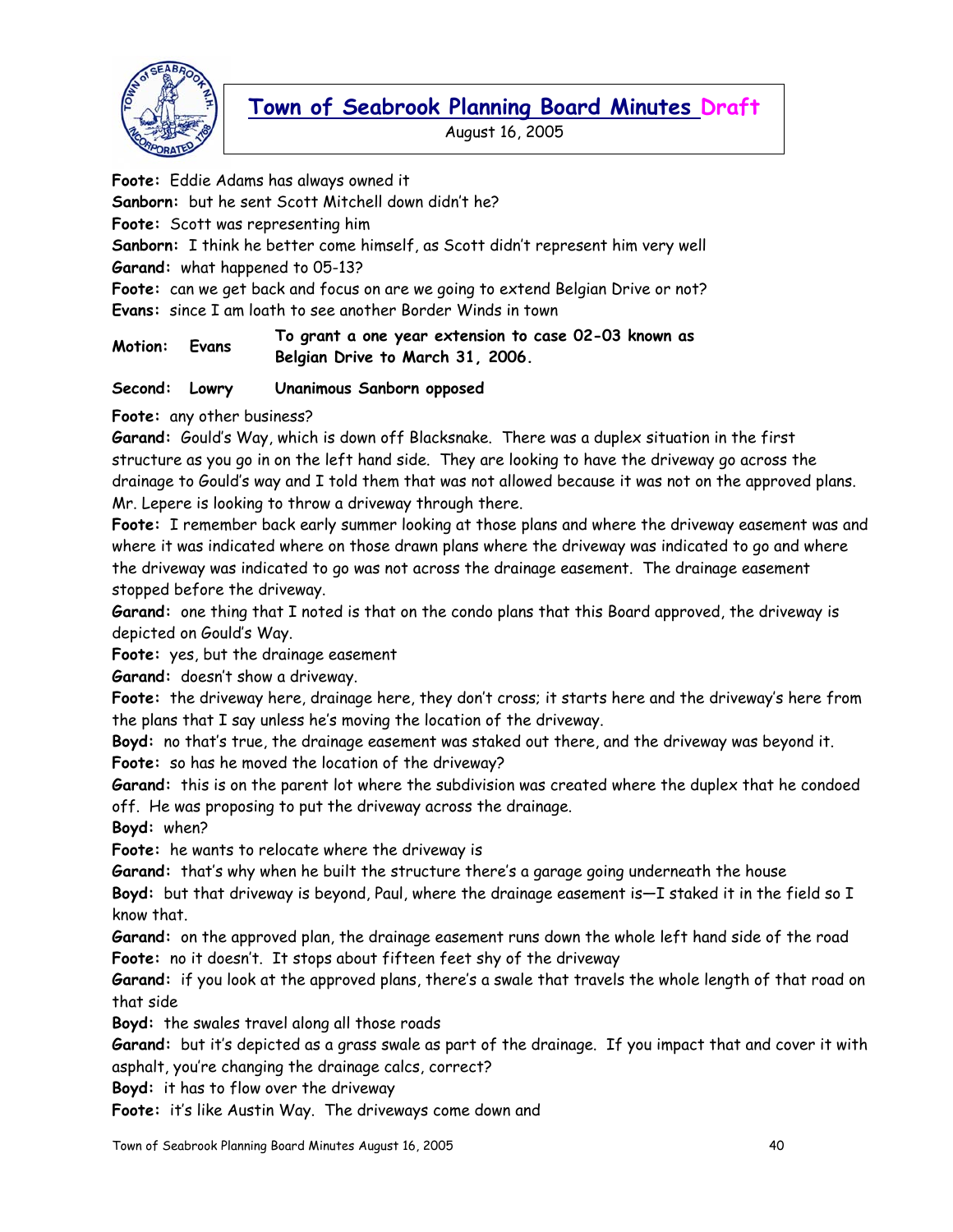**Foote:** Eddie Adams has always owned it

**Sanborn:** but he sent Scott Mitchell down didn't he?

**Foote:** Scott was representing him

**Sanborn:** I think he better come himself, as Scott didn't represent him very well

**Garand:** what happened to 05-13?

**Foote:** can we get back and focus on are we going to extend Belgian Drive or not?

**Evans:** since I am loath to see another Border Winds in town

| | | |
|---|---|---|
| **Motion:** | **Evans** | **To grant a one year extension to case 02-03 known as Belgian Drive to March 31, 2006.** |
| **Second:** | **Lowry** | **Unanimous Sanborn opposed** |

**Foote:** any other business?

**Garand:** Gould's Way, which is down off Blacksnake. There was a duplex situation in the first structure as you go in on the left hand side. They are looking to have the driveway go across the drainage to Gould's way and I told them that was not allowed because it was not on the approved plans. Mr. Lepere is looking to throw a driveway through there.

**Foote:** I remember back early summer looking at those plans and where the driveway easement was and where it was indicated where on those drawn plans where the driveway was indicated to go and where the driveway was indicated to go was not across the drainage easement. The drainage easement stopped before the driveway.

**Garand:** one thing that I noted is that on the condo plans that this Board approved, the driveway is depicted on Gould's Way.

**Foote:** yes, but the drainage easement

**Garand:** doesn't show a driveway.

**Foote:** the driveway here, drainage here, they don't cross; it starts here and the driveway's here from the plans that I say unless he's moving the location of the driveway.

**Boyd:** no that's true, the drainage easement was staked out there, and the driveway was beyond it.

**Foote:** so has he moved the location of the driveway?

**Garand:** this is on the parent lot where the subdivision was created where the duplex that he condoed off. He was proposing to put the driveway across the drainage.

**Boyd:** when?

**Foote:** he wants to relocate where the driveway is

**Garand:** that's why when he built the structure there's a garage going underneath the house

**Boyd:** but that driveway is beyond, Paul, where the drainage easement is—I staked it in the field so I know that.

**Garand:** on the approved plan, the drainage easement runs down the whole left hand side of the road

**Foote:** no it doesn't. It stops about fifteen feet shy of the driveway

**Garand:** if you look at the approved plans, there's a swale that travels the whole length of that road on that side

**Boyd:** the swales travel along all those roads

**Garand:** but it's depicted as a grass swale as part of the drainage. If you impact that and cover it with asphalt, you're changing the drainage calcs, correct?

**Boyd:** it has to flow over the driveway

**Foote:** it's like Austin Way. The driveways come down and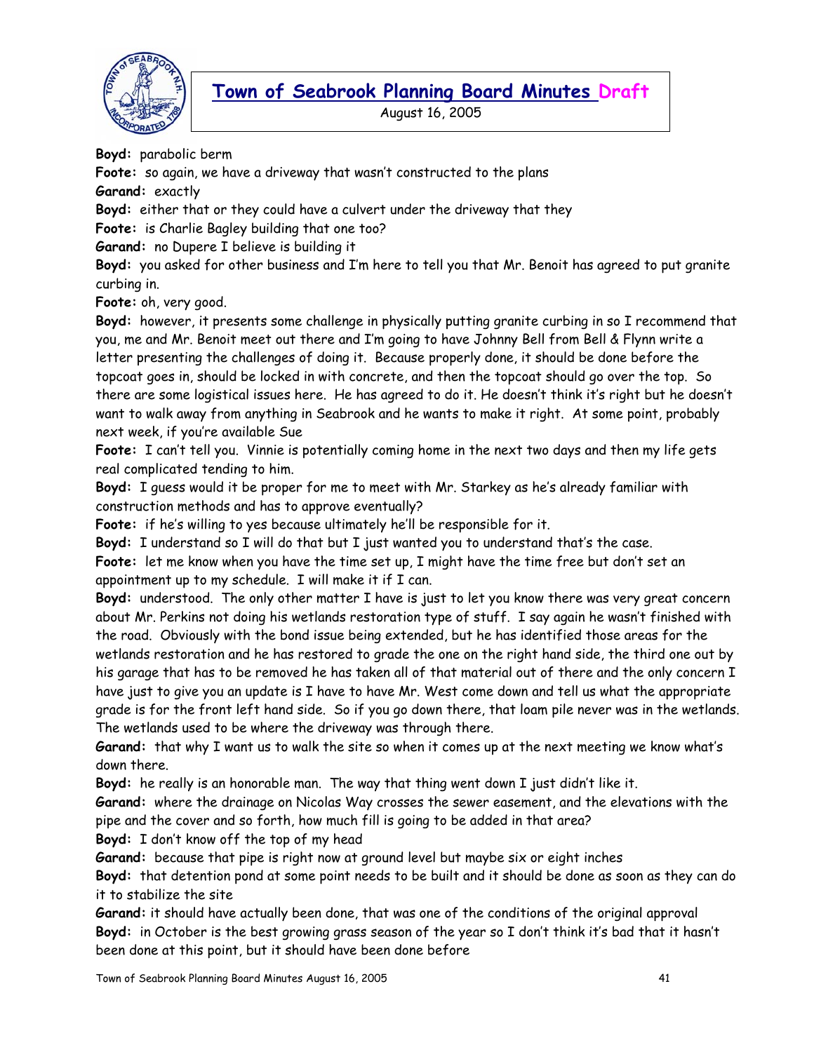**Boyd:** parabolic berm

**Foote:** so again, we have a driveway that wasn't constructed to the plans

**Garand:** exactly

**Boyd:** either that or they could have a culvert under the driveway that they

**Foote:** is Charlie Bagley building that one too?

**Garand:** no Dupere I believe is building it

**Boyd:** you asked for other business and I'm here to tell you that Mr. Benoit has agreed to put granite curbing in.

**Foote:** oh, very good.

**Boyd:** however, it presents some challenge in physically putting granite curbing in so I recommend that you, me and Mr. Benoit meet out there and I'm going to have Johnny Bell from Bell & Flynn write a letter presenting the challenges of doing it. Because properly done, it should be done before the topcoat goes in, should be locked in with concrete, and then the topcoat should go over the top. So there are some logistical issues here. He has agreed to do it. He doesn't think it's right but he doesn't want to walk away from anything in Seabrook and he wants to make it right. At some point, probably next week, if you're available Sue

**Foote:** I can't tell you. Vinnie is potentially coming home in the next two days and then my life gets real complicated tending to him.

**Boyd:** I guess would it be proper for me to meet with Mr. Starkey as he's already familiar with construction methods and has to approve eventually?

**Foote:** if he's willing to yes because ultimately he'll be responsible for it.

**Boyd:** I understand so I will do that but I just wanted you to understand that's the case.

**Foote:** let me know when you have the time set up, I might have the time free but don't set an appointment up to my schedule. I will make it if I can.

**Boyd:** understood. The only other matter I have is just to let you know there was very great concern about Mr. Perkins not doing his wetlands restoration type of stuff. I say again he wasn't finished with the road. Obviously with the bond issue being extended, but he has identified those areas for the wetlands restoration and he has restored to grade the one on the right hand side, the third one out by his garage that has to be removed he has taken all of that material out of there and the only concern I have just to give you an update is I have to have Mr. West come down and tell us what the appropriate grade is for the front left hand side. So if you go down there, that loam pile never was in the wetlands. The wetlands used to be where the driveway was through there.

**Garand:** that why I want us to walk the site so when it comes up at the next meeting we know what's down there.

**Boyd:** he really is an honorable man. The way that thing went down I just didn't like it.

**Garand:** where the drainage on Nicolas Way crosses the sewer easement, and the elevations with the pipe and the cover and so forth, how much fill is going to be added in that area?

**Boyd:** I don't know off the top of my head

**Garand:** because that pipe is right now at ground level but maybe six or eight inches

**Boyd:** that detention pond at some point needs to be built and it should be done as soon as they can do it to stabilize the site

**Garand:** it should have actually been done, that was one of the conditions of the original approval

**Boyd:** in October is the best growing grass season of the year so I don't think it's bad that it hasn't been done at this point, but it should have been done before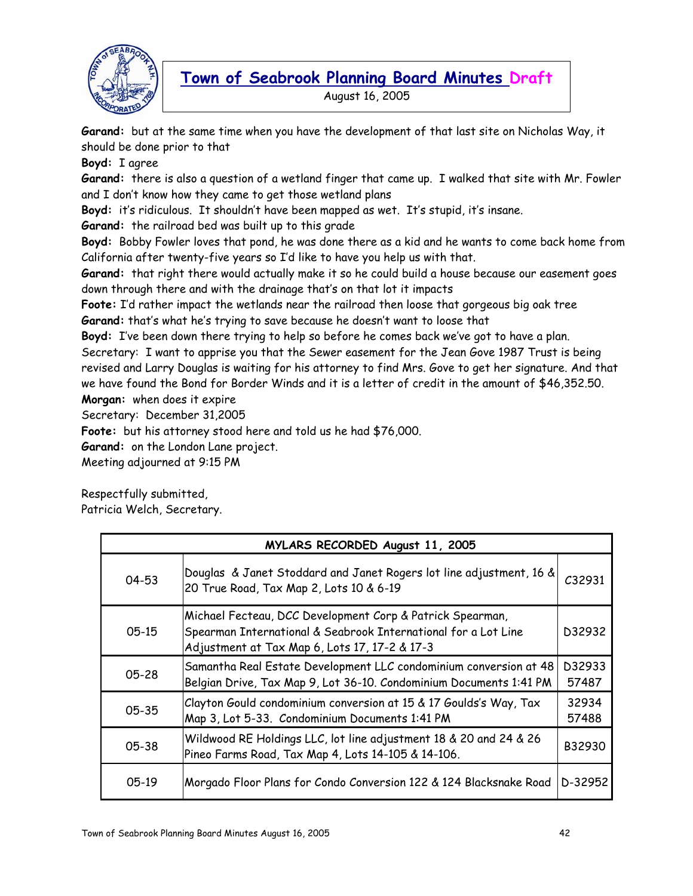# Town of Seabrook Planning Board Minutes Draft

August 16, 2005

**Garand:** but at the same time when you have the development of that last site on Nicholas Way, it should be done prior to that

**Boyd:** I agree

**Garand:** there is also a question of a wetland finger that came up. I walked that site with Mr. Fowler and I don't know how they came to get those wetland plans

**Boyd:** it's ridiculous. It shouldn't have been mapped as wet. It's stupid, it's insane.

**Garand:** the railroad bed was built up to this grade

**Boyd:** Bobby Fowler loves that pond, he was done there as a kid and he wants to come back home from California after twenty-five years so I'd like to have you help us with that.

**Garand:** that right there would actually make it so he could build a house because our easement goes down through there and with the drainage that's on that lot it impacts

**Foote:** I'd rather impact the wetlands near the railroad then loose that gorgeous big oak tree

**Garand:** that's what he's trying to save because he doesn't want to loose that

**Boyd:** I've been down there trying to help so before he comes back we've got to have a plan.

Secretary: I want to apprise you that the Sewer easement for the Jean Gove 1987 Trust is being revised and Larry Douglas is waiting for his attorney to find Mrs. Gove to get her signature. And that we have found the Bond for Border Winds and it is a letter of credit in the amount of $46,352.50.

**Morgan:** when does it expire

Secretary: December 31,2005

**Foote:** but his attorney stood here and told us he had $76,000.

**Garand:** on the London Lane project.

Meeting adjourned at 9:15 PM

Respectfully submitted,
Patricia Welch, Secretary.

| MYLARS RECORDED August 11, 2005 | | |
|---|---|---|
| 04-53 | Douglas & Janet Stoddard and Janet Rogers lot line adjustment, 16 & 20 True Road, Tax Map 2, Lots 10 & 6-19 | C32931 |
| 05-15 | Michael Fecteau, DCC Development Corp & Patrick Spearman, Spearman International & Seabrook International for a Lot Line Adjustment at Tax Map 6, Lots 17, 17-2 & 17-3 | D32932 |
| 05-28 | Samantha Real Estate Development LLC condominium conversion at 48 Belgian Drive, Tax Map 9, Lot 36-10. Condominium Documents 1:41 PM | D32933 57487 |
| 05-35 | Clayton Gould condominium conversion at 15 & 17 Goulds's Way, Tax Map 3, Lot 5-33. Condominium Documents 1:41 PM | 32934 57488 |
| 05-38 | Wildwood RE Holdings LLC, lot line adjustment 18 & 20 and 24 & 26 Pineo Farms Road, Tax Map 4, Lots 14-105 & 14-106. | B32930 |
| 05-19 | Morgado Floor Plans for Condo Conversion 122 & 124 Blacksnake Road | D-32952 |